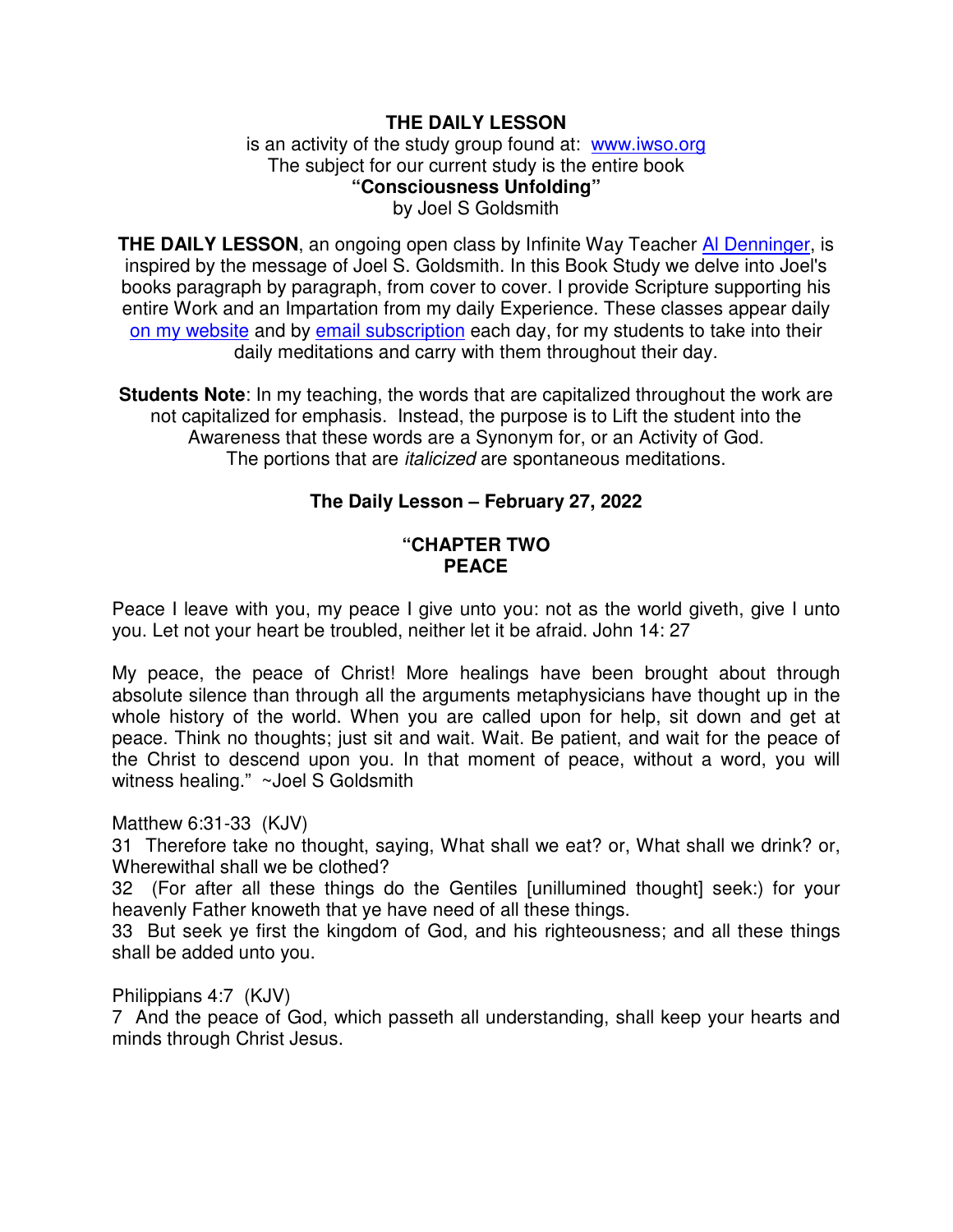**THE DAILY LESSON**

is an activity of the study group found at: [www.iwso.org](www.iwso.org)
The subject for our current study is the entire book
**"Consciousness Unfolding"**
by Joel S Goldsmith

**THE DAILY LESSON**, an ongoing open class by Infinite Way Teacher Al Denninger, is inspired by the message of Joel S. Goldsmith. In this Book Study we delve into Joel's books paragraph by paragraph, from cover to cover. I provide Scripture supporting his entire Work and an Impartation from my daily Experience. These classes appear daily on my website and by email subscription each day, for my students to take into their daily meditations and carry with them throughout their day.

**Students Note**: In my teaching, the words that are capitalized throughout the work are not capitalized for emphasis. Instead, the purpose is to Lift the student into the Awareness that these words are a Synonym for, or an Activity of God.
The portions that are *italicized* are spontaneous meditations.

**The Daily Lesson – February 27, 2022**

**"CHAPTER TWO**
**PEACE**

Peace I leave with you, my peace I give unto you: not as the world giveth, give I unto you. Let not your heart be troubled, neither let it be afraid. John 14: 27

My peace, the peace of Christ! More healings have been brought about through absolute silence than through all the arguments metaphysicians have thought up in the whole history of the world. When you are called upon for help, sit down and get at peace. Think no thoughts; just sit and wait. Wait. Be patient, and wait for the peace of the Christ to descend upon you. In that moment of peace, without a word, you will witness healing." ~Joel S Goldsmith

Matthew 6:31-33 (KJV)
31 Therefore take no thought, saying, What shall we eat? or, What shall we drink? or, Wherewithal shall we be clothed?
32 (For after all these things do the Gentiles [unillumined thought] seek:) for your heavenly Father knoweth that ye have need of all these things.
33 But seek ye first the kingdom of God, and his righteousness; and all these things shall be added unto you.

Philippians 4:7 (KJV)
7 And the peace of God, which passeth all understanding, shall keep your hearts and minds through Christ Jesus.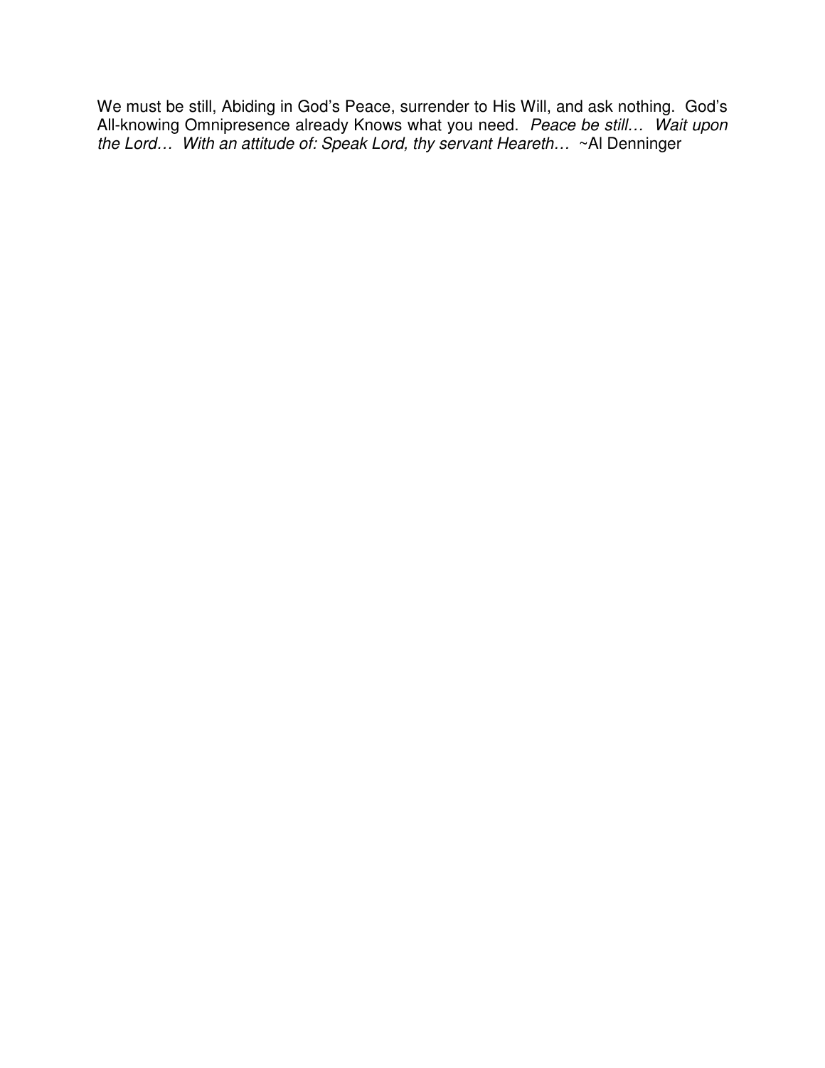We must be still, Abiding in God's Peace, surrender to His Will, and ask nothing. God's All-knowing Omnipresence already Knows what you need. *Peace be still… Wait upon the Lord… With an attitude of: Speak Lord, thy servant Heareth…* ~Al Denninger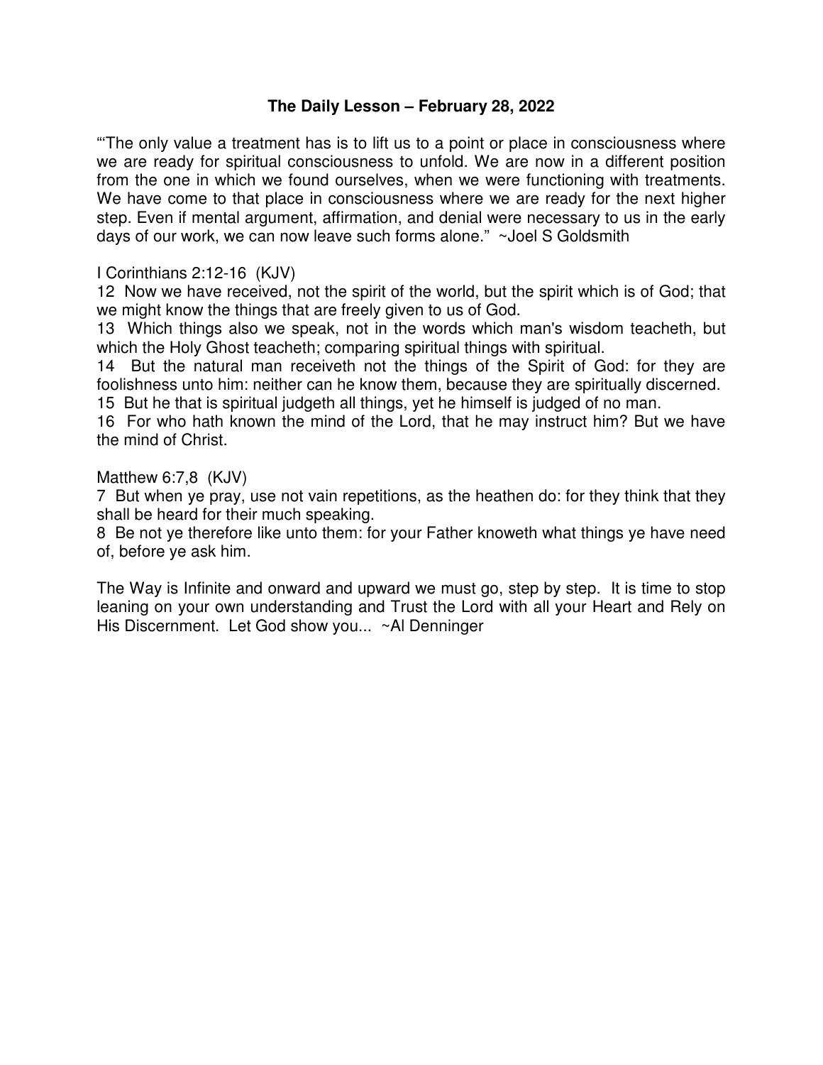**The Daily Lesson – February 28, 2022**

"'The only value a treatment has is to lift us to a point or place in consciousness where we are ready for spiritual consciousness to unfold. We are now in a different position from the one in which we found ourselves, when we were functioning with treatments. We have come to that place in consciousness where we are ready for the next higher step. Even if mental argument, affirmation, and denial were necessary to us in the early days of our work, we can now leave such forms alone." ~Joel S Goldsmith

I Corinthians 2:12-16 (KJV)
12 Now we have received, not the spirit of the world, but the spirit which is of God; that we might know the things that are freely given to us of God.
13 Which things also we speak, not in the words which man's wisdom teacheth, but which the Holy Ghost teacheth; comparing spiritual things with spiritual.
14 But the natural man receiveth not the things of the Spirit of God: for they are foolishness unto him: neither can he know them, because they are spiritually discerned.
15 But he that is spiritual judgeth all things, yet he himself is judged of no man.
16 For who hath known the mind of the Lord, that he may instruct him? But we have the mind of Christ.

Matthew 6:7,8 (KJV)
7 But when ye pray, use not vain repetitions, as the heathen do: for they think that they shall be heard for their much speaking.
8 Be not ye therefore like unto them: for your Father knoweth what things ye have need of, before ye ask him.

The Way is Infinite and onward and upward we must go, step by step. It is time to stop leaning on your own understanding and Trust the Lord with all your Heart and Rely on His Discernment. Let God show you... ~Al Denninger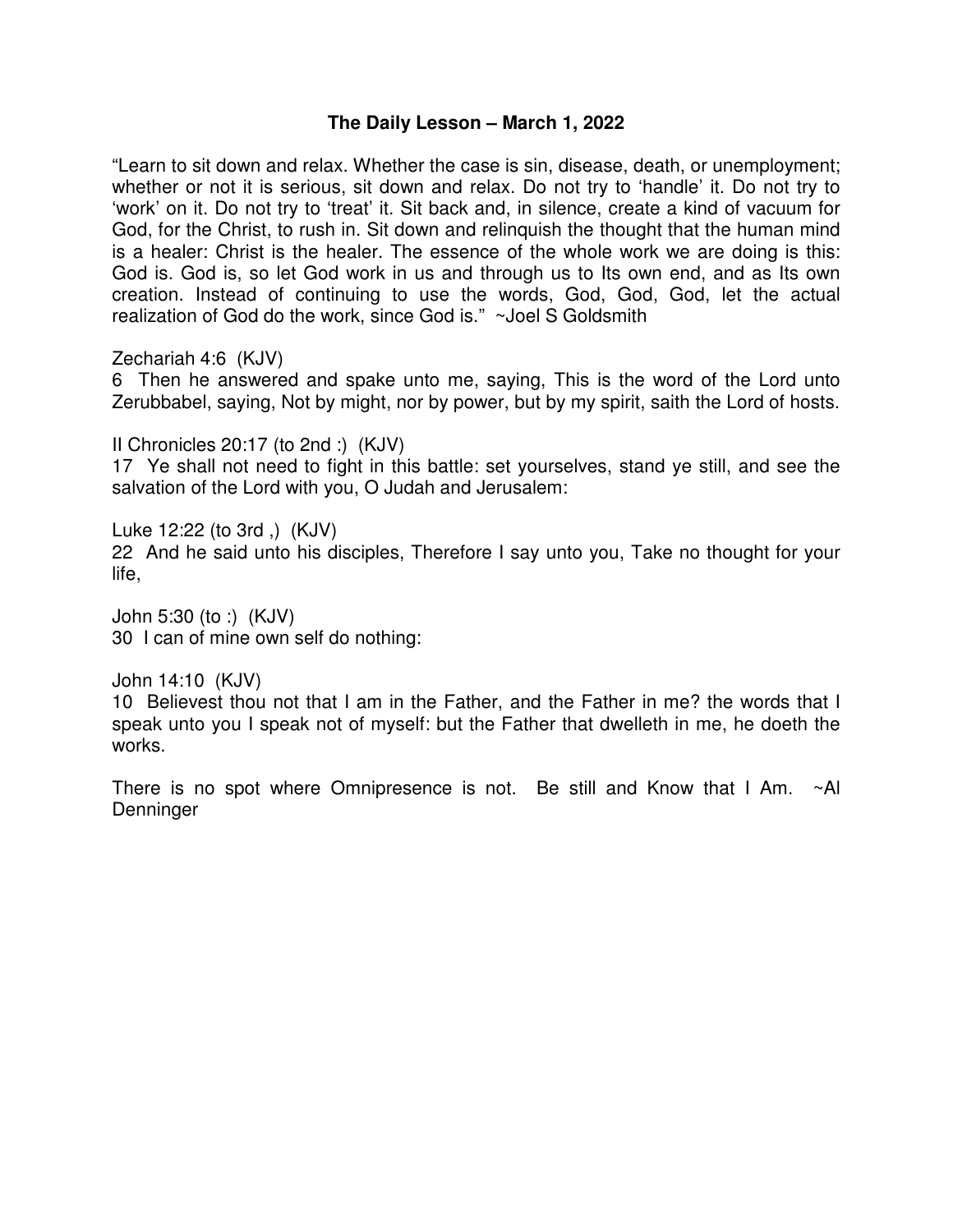**The Daily Lesson – March 1, 2022**

"Learn to sit down and relax. Whether the case is sin, disease, death, or unemployment; whether or not it is serious, sit down and relax. Do not try to 'handle' it. Do not try to 'work' on it. Do not try to 'treat' it. Sit back and, in silence, create a kind of vacuum for God, for the Christ, to rush in. Sit down and relinquish the thought that the human mind is a healer: Christ is the healer. The essence of the whole work we are doing is this: God is. God is, so let God work in us and through us to Its own end, and as Its own creation. Instead of continuing to use the words, God, God, God, let the actual realization of God do the work, since God is." ~Joel S Goldsmith

Zechariah 4:6 (KJV)
6 Then he answered and spake unto me, saying, This is the word of the Lord unto Zerubbabel, saying, Not by might, nor by power, but by my spirit, saith the Lord of hosts.

II Chronicles 20:17 (to 2nd :) (KJV)
17 Ye shall not need to fight in this battle: set yourselves, stand ye still, and see the salvation of the Lord with you, O Judah and Jerusalem:

Luke 12:22 (to 3rd ,) (KJV)
22 And he said unto his disciples, Therefore I say unto you, Take no thought for your life,

John 5:30 (to :) (KJV)
30 I can of mine own self do nothing:

John 14:10 (KJV)
10 Believest thou not that I am in the Father, and the Father in me? the words that I speak unto you I speak not of myself: but the Father that dwelleth in me, he doeth the works.

There is no spot where Omnipresence is not. Be still and Know that I Am. ~Al Denninger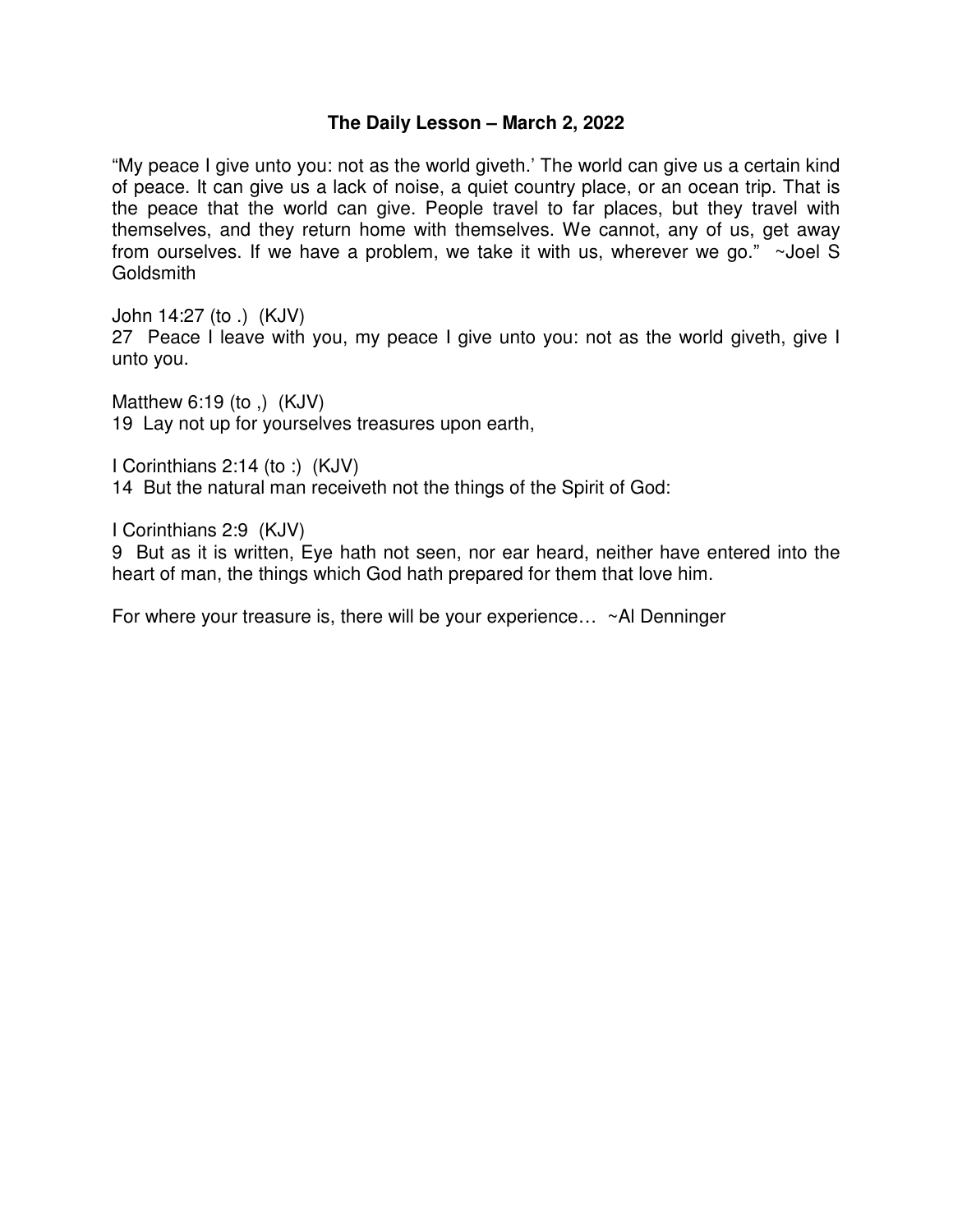**The Daily Lesson – March 2, 2022**

"My peace I give unto you: not as the world giveth.' The world can give us a certain kind of peace. It can give us a lack of noise, a quiet country place, or an ocean trip. That is the peace that the world can give. People travel to far places, but they travel with themselves, and they return home with themselves. We cannot, any of us, get away from ourselves. If we have a problem, we take it with us, wherever we go." ~Joel S Goldsmith

John 14:27 (to .) (KJV)
27 Peace I leave with you, my peace I give unto you: not as the world giveth, give I unto you.

Matthew 6:19 (to ,) (KJV)
19 Lay not up for yourselves treasures upon earth,

I Corinthians 2:14 (to :) (KJV)
14 But the natural man receiveth not the things of the Spirit of God:

I Corinthians 2:9 (KJV)
9 But as it is written, Eye hath not seen, nor ear heard, neither have entered into the heart of man, the things which God hath prepared for them that love him.

For where your treasure is, there will be your experience… ~Al Denninger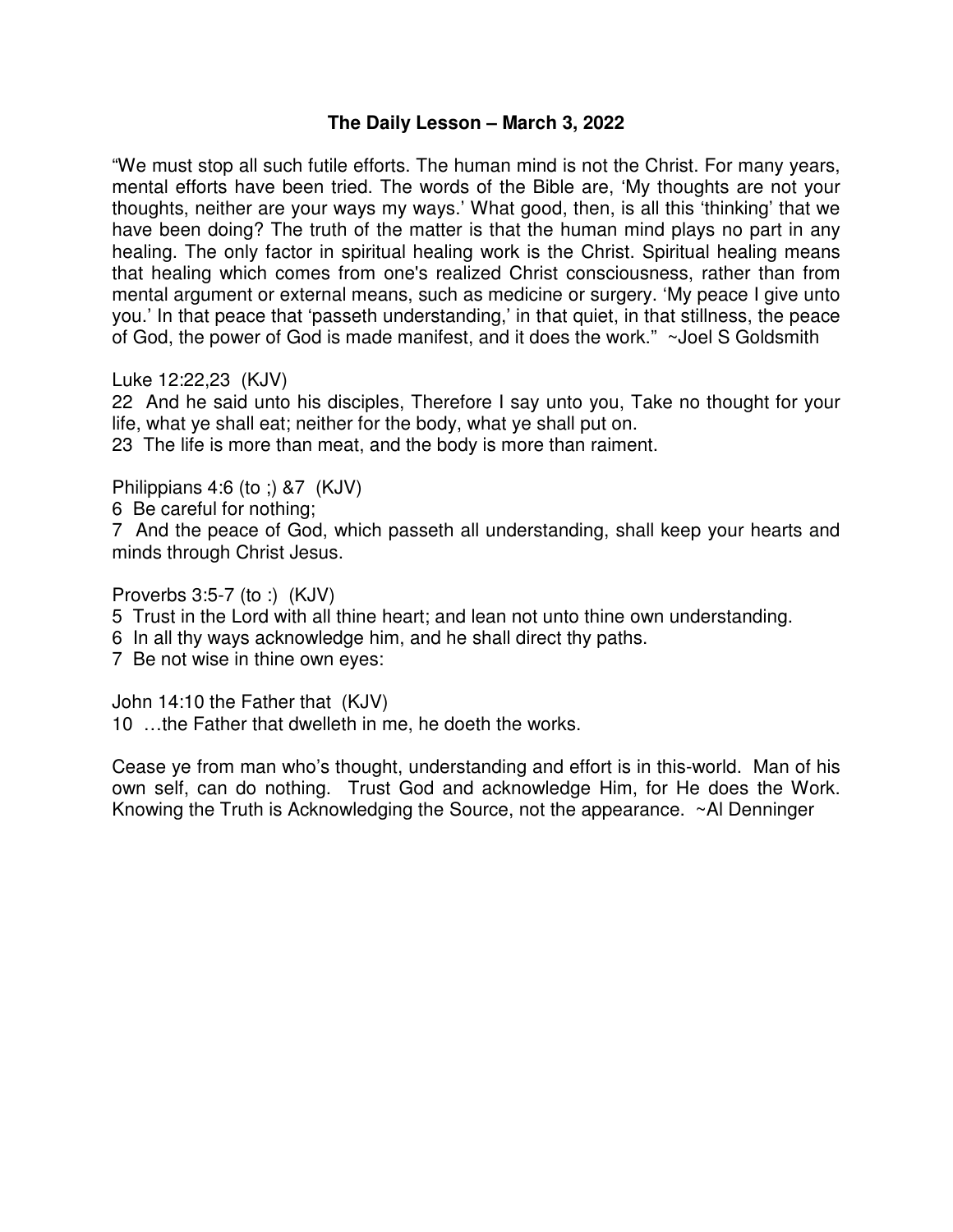**The Daily Lesson – March 3, 2022**

"We must stop all such futile efforts. The human mind is not the Christ. For many years, mental efforts have been tried. The words of the Bible are, 'My thoughts are not your thoughts, neither are your ways my ways.' What good, then, is all this 'thinking' that we have been doing? The truth of the matter is that the human mind plays no part in any healing. The only factor in spiritual healing work is the Christ. Spiritual healing means that healing which comes from one's realized Christ consciousness, rather than from mental argument or external means, such as medicine or surgery. 'My peace I give unto you.' In that peace that 'passeth understanding,' in that quiet, in that stillness, the peace of God, the power of God is made manifest, and it does the work." ~Joel S Goldsmith

Luke 12:22,23 (KJV)
22 And he said unto his disciples, Therefore I say unto you, Take no thought for your life, what ye shall eat; neither for the body, what ye shall put on.
23 The life is more than meat, and the body is more than raiment.

Philippians 4:6 (to ;) &7 (KJV)
6 Be careful for nothing;
7 And the peace of God, which passeth all understanding, shall keep your hearts and minds through Christ Jesus.

Proverbs 3:5-7 (to :) (KJV)
5 Trust in the Lord with all thine heart; and lean not unto thine own understanding.
6 In all thy ways acknowledge him, and he shall direct thy paths.
7 Be not wise in thine own eyes:

John 14:10 the Father that (KJV)
10 …the Father that dwelleth in me, he doeth the works.

Cease ye from man who's thought, understanding and effort is in this-world. Man of his own self, can do nothing. Trust God and acknowledge Him, for He does the Work. Knowing the Truth is Acknowledging the Source, not the appearance. ~Al Denninger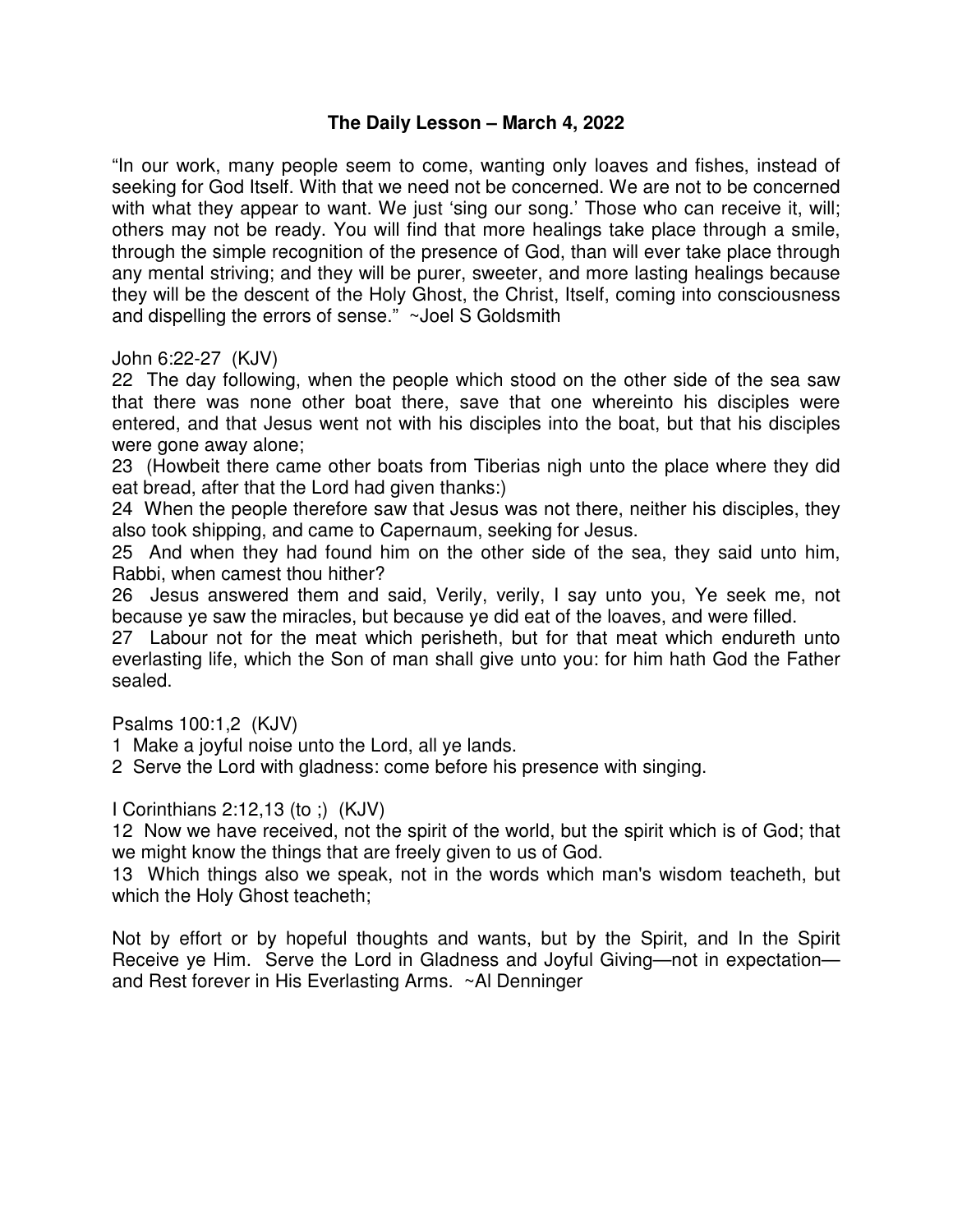**The Daily Lesson – March 4, 2022**

"In our work, many people seem to come, wanting only loaves and fishes, instead of seeking for God Itself. With that we need not be concerned. We are not to be concerned with what they appear to want. We just 'sing our song.' Those who can receive it, will; others may not be ready. You will find that more healings take place through a smile, through the simple recognition of the presence of God, than will ever take place through any mental striving; and they will be purer, sweeter, and more lasting healings because they will be the descent of the Holy Ghost, the Christ, Itself, coming into consciousness and dispelling the errors of sense." ~Joel S Goldsmith

John 6:22-27 (KJV)

22 The day following, when the people which stood on the other side of the sea saw that there was none other boat there, save that one whereinto his disciples were entered, and that Jesus went not with his disciples into the boat, but that his disciples were gone away alone;

23 (Howbeit there came other boats from Tiberias nigh unto the place where they did eat bread, after that the Lord had given thanks:)

24 When the people therefore saw that Jesus was not there, neither his disciples, they also took shipping, and came to Capernaum, seeking for Jesus.

25 And when they had found him on the other side of the sea, they said unto him, Rabbi, when camest thou hither?

26 Jesus answered them and said, Verily, verily, I say unto you, Ye seek me, not because ye saw the miracles, but because ye did eat of the loaves, and were filled.

27 Labour not for the meat which perisheth, but for that meat which endureth unto everlasting life, which the Son of man shall give unto you: for him hath God the Father sealed.

Psalms 100:1,2 (KJV)

1 Make a joyful noise unto the Lord, all ye lands.

2 Serve the Lord with gladness: come before his presence with singing.

I Corinthians 2:12,13 (to ;) (KJV)

12 Now we have received, not the spirit of the world, but the spirit which is of God; that we might know the things that are freely given to us of God.

13 Which things also we speak, not in the words which man's wisdom teacheth, but which the Holy Ghost teacheth;

Not by effort or by hopeful thoughts and wants, but by the Spirit, and In the Spirit Receive ye Him. Serve the Lord in Gladness and Joyful Giving—not in expectation—and Rest forever in His Everlasting Arms. ~Al Denninger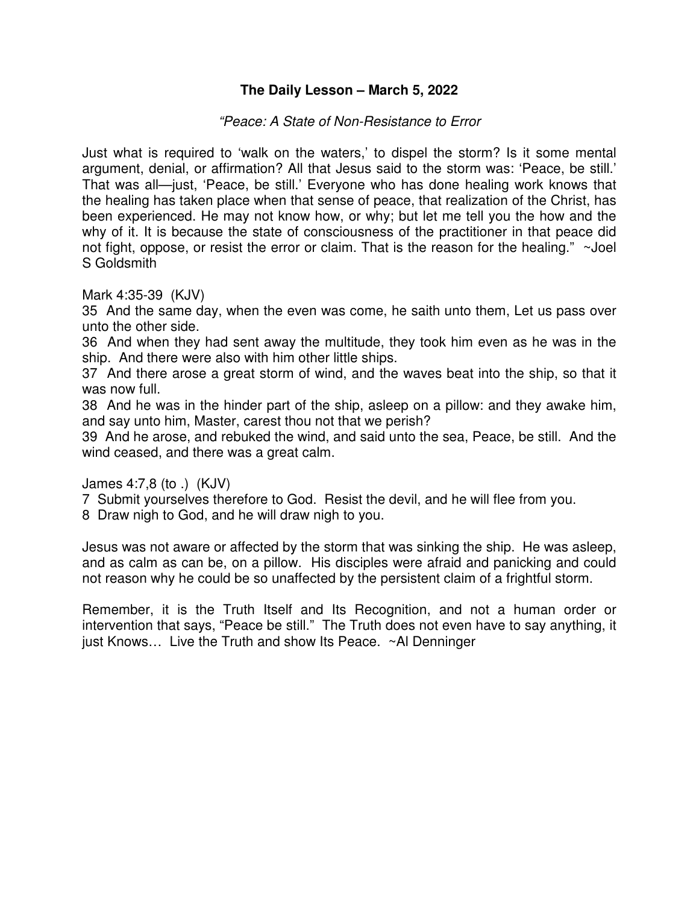**The Daily Lesson – March 5, 2022**

*"Peace: A State of Non-Resistance to Error*

Just what is required to 'walk on the waters,' to dispel the storm? Is it some mental argument, denial, or affirmation? All that Jesus said to the storm was: 'Peace, be still.' That was all—just, 'Peace, be still.' Everyone who has done healing work knows that the healing has taken place when that sense of peace, that realization of the Christ, has been experienced. He may not know how, or why; but let me tell you the how and the why of it. It is because the state of consciousness of the practitioner in that peace did not fight, oppose, or resist the error or claim. That is the reason for the healing." ~Joel S Goldsmith

Mark 4:35-39 (KJV)
35 And the same day, when the even was come, he saith unto them, Let us pass over unto the other side.
36 And when they had sent away the multitude, they took him even as he was in the ship. And there were also with him other little ships.
37 And there arose a great storm of wind, and the waves beat into the ship, so that it was now full.
38 And he was in the hinder part of the ship, asleep on a pillow: and they awake him, and say unto him, Master, carest thou not that we perish?
39 And he arose, and rebuked the wind, and said unto the sea, Peace, be still. And the wind ceased, and there was a great calm.

James 4:7,8 (to .) (KJV)
7 Submit yourselves therefore to God. Resist the devil, and he will flee from you.
8 Draw nigh to God, and he will draw nigh to you.

Jesus was not aware or affected by the storm that was sinking the ship. He was asleep, and as calm as can be, on a pillow. His disciples were afraid and panicking and could not reason why he could be so unaffected by the persistent claim of a frightful storm.

Remember, it is the Truth Itself and Its Recognition, and not a human order or intervention that says, "Peace be still." The Truth does not even have to say anything, it just Knows… Live the Truth and show Its Peace. ~Al Denninger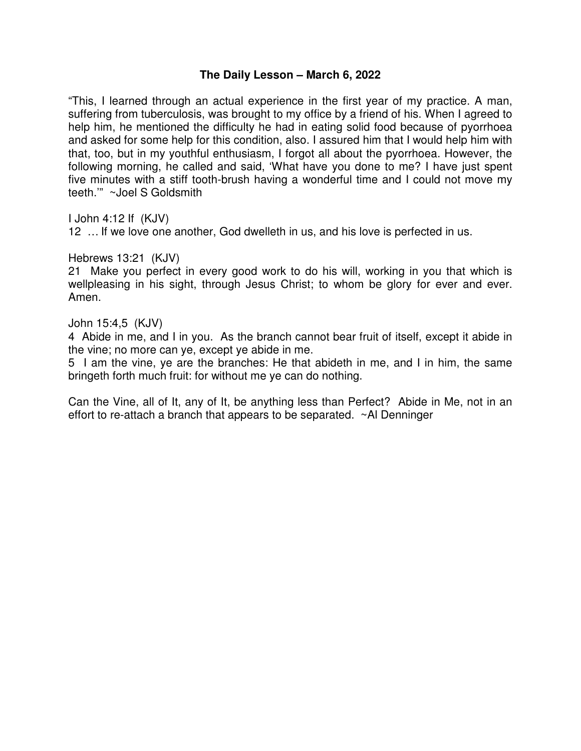**The Daily Lesson – March 6, 2022**

"This, I learned through an actual experience in the first year of my practice. A man, suffering from tuberculosis, was brought to my office by a friend of his. When I agreed to help him, he mentioned the difficulty he had in eating solid food because of pyorrhoea and asked for some help for this condition, also. I assured him that I would help him with that, too, but in my youthful enthusiasm, I forgot all about the pyorrhoea. However, the following morning, he called and said, 'What have you done to me? I have just spent five minutes with a stiff tooth-brush having a wonderful time and I could not move my teeth.'" ~Joel S Goldsmith

I John 4:12 If (KJV)
12 … If we love one another, God dwelleth in us, and his love is perfected in us.

Hebrews 13:21 (KJV)
21 Make you perfect in every good work to do his will, working in you that which is wellpleasing in his sight, through Jesus Christ; to whom be glory for ever and ever. Amen.

John 15:4,5 (KJV)
4 Abide in me, and I in you. As the branch cannot bear fruit of itself, except it abide in the vine; no more can ye, except ye abide in me.
5 I am the vine, ye are the branches: He that abideth in me, and I in him, the same bringeth forth much fruit: for without me ye can do nothing.

Can the Vine, all of It, any of It, be anything less than Perfect? Abide in Me, not in an effort to re-attach a branch that appears to be separated. ~Al Denninger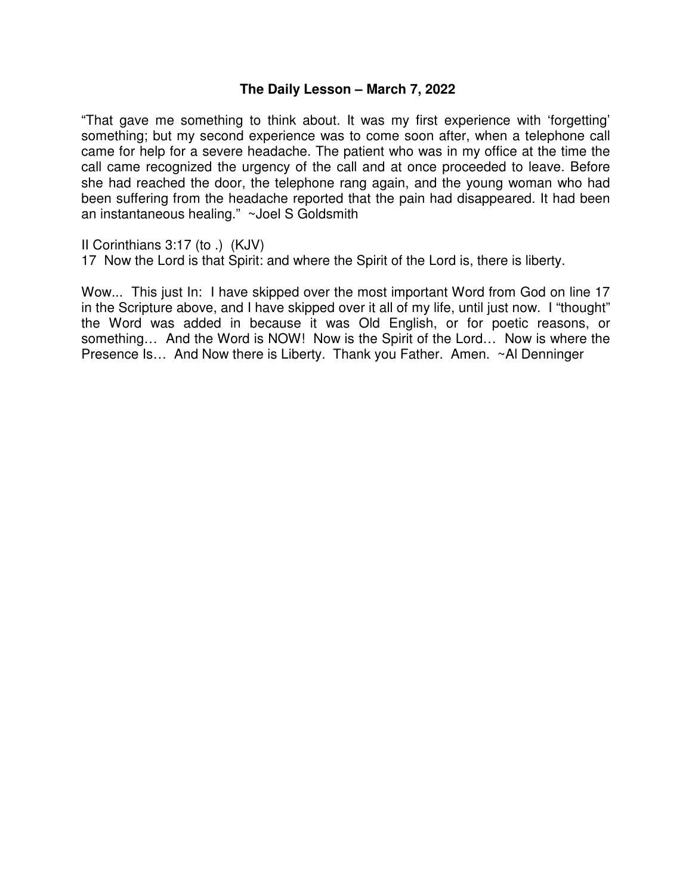**The Daily Lesson – March 7, 2022**

"That gave me something to think about. It was my first experience with 'forgetting' something; but my second experience was to come soon after, when a telephone call came for help for a severe headache. The patient who was in my office at the time the call came recognized the urgency of the call and at once proceeded to leave. Before she had reached the door, the telephone rang again, and the young woman who had been suffering from the headache reported that the pain had disappeared. It had been an instantaneous healing." ~Joel S Goldsmith

II Corinthians 3:17 (to .) (KJV)
17 Now the Lord is that Spirit: and where the Spirit of the Lord is, there is liberty.

Wow... This just In: I have skipped over the most important Word from God on line 17 in the Scripture above, and I have skipped over it all of my life, until just now. I "thought" the Word was added in because it was Old English, or for poetic reasons, or something… And the Word is NOW! Now is the Spirit of the Lord… Now is where the Presence Is… And Now there is Liberty. Thank you Father. Amen. ~Al Denninger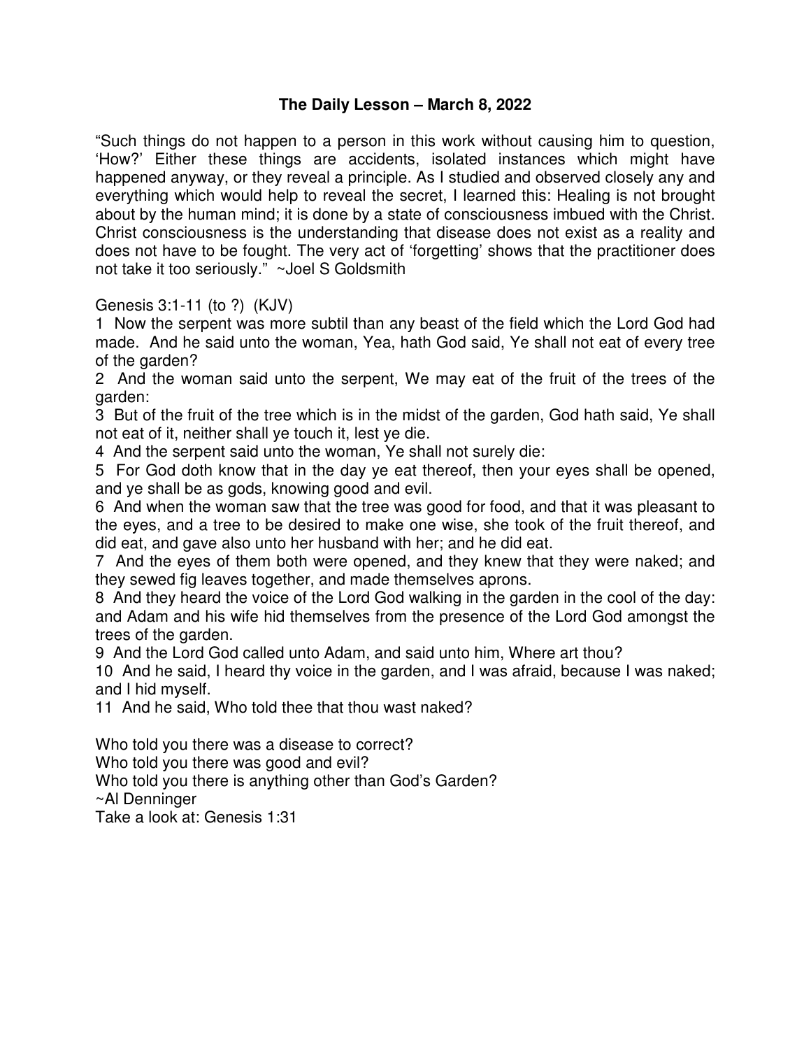**The Daily Lesson – March 8, 2022**

"Such things do not happen to a person in this work without causing him to question, 'How?' Either these things are accidents, isolated instances which might have happened anyway, or they reveal a principle. As I studied and observed closely any and everything which would help to reveal the secret, I learned this: Healing is not brought about by the human mind; it is done by a state of consciousness imbued with the Christ. Christ consciousness is the understanding that disease does not exist as a reality and does not have to be fought. The very act of 'forgetting' shows that the practitioner does not take it too seriously." ~Joel S Goldsmith

Genesis 3:1-11 (to ?) (KJV)

1 Now the serpent was more subtil than any beast of the field which the Lord God had made. And he said unto the woman, Yea, hath God said, Ye shall not eat of every tree of the garden?

2 And the woman said unto the serpent, We may eat of the fruit of the trees of the garden:

3 But of the fruit of the tree which is in the midst of the garden, God hath said, Ye shall not eat of it, neither shall ye touch it, lest ye die.

4 And the serpent said unto the woman, Ye shall not surely die:

5 For God doth know that in the day ye eat thereof, then your eyes shall be opened, and ye shall be as gods, knowing good and evil.

6 And when the woman saw that the tree was good for food, and that it was pleasant to the eyes, and a tree to be desired to make one wise, she took of the fruit thereof, and did eat, and gave also unto her husband with her; and he did eat.

7 And the eyes of them both were opened, and they knew that they were naked; and they sewed fig leaves together, and made themselves aprons.

8 And they heard the voice of the Lord God walking in the garden in the cool of the day: and Adam and his wife hid themselves from the presence of the Lord God amongst the trees of the garden.

9 And the Lord God called unto Adam, and said unto him, Where art thou?

10 And he said, I heard thy voice in the garden, and I was afraid, because I was naked; and I hid myself.

11 And he said, Who told thee that thou wast naked?

Who told you there was a disease to correct?
Who told you there was good and evil?
Who told you there is anything other than God's Garden?
~Al Denninger
Take a look at: Genesis 1:31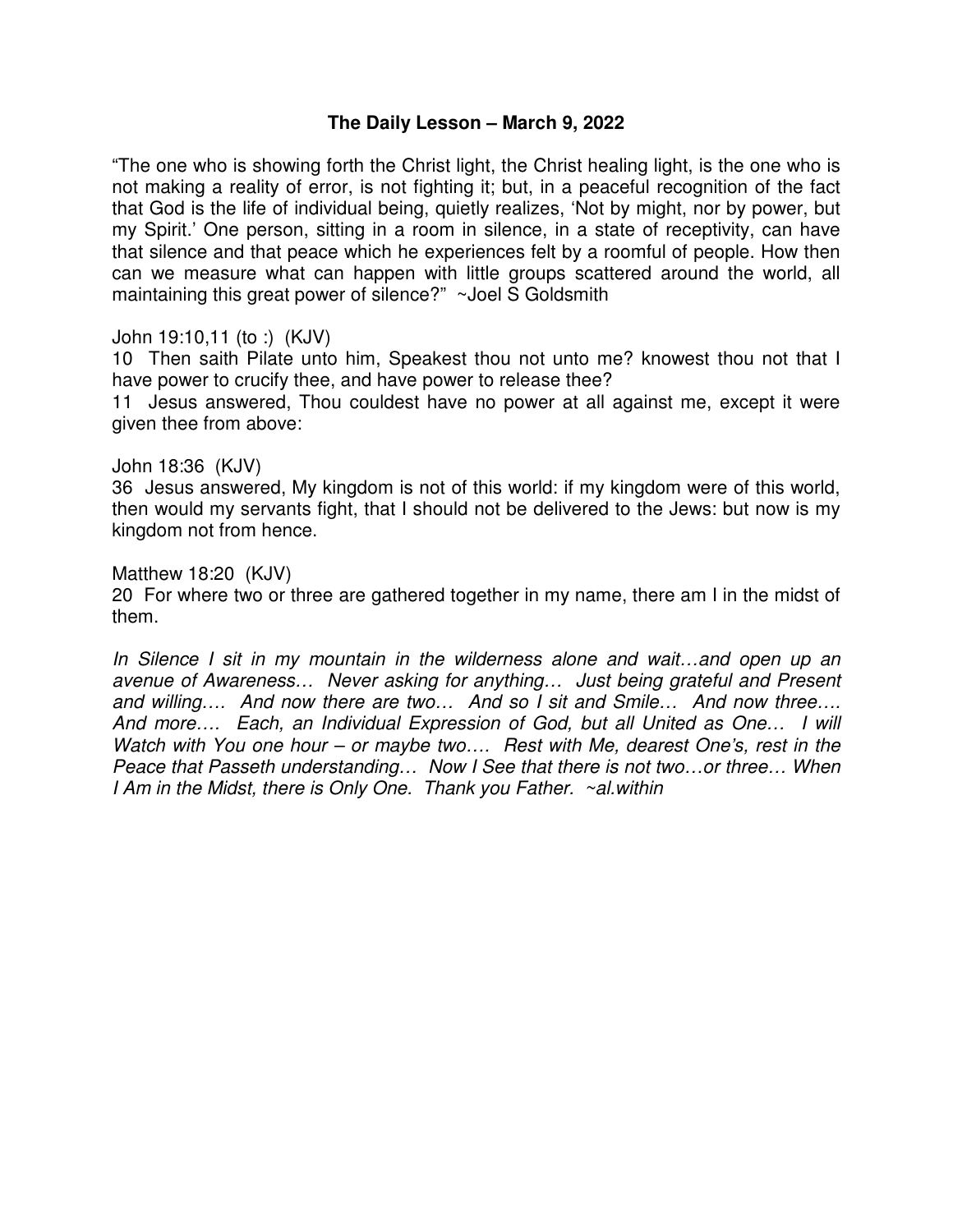**The Daily Lesson – March 9, 2022**

"The one who is showing forth the Christ light, the Christ healing light, is the one who is not making a reality of error, is not fighting it; but, in a peaceful recognition of the fact that God is the life of individual being, quietly realizes, 'Not by might, nor by power, but my Spirit.' One person, sitting in a room in silence, in a state of receptivity, can have that silence and that peace which he experiences felt by a roomful of people. How then can we measure what can happen with little groups scattered around the world, all maintaining this great power of silence?" ~Joel S Goldsmith

John 19:10,11 (to :) (KJV)

10 Then saith Pilate unto him, Speakest thou not unto me? knowest thou not that I have power to crucify thee, and have power to release thee?

11 Jesus answered, Thou couldest have no power at all against me, except it were given thee from above:

John 18:36 (KJV)

36 Jesus answered, My kingdom is not of this world: if my kingdom were of this world, then would my servants fight, that I should not be delivered to the Jews: but now is my kingdom not from hence.

Matthew 18:20 (KJV)

20 For where two or three are gathered together in my name, there am I in the midst of them.

*In Silence I sit in my mountain in the wilderness alone and wait…and open up an avenue of Awareness… Never asking for anything… Just being grateful and Present and willing…. And now there are two… And so I sit and Smile… And now three…. And more…. Each, an Individual Expression of God, but all United as One… I will Watch with You one hour – or maybe two…. Rest with Me, dearest One's, rest in the Peace that Passeth understanding… Now I See that there is not two…or three… When I Am in the Midst, there is Only One. Thank you Father. ~al.within*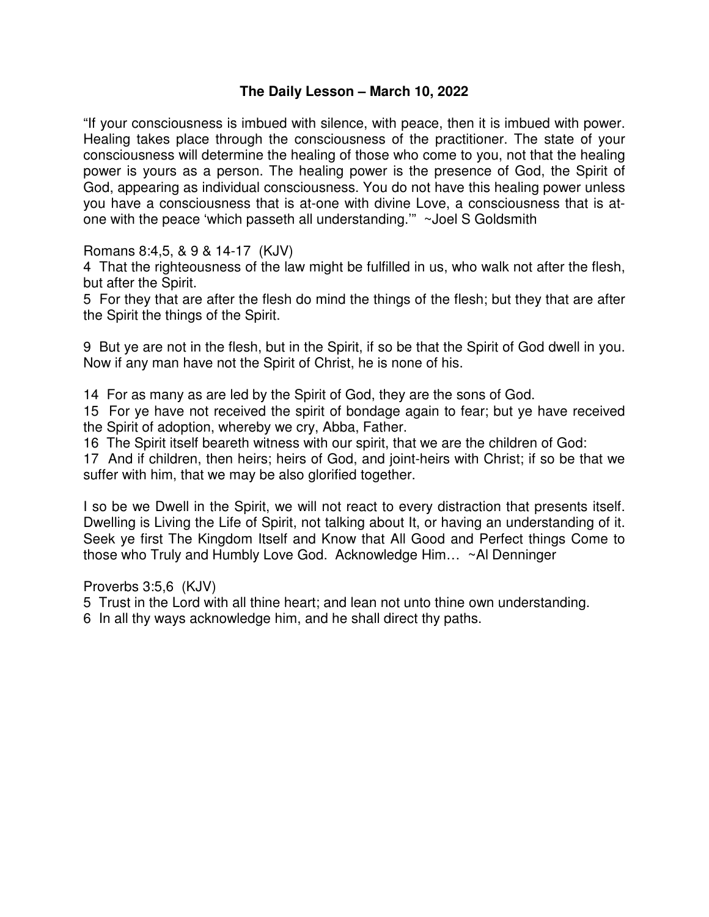# The Daily Lesson – March 10, 2022

"If your consciousness is imbued with silence, with peace, then it is imbued with power. Healing takes place through the consciousness of the practitioner. The state of your consciousness will determine the healing of those who come to you, not that the healing power is yours as a person. The healing power is the presence of God, the Spirit of God, appearing as individual consciousness. You do not have this healing power unless you have a consciousness that is at-one with divine Love, a consciousness that is at-one with the peace 'which passeth all understanding.'" ~Joel S Goldsmith

Romans 8:4,5, & 9 & 14-17 (KJV)

4 That the righteousness of the law might be fulfilled in us, who walk not after the flesh, but after the Spirit.

5 For they that are after the flesh do mind the things of the flesh; but they that are after the Spirit the things of the Spirit.

9 But ye are not in the flesh, but in the Spirit, if so be that the Spirit of God dwell in you. Now if any man have not the Spirit of Christ, he is none of his.

14 For as many as are led by the Spirit of God, they are the sons of God.

15 For ye have not received the spirit of bondage again to fear; but ye have received the Spirit of adoption, whereby we cry, Abba, Father.

16 The Spirit itself beareth witness with our spirit, that we are the children of God:

17 And if children, then heirs; heirs of God, and joint-heirs with Christ; if so be that we suffer with him, that we may be also glorified together.

I so be we Dwell in the Spirit, we will not react to every distraction that presents itself. Dwelling is Living the Life of Spirit, not talking about It, or having an understanding of it. Seek ye first The Kingdom Itself and Know that All Good and Perfect things Come to those who Truly and Humbly Love God. Acknowledge Him… ~Al Denninger

Proverbs 3:5,6 (KJV)

5 Trust in the Lord with all thine heart; and lean not unto thine own understanding.

6 In all thy ways acknowledge him, and he shall direct thy paths.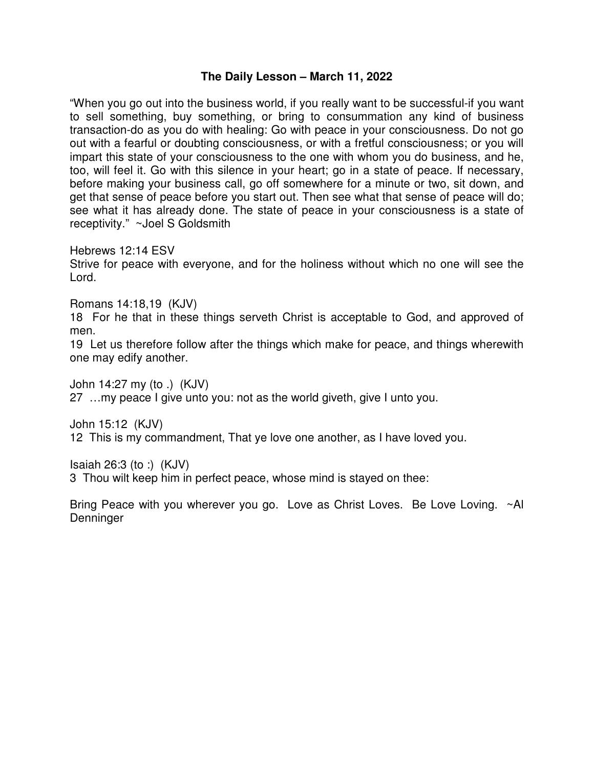**The Daily Lesson – March 11, 2022**

"When you go out into the business world, if you really want to be successful-if you want to sell something, buy something, or bring to consummation any kind of business transaction-do as you do with healing: Go with peace in your consciousness. Do not go out with a fearful or doubting consciousness, or with a fretful consciousness; or you will impart this state of your consciousness to the one with whom you do business, and he, too, will feel it. Go with this silence in your heart; go in a state of peace. If necessary, before making your business call, go off somewhere for a minute or two, sit down, and get that sense of peace before you start out. Then see what that sense of peace will do; see what it has already done. The state of peace in your consciousness is a state of receptivity." ~Joel S Goldsmith

Hebrews 12:14 ESV
Strive for peace with everyone, and for the holiness without which no one will see the Lord.

Romans 14:18,19 (KJV)
18 For he that in these things serveth Christ is acceptable to God, and approved of men.
19 Let us therefore follow after the things which make for peace, and things wherewith one may edify another.

John 14:27 my (to .) (KJV)
27 …my peace I give unto you: not as the world giveth, give I unto you.

John 15:12 (KJV)
12 This is my commandment, That ye love one another, as I have loved you.

Isaiah 26:3 (to :) (KJV)
3 Thou wilt keep him in perfect peace, whose mind is stayed on thee:

Bring Peace with you wherever you go. Love as Christ Loves. Be Love Loving. ~Al Denninger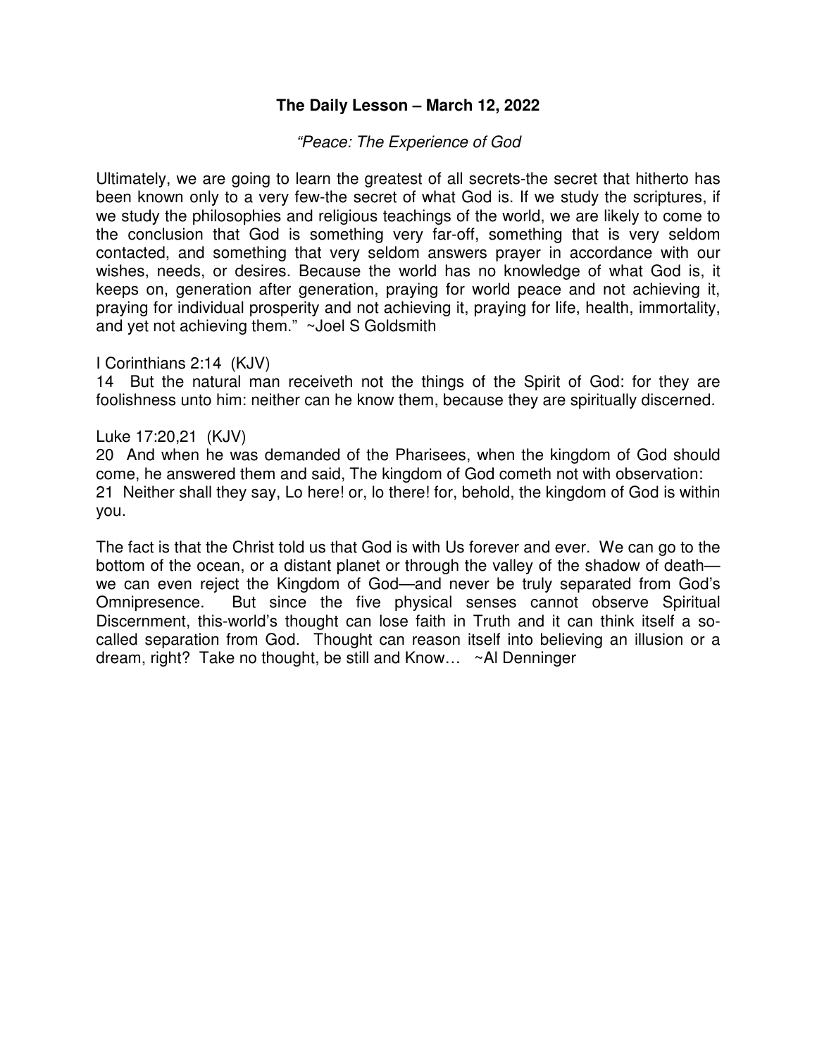**The Daily Lesson – March 12, 2022**

*"Peace: The Experience of God*

Ultimately, we are going to learn the greatest of all secrets-the secret that hitherto has been known only to a very few-the secret of what God is. If we study the scriptures, if we study the philosophies and religious teachings of the world, we are likely to come to the conclusion that God is something very far-off, something that is very seldom contacted, and something that very seldom answers prayer in accordance with our wishes, needs, or desires. Because the world has no knowledge of what God is, it keeps on, generation after generation, praying for world peace and not achieving it, praying for individual prosperity and not achieving it, praying for life, health, immortality, and yet not achieving them." ~Joel S Goldsmith

I Corinthians 2:14 (KJV)
14 But the natural man receiveth not the things of the Spirit of God: for they are foolishness unto him: neither can he know them, because they are spiritually discerned.

Luke 17:20,21 (KJV)
20 And when he was demanded of the Pharisees, when the kingdom of God should come, he answered them and said, The kingdom of God cometh not with observation:
21 Neither shall they say, Lo here! or, lo there! for, behold, the kingdom of God is within you.

The fact is that the Christ told us that God is with Us forever and ever. We can go to the bottom of the ocean, or a distant planet or through the valley of the shadow of death—we can even reject the Kingdom of God—and never be truly separated from God's Omnipresence. But since the five physical senses cannot observe Spiritual Discernment, this-world's thought can lose faith in Truth and it can think itself a so-called separation from God. Thought can reason itself into believing an illusion or a dream, right? Take no thought, be still and Know… ~Al Denninger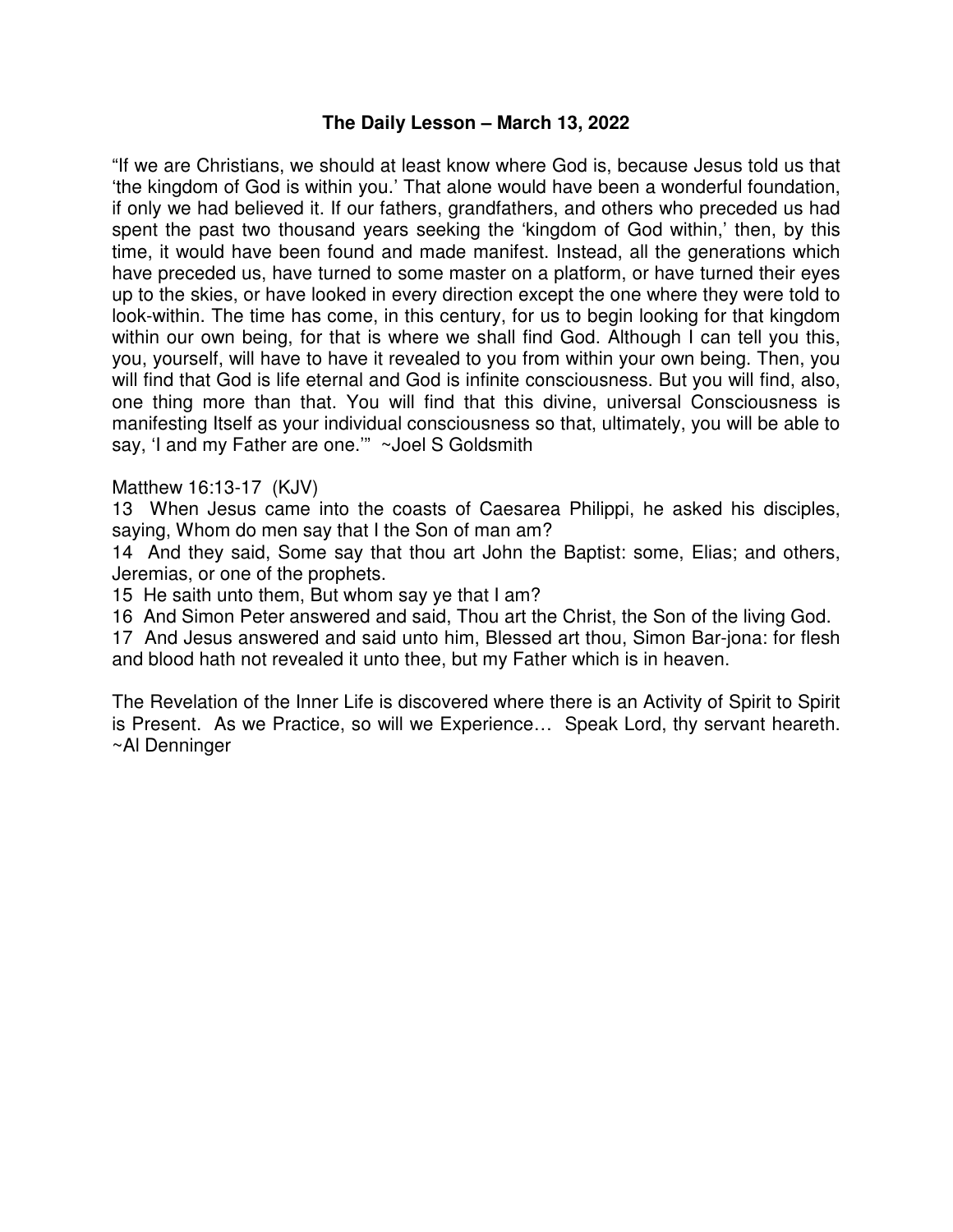# The Daily Lesson – March 13, 2022

"If we are Christians, we should at least know where God is, because Jesus told us that 'the kingdom of God is within you.' That alone would have been a wonderful foundation, if only we had believed it. If our fathers, grandfathers, and others who preceded us had spent the past two thousand years seeking the 'kingdom of God within,' then, by this time, it would have been found and made manifest. Instead, all the generations which have preceded us, have turned to some master on a platform, or have turned their eyes up to the skies, or have looked in every direction except the one where they were told to look-within. The time has come, in this century, for us to begin looking for that kingdom within our own being, for that is where we shall find God. Although I can tell you this, you, yourself, will have to have it revealed to you from within your own being. Then, you will find that God is life eternal and God is infinite consciousness. But you will find, also, one thing more than that. You will find that this divine, universal Consciousness is manifesting Itself as your individual consciousness so that, ultimately, you will be able to say, 'I and my Father are one.'" ~Joel S Goldsmith

Matthew 16:13-17 (KJV)

13 When Jesus came into the coasts of Caesarea Philippi, he asked his disciples, saying, Whom do men say that I the Son of man am?

14 And they said, Some say that thou art John the Baptist: some, Elias; and others, Jeremias, or one of the prophets.

15 He saith unto them, But whom say ye that I am?

16 And Simon Peter answered and said, Thou art the Christ, the Son of the living God.

17 And Jesus answered and said unto him, Blessed art thou, Simon Bar-jona: for flesh and blood hath not revealed it unto thee, but my Father which is in heaven.

The Revelation of the Inner Life is discovered where there is an Activity of Spirit to Spirit is Present. As we Practice, so will we Experience… Speak Lord, thy servant heareth. ~Al Denninger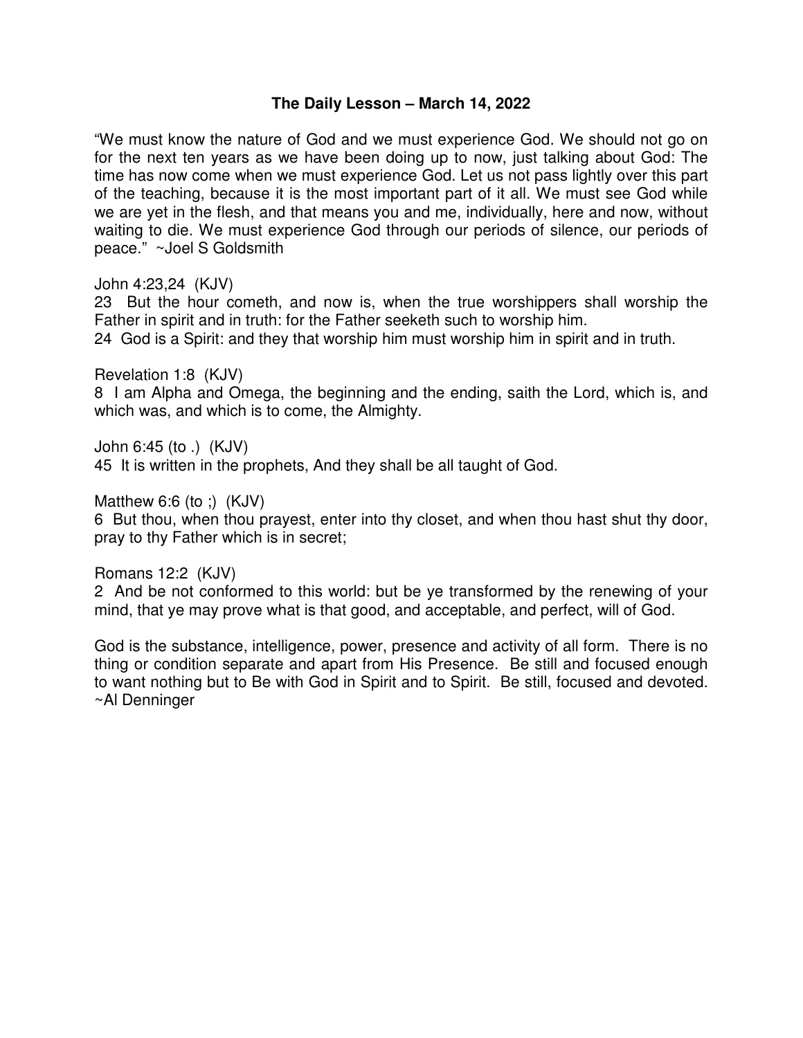# The Daily Lesson – March 14, 2022

"We must know the nature of God and we must experience God. We should not go on for the next ten years as we have been doing up to now, just talking about God: The time has now come when we must experience God. Let us not pass lightly over this part of the teaching, because it is the most important part of it all. We must see God while we are yet in the flesh, and that means you and me, individually, here and now, without waiting to die. We must experience God through our periods of silence, our periods of peace." ~Joel S Goldsmith

John 4:23,24 (KJV)
23 But the hour cometh, and now is, when the true worshippers shall worship the Father in spirit and in truth: for the Father seeketh such to worship him.
24 God is a Spirit: and they that worship him must worship him in spirit and in truth.

Revelation 1:8 (KJV)
8 I am Alpha and Omega, the beginning and the ending, saith the Lord, which is, and which was, and which is to come, the Almighty.

John 6:45 (to .) (KJV)
45 It is written in the prophets, And they shall be all taught of God.

Matthew 6:6 (to ;) (KJV)
6 But thou, when thou prayest, enter into thy closet, and when thou hast shut thy door, pray to thy Father which is in secret;

Romans 12:2 (KJV)
2 And be not conformed to this world: but be ye transformed by the renewing of your mind, that ye may prove what is that good, and acceptable, and perfect, will of God.

God is the substance, intelligence, power, presence and activity of all form. There is no thing or condition separate and apart from His Presence. Be still and focused enough to want nothing but to Be with God in Spirit and to Spirit. Be still, focused and devoted. ~Al Denninger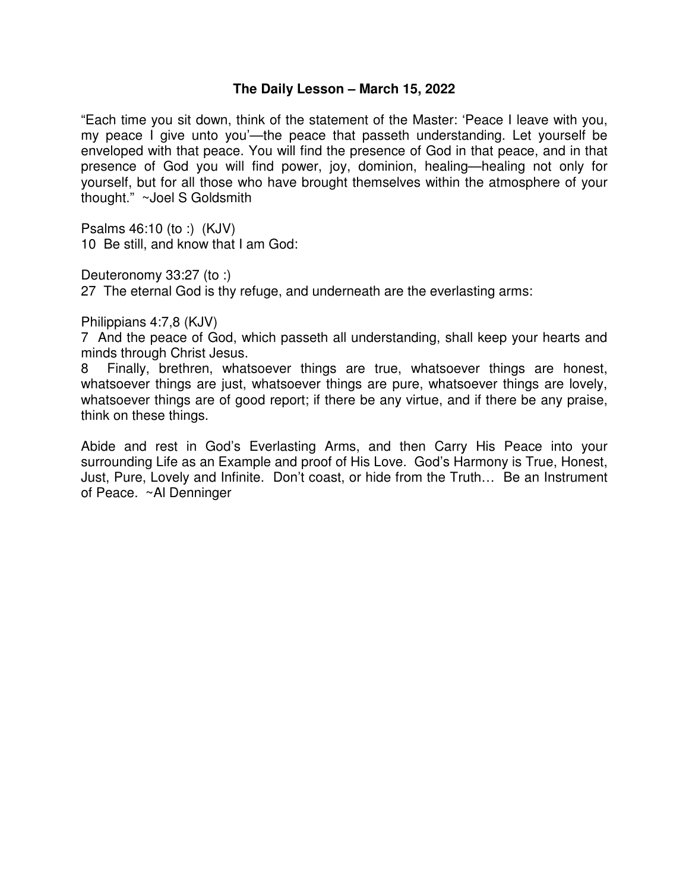## The Daily Lesson – March 15, 2022

"Each time you sit down, think of the statement of the Master: 'Peace I leave with you, my peace I give unto you'—the peace that passeth understanding. Let yourself be enveloped with that peace. You will find the presence of God in that peace, and in that presence of God you will find power, joy, dominion, healing—healing not only for yourself, but for all those who have brought themselves within the atmosphere of your thought." ~Joel S Goldsmith

Psalms 46:10 (to :) (KJV)
10 Be still, and know that I am God:

Deuteronomy 33:27 (to :)
27 The eternal God is thy refuge, and underneath are the everlasting arms:

Philippians 4:7,8 (KJV)
7 And the peace of God, which passeth all understanding, shall keep your hearts and minds through Christ Jesus.
8 Finally, brethren, whatsoever things are true, whatsoever things are honest, whatsoever things are just, whatsoever things are pure, whatsoever things are lovely, whatsoever things are of good report; if there be any virtue, and if there be any praise, think on these things.

Abide and rest in God's Everlasting Arms, and then Carry His Peace into your surrounding Life as an Example and proof of His Love. God's Harmony is True, Honest, Just, Pure, Lovely and Infinite. Don't coast, or hide from the Truth… Be an Instrument of Peace. ~Al Denninger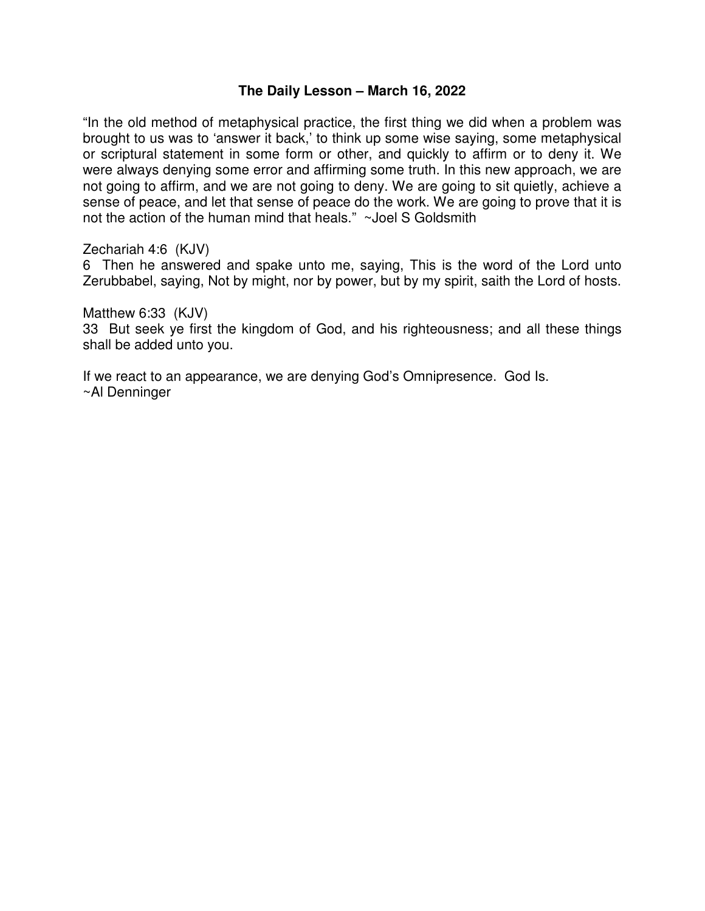## The Daily Lesson – March 16, 2022

"In the old method of metaphysical practice, the first thing we did when a problem was brought to us was to 'answer it back,' to think up some wise saying, some metaphysical or scriptural statement in some form or other, and quickly to affirm or to deny it. We were always denying some error and affirming some truth. In this new approach, we are not going to affirm, and we are not going to deny. We are going to sit quietly, achieve a sense of peace, and let that sense of peace do the work. We are going to prove that it is not the action of the human mind that heals." ~Joel S Goldsmith

Zechariah 4:6 (KJV)
6 Then he answered and spake unto me, saying, This is the word of the Lord unto Zerubbabel, saying, Not by might, nor by power, but by my spirit, saith the Lord of hosts.

Matthew 6:33 (KJV)
33 But seek ye first the kingdom of God, and his righteousness; and all these things shall be added unto you.

If we react to an appearance, we are denying God's Omnipresence. God Is.
~Al Denninger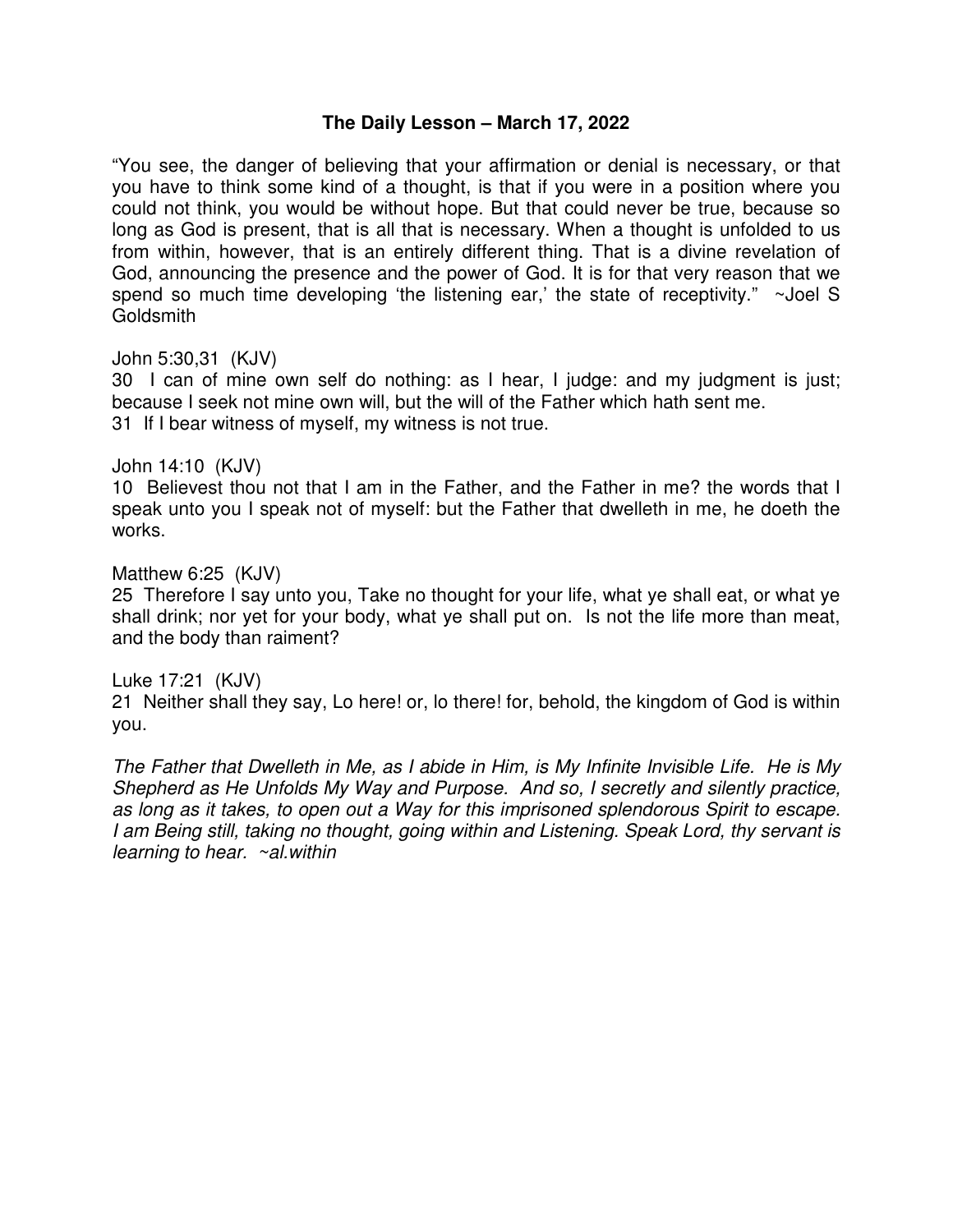# The Daily Lesson – March 17, 2022

"You see, the danger of believing that your affirmation or denial is necessary, or that you have to think some kind of a thought, is that if you were in a position where you could not think, you would be without hope. But that could never be true, because so long as God is present, that is all that is necessary. When a thought is unfolded to us from within, however, that is an entirely different thing. That is a divine revelation of God, announcing the presence and the power of God. It is for that very reason that we spend so much time developing 'the listening ear,' the state of receptivity." ~Joel S Goldsmith

John 5:30,31 (KJV)
30 I can of mine own self do nothing: as I hear, I judge: and my judgment is just; because I seek not mine own will, but the will of the Father which hath sent me.
31 If I bear witness of myself, my witness is not true.

John 14:10 (KJV)
10 Believest thou not that I am in the Father, and the Father in me? the words that I speak unto you I speak not of myself: but the Father that dwelleth in me, he doeth the works.

Matthew 6:25 (KJV)
25 Therefore I say unto you, Take no thought for your life, what ye shall eat, or what ye shall drink; nor yet for your body, what ye shall put on. Is not the life more than meat, and the body than raiment?

Luke 17:21 (KJV)
21 Neither shall they say, Lo here! or, lo there! for, behold, the kingdom of God is within you.

*The Father that Dwelleth in Me, as I abide in Him, is My Infinite Invisible Life. He is My Shepherd as He Unfolds My Way and Purpose. And so, I secretly and silently practice, as long as it takes, to open out a Way for this imprisoned splendorous Spirit to escape. I am Being still, taking no thought, going within and Listening. Speak Lord, thy servant is learning to hear. ~al.within*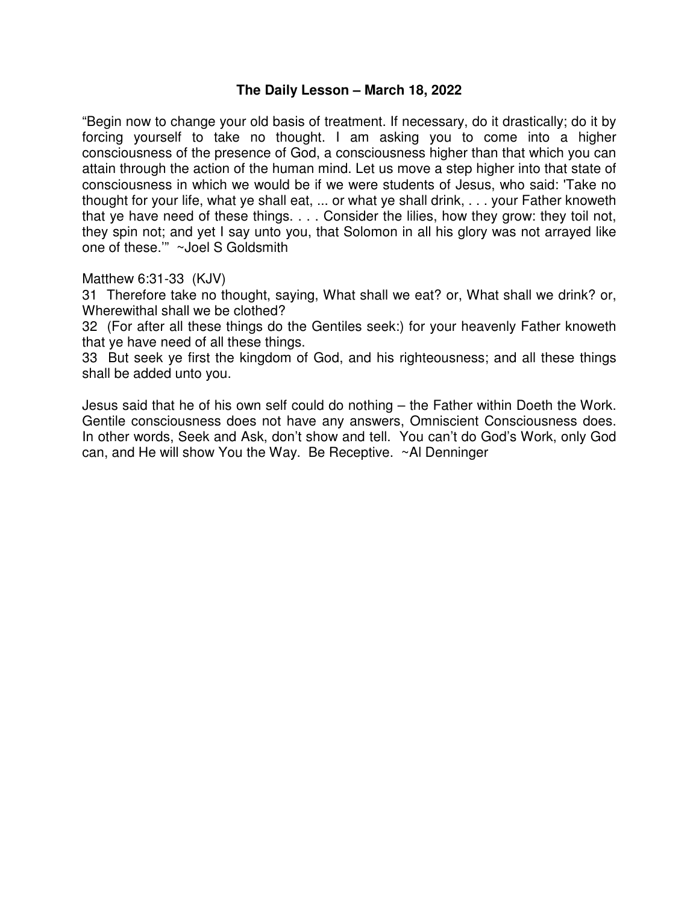# The Daily Lesson – March 18, 2022

"Begin now to change your old basis of treatment. If necessary, do it drastically; do it by forcing yourself to take no thought. I am asking you to come into a higher consciousness of the presence of God, a consciousness higher than that which you can attain through the action of the human mind. Let us move a step higher into that state of consciousness in which we would be if we were students of Jesus, who said: 'Take no thought for your life, what ye shall eat, ... or what ye shall drink, . . . your Father knoweth that ye have need of these things. . . . Consider the lilies, how they grow: they toil not, they spin not; and yet I say unto you, that Solomon in all his glory was not arrayed like one of these.'" ~Joel S Goldsmith

Matthew 6:31-33 (KJV)

31 Therefore take no thought, saying, What shall we eat? or, What shall we drink? or, Wherewithal shall we be clothed?

32 (For after all these things do the Gentiles seek:) for your heavenly Father knoweth that ye have need of all these things.

33 But seek ye first the kingdom of God, and his righteousness; and all these things shall be added unto you.

Jesus said that he of his own self could do nothing – the Father within Doeth the Work. Gentile consciousness does not have any answers, Omniscient Consciousness does. In other words, Seek and Ask, don't show and tell. You can't do God's Work, only God can, and He will show You the Way. Be Receptive. ~Al Denninger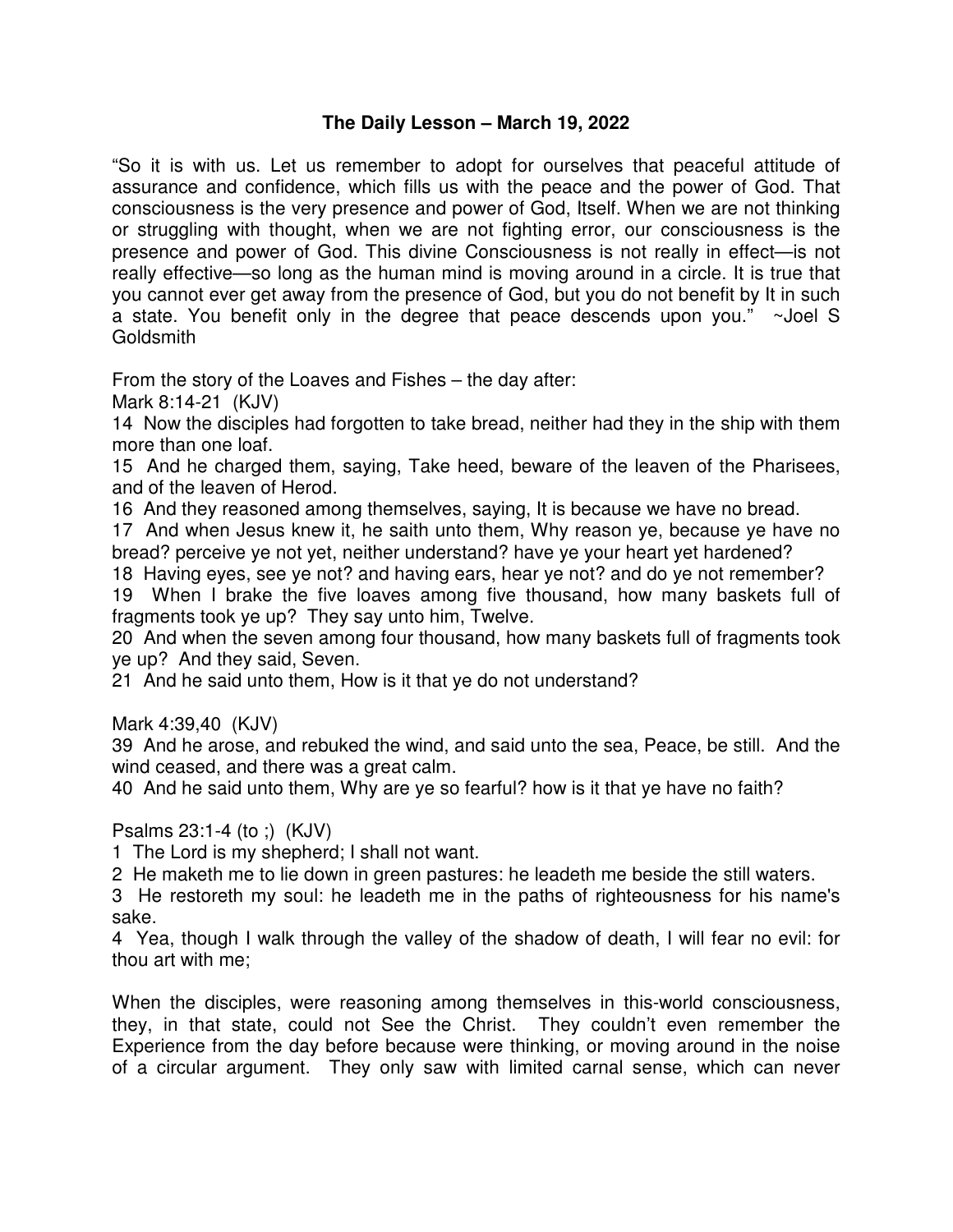## The Daily Lesson – March 19, 2022

"So it is with us. Let us remember to adopt for ourselves that peaceful attitude of assurance and confidence, which fills us with the peace and the power of God. That consciousness is the very presence and power of God, Itself. When we are not thinking or struggling with thought, when we are not fighting error, our consciousness is the presence and power of God. This divine Consciousness is not really in effect—is not really effective—so long as the human mind is moving around in a circle. It is true that you cannot ever get away from the presence of God, but you do not benefit by It in such a state. You benefit only in the degree that peace descends upon you." ~Joel S Goldsmith

From the story of the Loaves and Fishes – the day after:

Mark 8:14-21 (KJV)

14 Now the disciples had forgotten to take bread, neither had they in the ship with them more than one loaf.

15 And he charged them, saying, Take heed, beware of the leaven of the Pharisees, and of the leaven of Herod.

16 And they reasoned among themselves, saying, It is because we have no bread.

17 And when Jesus knew it, he saith unto them, Why reason ye, because ye have no bread? perceive ye not yet, neither understand? have ye your heart yet hardened?

18 Having eyes, see ye not? and having ears, hear ye not? and do ye not remember?

19 When I brake the five loaves among five thousand, how many baskets full of fragments took ye up? They say unto him, Twelve.

20 And when the seven among four thousand, how many baskets full of fragments took ye up? And they said, Seven.

21 And he said unto them, How is it that ye do not understand?

Mark 4:39,40 (KJV)

39 And he arose, and rebuked the wind, and said unto the sea, Peace, be still. And the wind ceased, and there was a great calm.

40 And he said unto them, Why are ye so fearful? how is it that ye have no faith?

Psalms 23:1-4 (to ;) (KJV)

1 The Lord is my shepherd; I shall not want.

2 He maketh me to lie down in green pastures: he leadeth me beside the still waters.

3 He restoreth my soul: he leadeth me in the paths of righteousness for his name's sake.

4 Yea, though I walk through the valley of the shadow of death, I will fear no evil: for thou art with me;

When the disciples, were reasoning among themselves in this-world consciousness, they, in that state, could not See the Christ. They couldn't even remember the Experience from the day before because were thinking, or moving around in the noise of a circular argument. They only saw with limited carnal sense, which can never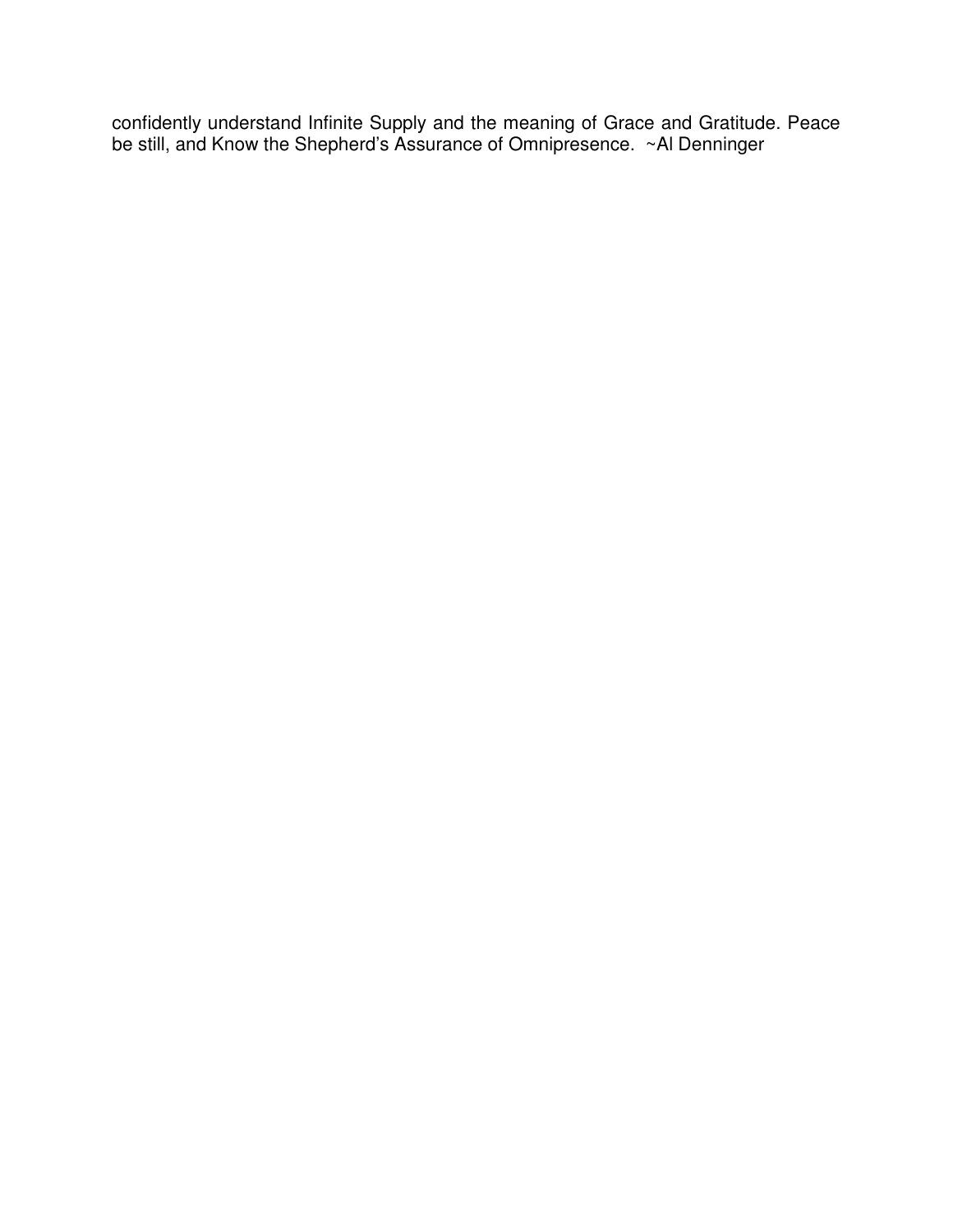confidently understand Infinite Supply and the meaning of Grace and Gratitude. Peace be still, and Know the Shepherd's Assurance of Omnipresence. ~Al Denninger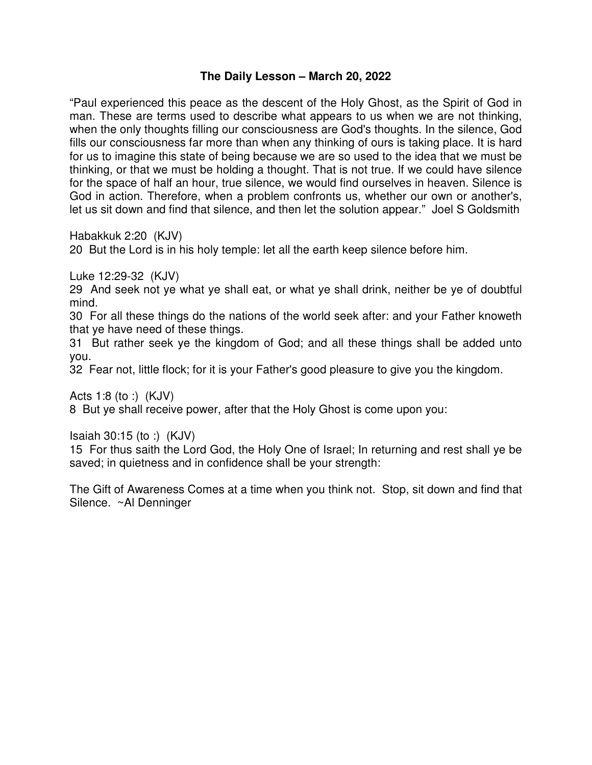**The Daily Lesson – March 20, 2022**

"Paul experienced this peace as the descent of the Holy Ghost, as the Spirit of God in man. These are terms used to describe what appears to us when we are not thinking, when the only thoughts filling our consciousness are God's thoughts. In the silence, God fills our consciousness far more than when any thinking of ours is taking place. It is hard for us to imagine this state of being because we are so used to the idea that we must be thinking, or that we must be holding a thought. That is not true. If we could have silence for the space of half an hour, true silence, we would find ourselves in heaven. Silence is God in action. Therefore, when a problem confronts us, whether our own or another's, let us sit down and find that silence, and then let the solution appear." Joel S Goldsmith

Habakkuk 2:20 (KJV)
20 But the Lord is in his holy temple: let all the earth keep silence before him.

Luke 12:29-32 (KJV)
29 And seek not ye what ye shall eat, or what ye shall drink, neither be ye of doubtful mind.
30 For all these things do the nations of the world seek after: and your Father knoweth that ye have need of these things.
31 But rather seek ye the kingdom of God; and all these things shall be added unto you.
32 Fear not, little flock; for it is your Father's good pleasure to give you the kingdom.

Acts 1:8 (to :) (KJV)
8 But ye shall receive power, after that the Holy Ghost is come upon you:

Isaiah 30:15 (to :) (KJV)
15 For thus saith the Lord God, the Holy One of Israel; In returning and rest shall ye be saved; in quietness and in confidence shall be your strength:

The Gift of Awareness Comes at a time when you think not. Stop, sit down and find that Silence. ~Al Denninger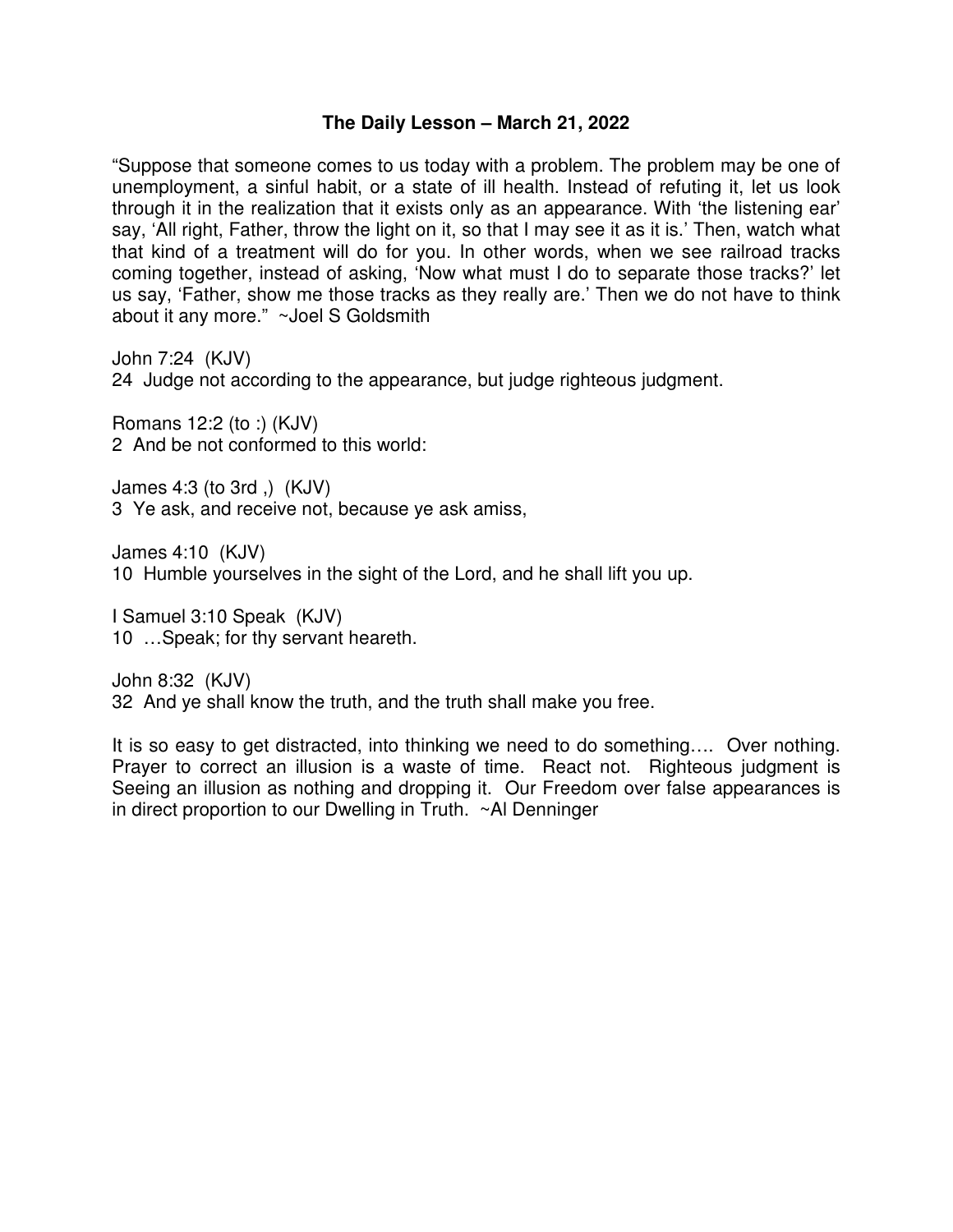**The Daily Lesson – March 21, 2022**

"Suppose that someone comes to us today with a problem. The problem may be one of unemployment, a sinful habit, or a state of ill health. Instead of refuting it, let us look through it in the realization that it exists only as an appearance. With 'the listening ear' say, 'All right, Father, throw the light on it, so that I may see it as it is.' Then, watch what that kind of a treatment will do for you. In other words, when we see railroad tracks coming together, instead of asking, 'Now what must I do to separate those tracks?' let us say, 'Father, show me those tracks as they really are.' Then we do not have to think about it any more." ~Joel S Goldsmith

John 7:24 (KJV)
24 Judge not according to the appearance, but judge righteous judgment.

Romans 12:2 (to :) (KJV)
2 And be not conformed to this world:

James 4:3 (to 3rd ,) (KJV)
3 Ye ask, and receive not, because ye ask amiss,

James 4:10 (KJV)
10 Humble yourselves in the sight of the Lord, and he shall lift you up.

I Samuel 3:10 Speak (KJV)
10 …Speak; for thy servant heareth.

John 8:32 (KJV)
32 And ye shall know the truth, and the truth shall make you free.

It is so easy to get distracted, into thinking we need to do something…. Over nothing. Prayer to correct an illusion is a waste of time. React not. Righteous judgment is Seeing an illusion as nothing and dropping it. Our Freedom over false appearances is in direct proportion to our Dwelling in Truth. ~Al Denninger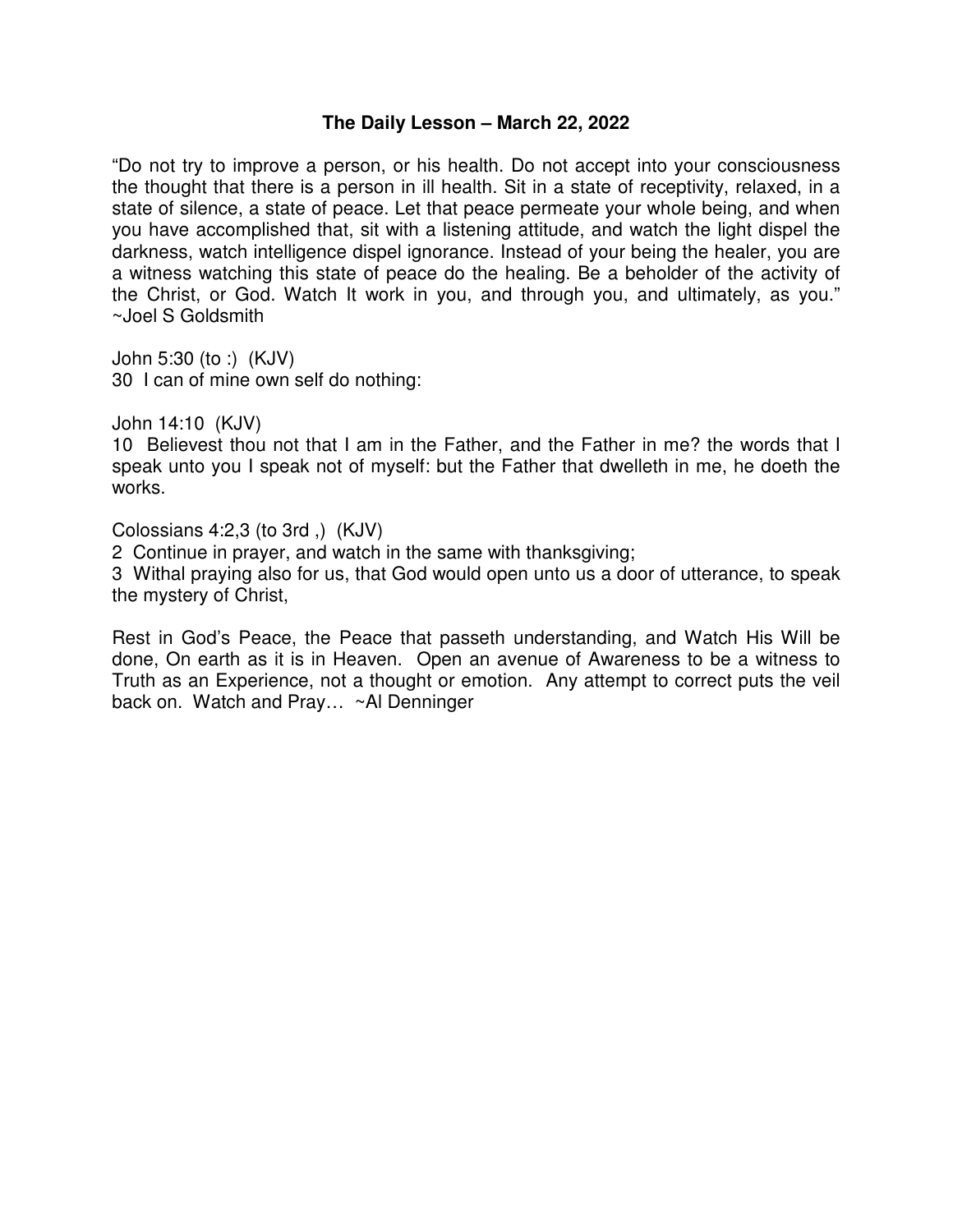**The Daily Lesson – March 22, 2022**

"Do not try to improve a person, or his health. Do not accept into your consciousness the thought that there is a person in ill health. Sit in a state of receptivity, relaxed, in a state of silence, a state of peace. Let that peace permeate your whole being, and when you have accomplished that, sit with a listening attitude, and watch the light dispel the darkness, watch intelligence dispel ignorance. Instead of your being the healer, you are a witness watching this state of peace do the healing. Be a beholder of the activity of the Christ, or God. Watch It work in you, and through you, and ultimately, as you." ~Joel S Goldsmith

John 5:30 (to :) (KJV)
30 I can of mine own self do nothing:

John 14:10 (KJV)
10 Believest thou not that I am in the Father, and the Father in me? the words that I speak unto you I speak not of myself: but the Father that dwelleth in me, he doeth the works.

Colossians 4:2,3 (to 3rd ,) (KJV)
2 Continue in prayer, and watch in the same with thanksgiving;
3 Withal praying also for us, that God would open unto us a door of utterance, to speak the mystery of Christ,

Rest in God's Peace, the Peace that passeth understanding, and Watch His Will be done, On earth as it is in Heaven. Open an avenue of Awareness to be a witness to Truth as an Experience, not a thought or emotion. Any attempt to correct puts the veil back on. Watch and Pray… ~Al Denninger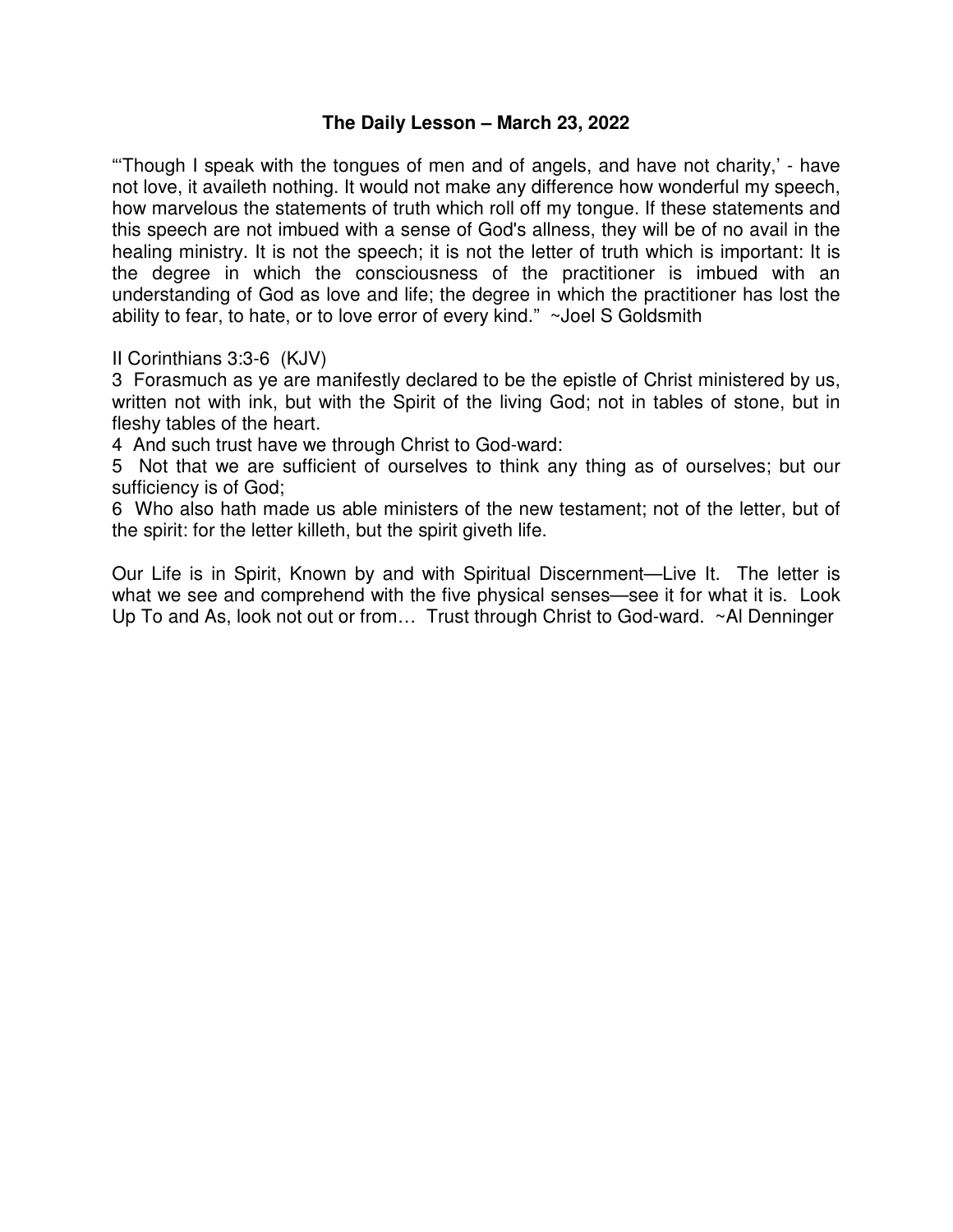# The Daily Lesson – March 23, 2022

"'Though I speak with the tongues of men and of angels, and have not charity,' - have not love, it availeth nothing. It would not make any difference how wonderful my speech, how marvelous the statements of truth which roll off my tongue. If these statements and this speech are not imbued with a sense of God's allness, they will be of no avail in the healing ministry. It is not the speech; it is not the letter of truth which is important: It is the degree in which the consciousness of the practitioner is imbued with an understanding of God as love and life; the degree in which the practitioner has lost the ability to fear, to hate, or to love error of every kind." ~Joel S Goldsmith

II Corinthians 3:3-6 (KJV)

3 Forasmuch as ye are manifestly declared to be the epistle of Christ ministered by us, written not with ink, but with the Spirit of the living God; not in tables of stone, but in fleshy tables of the heart.

4 And such trust have we through Christ to God-ward:

5 Not that we are sufficient of ourselves to think any thing as of ourselves; but our sufficiency is of God;

6 Who also hath made us able ministers of the new testament; not of the letter, but of the spirit: for the letter killeth, but the spirit giveth life.

Our Life is in Spirit, Known by and with Spiritual Discernment—Live It. The letter is what we see and comprehend with the five physical senses—see it for what it is. Look Up To and As, look not out or from… Trust through Christ to God-ward. ~Al Denninger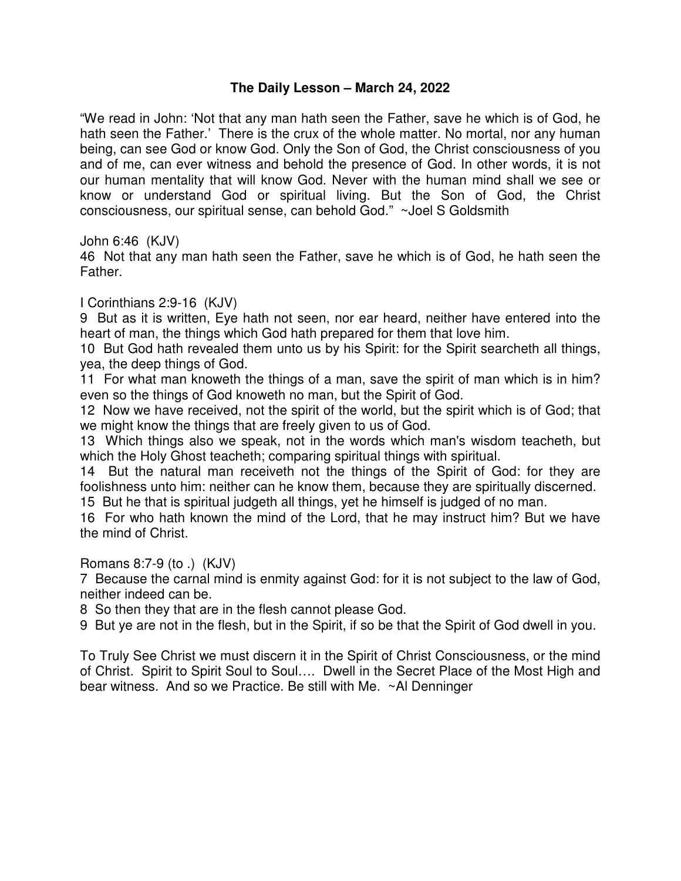# The Daily Lesson – March 24, 2022

"We read in John: 'Not that any man hath seen the Father, save he which is of God, he hath seen the Father.' There is the crux of the whole matter. No mortal, nor any human being, can see God or know God. Only the Son of God, the Christ consciousness of you and of me, can ever witness and behold the presence of God. In other words, it is not our human mentality that will know God. Never with the human mind shall we see or know or understand God or spiritual living. But the Son of God, the Christ consciousness, our spiritual sense, can behold God." ~Joel S Goldsmith

John 6:46 (KJV)
46 Not that any man hath seen the Father, save he which is of God, he hath seen the Father.

I Corinthians 2:9-16 (KJV)
9 But as it is written, Eye hath not seen, nor ear heard, neither have entered into the heart of man, the things which God hath prepared for them that love him.
10 But God hath revealed them unto us by his Spirit: for the Spirit searcheth all things, yea, the deep things of God.
11 For what man knoweth the things of a man, save the spirit of man which is in him? even so the things of God knoweth no man, but the Spirit of God.
12 Now we have received, not the spirit of the world, but the spirit which is of God; that we might know the things that are freely given to us of God.
13 Which things also we speak, not in the words which man's wisdom teacheth, but which the Holy Ghost teacheth; comparing spiritual things with spiritual.
14 But the natural man receiveth not the things of the Spirit of God: for they are foolishness unto him: neither can he know them, because they are spiritually discerned.
15 But he that is spiritual judgeth all things, yet he himself is judged of no man.
16 For who hath known the mind of the Lord, that he may instruct him? But we have the mind of Christ.

Romans 8:7-9 (to .) (KJV)
7 Because the carnal mind is enmity against God: for it is not subject to the law of God, neither indeed can be.
8 So then they that are in the flesh cannot please God.
9 But ye are not in the flesh, but in the Spirit, if so be that the Spirit of God dwell in you.

To Truly See Christ we must discern it in the Spirit of Christ Consciousness, or the mind of Christ. Spirit to Spirit Soul to Soul…. Dwell in the Secret Place of the Most High and bear witness. And so we Practice. Be still with Me. ~Al Denninger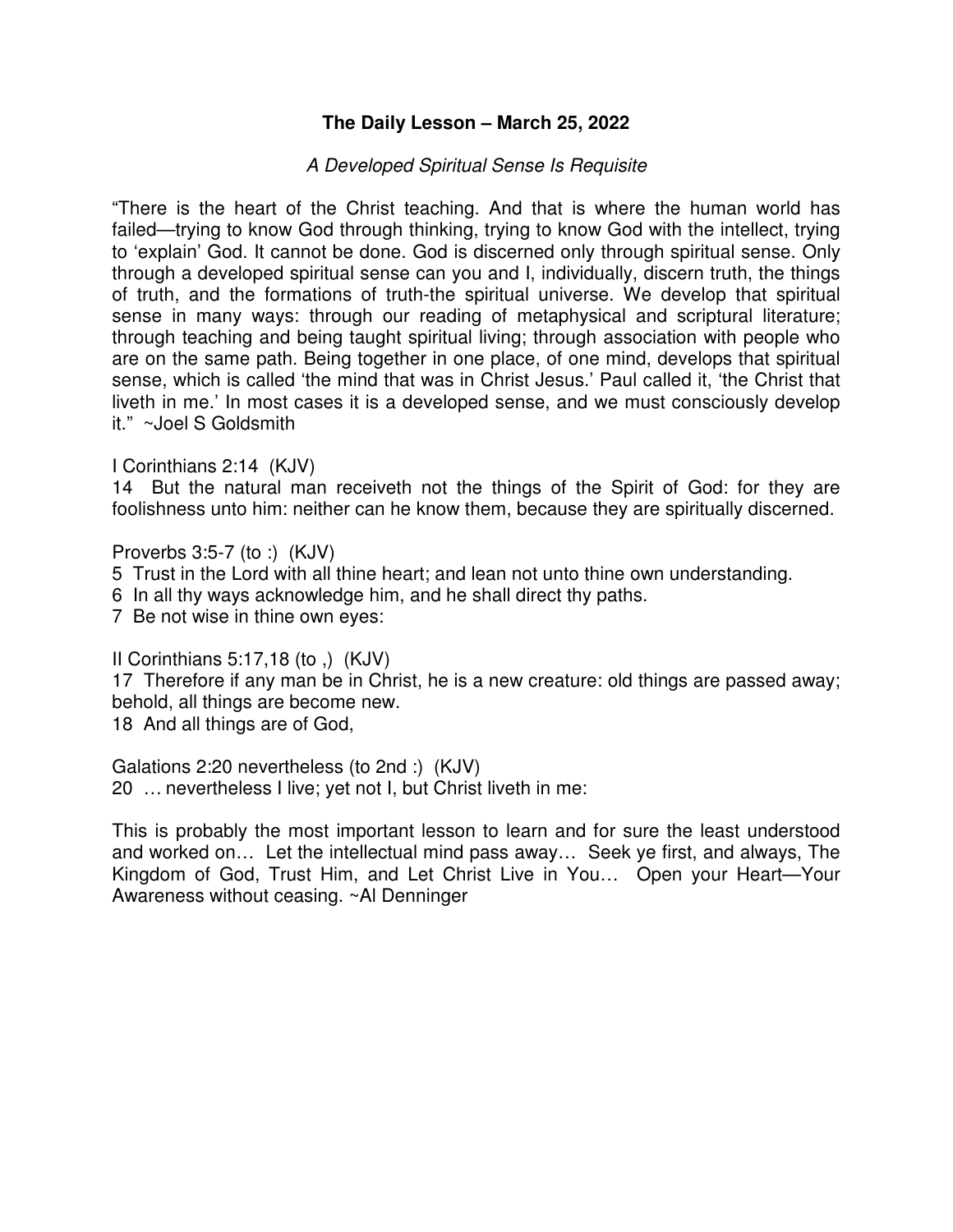# The Daily Lesson – March 25, 2022

*A Developed Spiritual Sense Is Requisite*

"There is the heart of the Christ teaching. And that is where the human world has failed—trying to know God through thinking, trying to know God with the intellect, trying to 'explain' God. It cannot be done. God is discerned only through spiritual sense. Only through a developed spiritual sense can you and I, individually, discern truth, the things of truth, and the formations of truth-the spiritual universe. We develop that spiritual sense in many ways: through our reading of metaphysical and scriptural literature; through teaching and being taught spiritual living; through association with people who are on the same path. Being together in one place, of one mind, develops that spiritual sense, which is called 'the mind that was in Christ Jesus.' Paul called it, 'the Christ that liveth in me.' In most cases it is a developed sense, and we must consciously develop it." ~Joel S Goldsmith

I Corinthians 2:14 (KJV)
14 But the natural man receiveth not the things of the Spirit of God: for they are foolishness unto him: neither can he know them, because they are spiritually discerned.

Proverbs 3:5-7 (to :) (KJV)
5 Trust in the Lord with all thine heart; and lean not unto thine own understanding.
6 In all thy ways acknowledge him, and he shall direct thy paths.
7 Be not wise in thine own eyes:

II Corinthians 5:17,18 (to ,) (KJV)
17 Therefore if any man be in Christ, he is a new creature: old things are passed away; behold, all things are become new.
18 And all things are of God,

Galations 2:20 nevertheless (to 2nd :) (KJV)
20 … nevertheless I live; yet not I, but Christ liveth in me:

This is probably the most important lesson to learn and for sure the least understood and worked on… Let the intellectual mind pass away… Seek ye first, and always, The Kingdom of God, Trust Him, and Let Christ Live in You… Open your Heart—Your Awareness without ceasing. ~Al Denninger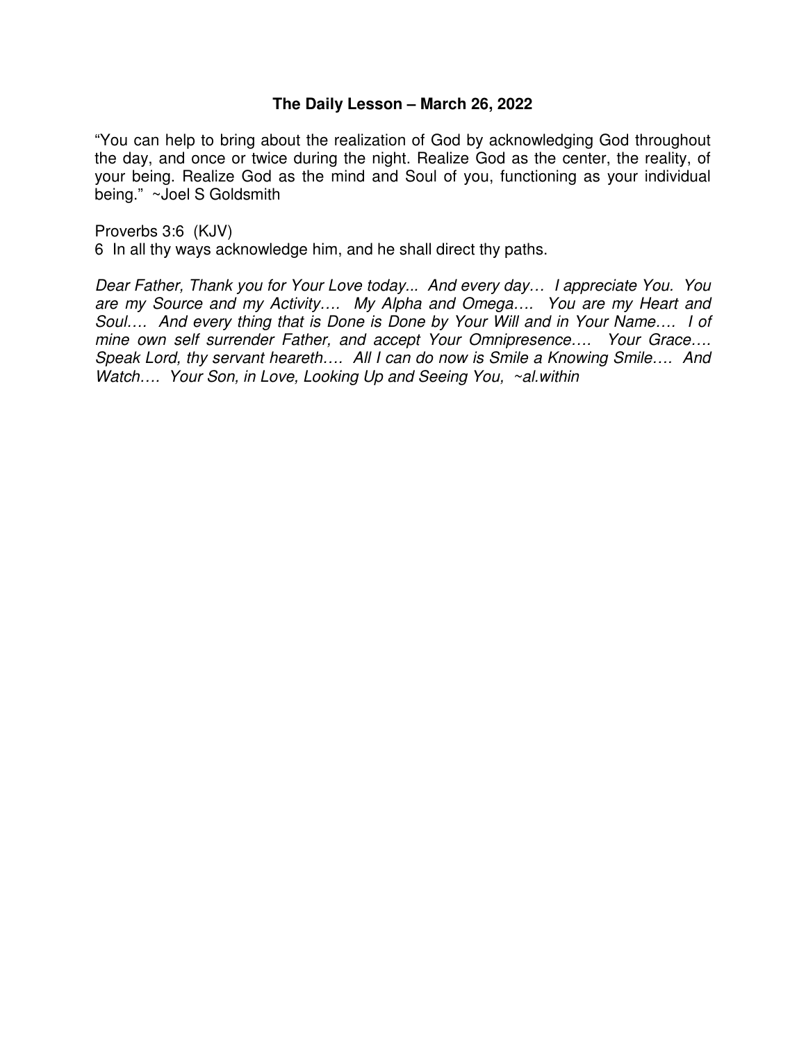**The Daily Lesson – March 26, 2022**

"You can help to bring about the realization of God by acknowledging God throughout the day, and once or twice during the night. Realize God as the center, the reality, of your being. Realize God as the mind and Soul of you, functioning as your individual being." ~Joel S Goldsmith

Proverbs 3:6 (KJV)
6 In all thy ways acknowledge him, and he shall direct thy paths.

*Dear Father, Thank you for Your Love today... And every day… I appreciate You. You are my Source and my Activity…. My Alpha and Omega…. You are my Heart and Soul…. And every thing that is Done is Done by Your Will and in Your Name…. I of mine own self surrender Father, and accept Your Omnipresence…. Your Grace…. Speak Lord, thy servant heareth…. All I can do now is Smile a Knowing Smile…. And Watch…. Your Son, in Love, Looking Up and Seeing You, ~al.within*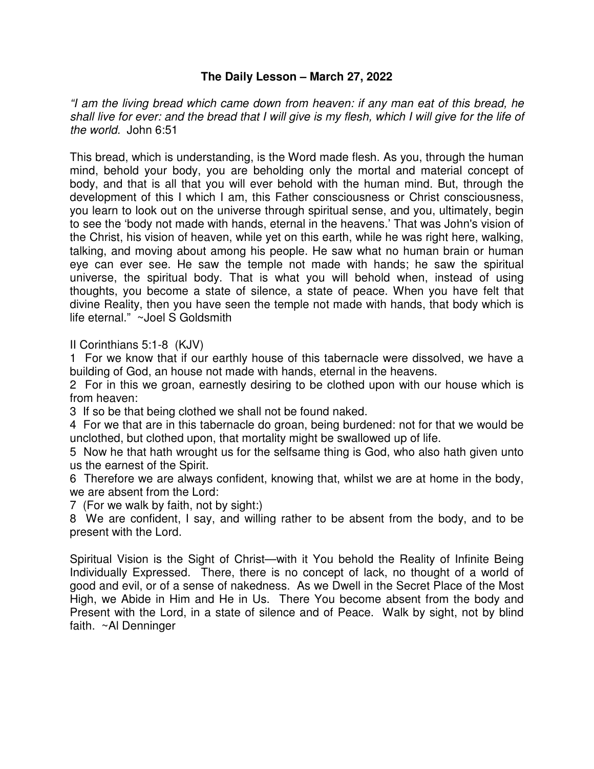## The Daily Lesson – March 27, 2022

*"I am the living bread which came down from heaven: if any man eat of this bread, he shall live for ever: and the bread that I will give is my flesh, which I will give for the life of the world.* John 6:51

This bread, which is understanding, is the Word made flesh. As you, through the human mind, behold your body, you are beholding only the mortal and material concept of body, and that is all that you will ever behold with the human mind. But, through the development of this I which I am, this Father consciousness or Christ consciousness, you learn to look out on the universe through spiritual sense, and you, ultimately, begin to see the 'body not made with hands, eternal in the heavens.' That was John's vision of the Christ, his vision of heaven, while yet on this earth, while he was right here, walking, talking, and moving about among his people. He saw what no human brain or human eye can ever see. He saw the temple not made with hands; he saw the spiritual universe, the spiritual body. That is what you will behold when, instead of using thoughts, you become a state of silence, a state of peace. When you have felt that divine Reality, then you have seen the temple not made with hands, that body which is life eternal." ~Joel S Goldsmith

II Corinthians 5:1-8 (KJV)

1 For we know that if our earthly house of this tabernacle were dissolved, we have a building of God, an house not made with hands, eternal in the heavens.
2 For in this we groan, earnestly desiring to be clothed upon with our house which is from heaven:
3 If so be that being clothed we shall not be found naked.
4 For we that are in this tabernacle do groan, being burdened: not for that we would be unclothed, but clothed upon, that mortality might be swallowed up of life.
5 Now he that hath wrought us for the selfsame thing is God, who also hath given unto us the earnest of the Spirit.
6 Therefore we are always confident, knowing that, whilst we are at home in the body, we are absent from the Lord:
7 (For we walk by faith, not by sight:)
8 We are confident, I say, and willing rather to be absent from the body, and to be present with the Lord.

Spiritual Vision is the Sight of Christ—with it You behold the Reality of Infinite Being Individually Expressed. There, there is no concept of lack, no thought of a world of good and evil, or of a sense of nakedness. As we Dwell in the Secret Place of the Most High, we Abide in Him and He in Us. There You become absent from the body and Present with the Lord, in a state of silence and of Peace. Walk by sight, not by blind faith. ~Al Denninger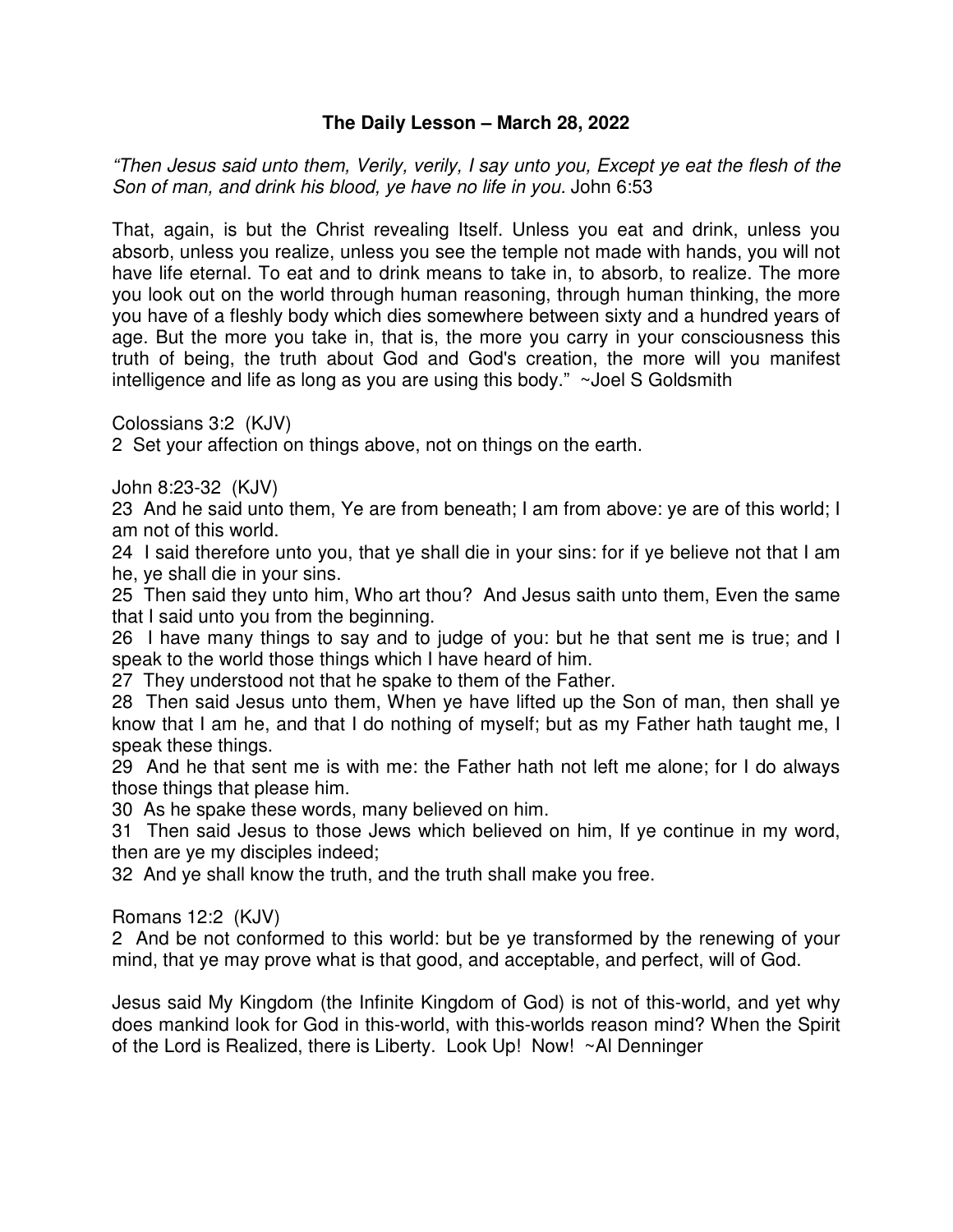**The Daily Lesson – March 28, 2022**

*"Then Jesus said unto them, Verily, verily, I say unto you, Except ye eat the flesh of the Son of man, and drink his blood, ye have no life in you.* John 6:53

That, again, is but the Christ revealing Itself. Unless you eat and drink, unless you absorb, unless you realize, unless you see the temple not made with hands, you will not have life eternal. To eat and to drink means to take in, to absorb, to realize. The more you look out on the world through human reasoning, through human thinking, the more you have of a fleshly body which dies somewhere between sixty and a hundred years of age. But the more you take in, that is, the more you carry in your consciousness this truth of being, the truth about God and God's creation, the more will you manifest intelligence and life as long as you are using this body." ~Joel S Goldsmith

Colossians 3:2 (KJV)
2 Set your affection on things above, not on things on the earth.

John 8:23-32 (KJV)
23 And he said unto them, Ye are from beneath; I am from above: ye are of this world; I am not of this world.
24 I said therefore unto you, that ye shall die in your sins: for if ye believe not that I am he, ye shall die in your sins.
25 Then said they unto him, Who art thou? And Jesus saith unto them, Even the same that I said unto you from the beginning.
26 I have many things to say and to judge of you: but he that sent me is true; and I speak to the world those things which I have heard of him.
27 They understood not that he spake to them of the Father.
28 Then said Jesus unto them, When ye have lifted up the Son of man, then shall ye know that I am he, and that I do nothing of myself; but as my Father hath taught me, I speak these things.
29 And he that sent me is with me: the Father hath not left me alone; for I do always those things that please him.
30 As he spake these words, many believed on him.
31 Then said Jesus to those Jews which believed on him, If ye continue in my word, then are ye my disciples indeed;
32 And ye shall know the truth, and the truth shall make you free.

Romans 12:2 (KJV)
2 And be not conformed to this world: but be ye transformed by the renewing of your mind, that ye may prove what is that good, and acceptable, and perfect, will of God.

Jesus said My Kingdom (the Infinite Kingdom of God) is not of this-world, and yet why does mankind look for God in this-world, with this-worlds reason mind? When the Spirit of the Lord is Realized, there is Liberty. Look Up! Now! ~Al Denninger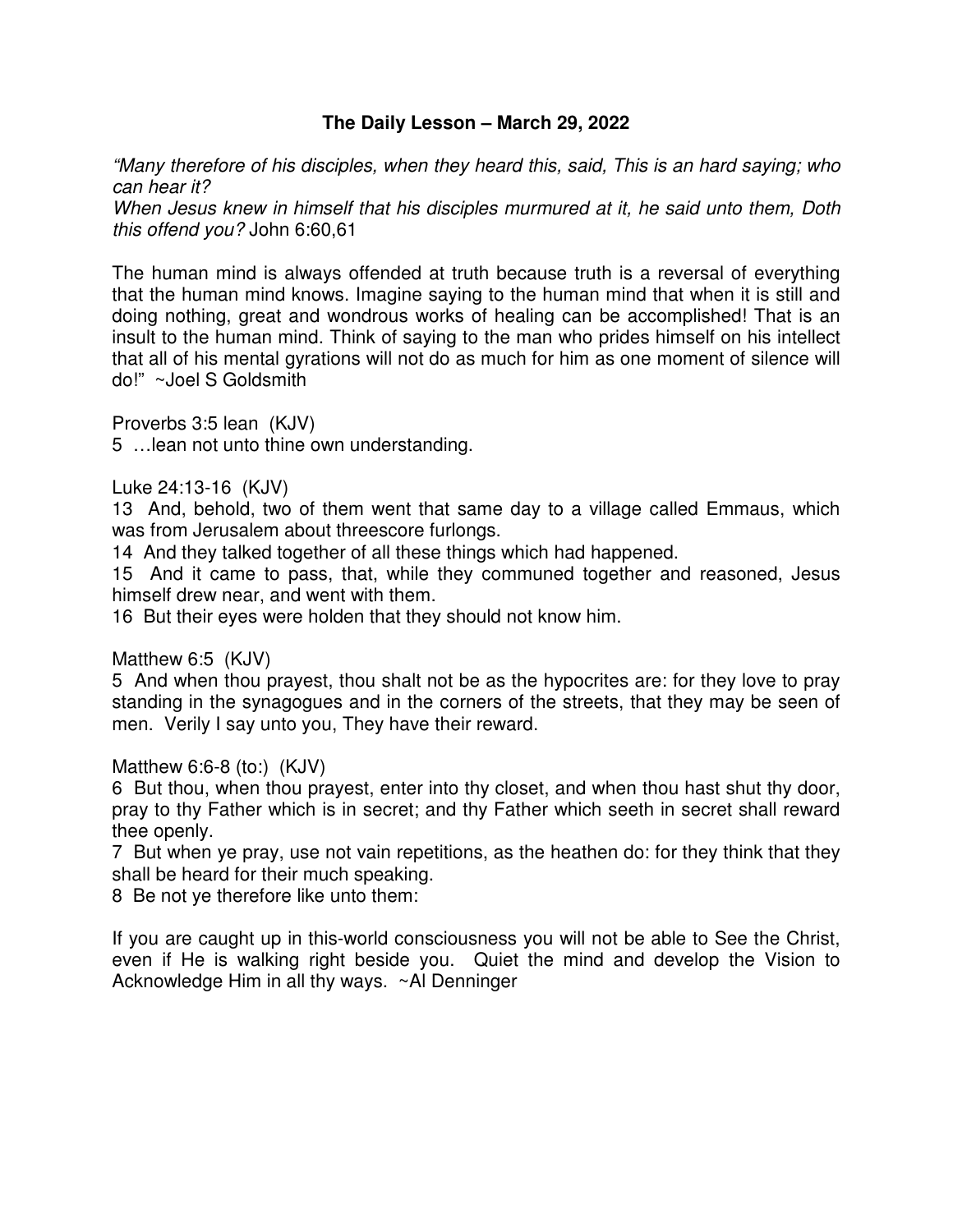**The Daily Lesson – March 29, 2022**

*"Many therefore of his disciples, when they heard this, said, This is an hard saying; who can hear it?*
*When Jesus knew in himself that his disciples murmured at it, he said unto them, Doth this offend you?* John 6:60,61

The human mind is always offended at truth because truth is a reversal of everything that the human mind knows. Imagine saying to the human mind that when it is still and doing nothing, great and wondrous works of healing can be accomplished! That is an insult to the human mind. Think of saying to the man who prides himself on his intellect that all of his mental gyrations will not do as much for him as one moment of silence will do!" ~Joel S Goldsmith

Proverbs 3:5 lean (KJV)
5 …lean not unto thine own understanding.

Luke 24:13-16 (KJV)
13 And, behold, two of them went that same day to a village called Emmaus, which was from Jerusalem about threescore furlongs.
14 And they talked together of all these things which had happened.
15 And it came to pass, that, while they communed together and reasoned, Jesus himself drew near, and went with them.
16 But their eyes were holden that they should not know him.

Matthew 6:5 (KJV)
5 And when thou prayest, thou shalt not be as the hypocrites are: for they love to pray standing in the synagogues and in the corners of the streets, that they may be seen of men. Verily I say unto you, They have their reward.

Matthew 6:6-8 (to:) (KJV)
6 But thou, when thou prayest, enter into thy closet, and when thou hast shut thy door, pray to thy Father which is in secret; and thy Father which seeth in secret shall reward thee openly.
7 But when ye pray, use not vain repetitions, as the heathen do: for they think that they shall be heard for their much speaking.
8 Be not ye therefore like unto them:

If you are caught up in this-world consciousness you will not be able to See the Christ, even if He is walking right beside you. Quiet the mind and develop the Vision to Acknowledge Him in all thy ways. ~Al Denninger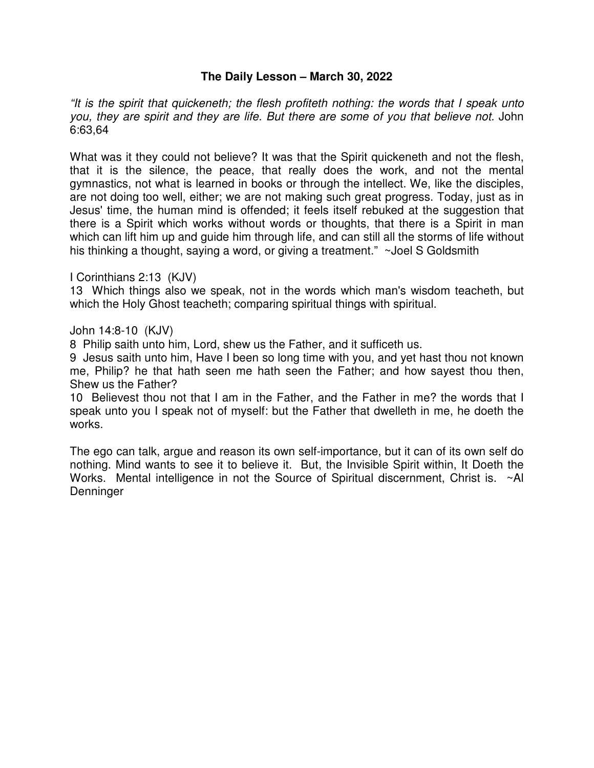**The Daily Lesson – March 30, 2022**

*"It is the spirit that quickeneth; the flesh profiteth nothing: the words that I speak unto you, they are spirit and they are life. But there are some of you that believe not.* John 6:63,64

What was it they could not believe? It was that the Spirit quickeneth and not the flesh, that it is the silence, the peace, that really does the work, and not the mental gymnastics, not what is learned in books or through the intellect. We, like the disciples, are not doing too well, either; we are not making such great progress. Today, just as in Jesus' time, the human mind is offended; it feels itself rebuked at the suggestion that there is a Spirit which works without words or thoughts, that there is a Spirit in man which can lift him up and guide him through life, and can still all the storms of life without his thinking a thought, saying a word, or giving a treatment." ~Joel S Goldsmith

I Corinthians 2:13 (KJV)
13 Which things also we speak, not in the words which man's wisdom teacheth, but which the Holy Ghost teacheth; comparing spiritual things with spiritual.

John 14:8-10 (KJV)
8 Philip saith unto him, Lord, shew us the Father, and it sufficeth us.
9 Jesus saith unto him, Have I been so long time with you, and yet hast thou not known me, Philip? he that hath seen me hath seen the Father; and how sayest thou then, Shew us the Father?
10 Believest thou not that I am in the Father, and the Father in me? the words that I speak unto you I speak not of myself: but the Father that dwelleth in me, he doeth the works.

The ego can talk, argue and reason its own self-importance, but it can of its own self do nothing. Mind wants to see it to believe it. But, the Invisible Spirit within, It Doeth the Works. Mental intelligence in not the Source of Spiritual discernment, Christ is. ~Al Denninger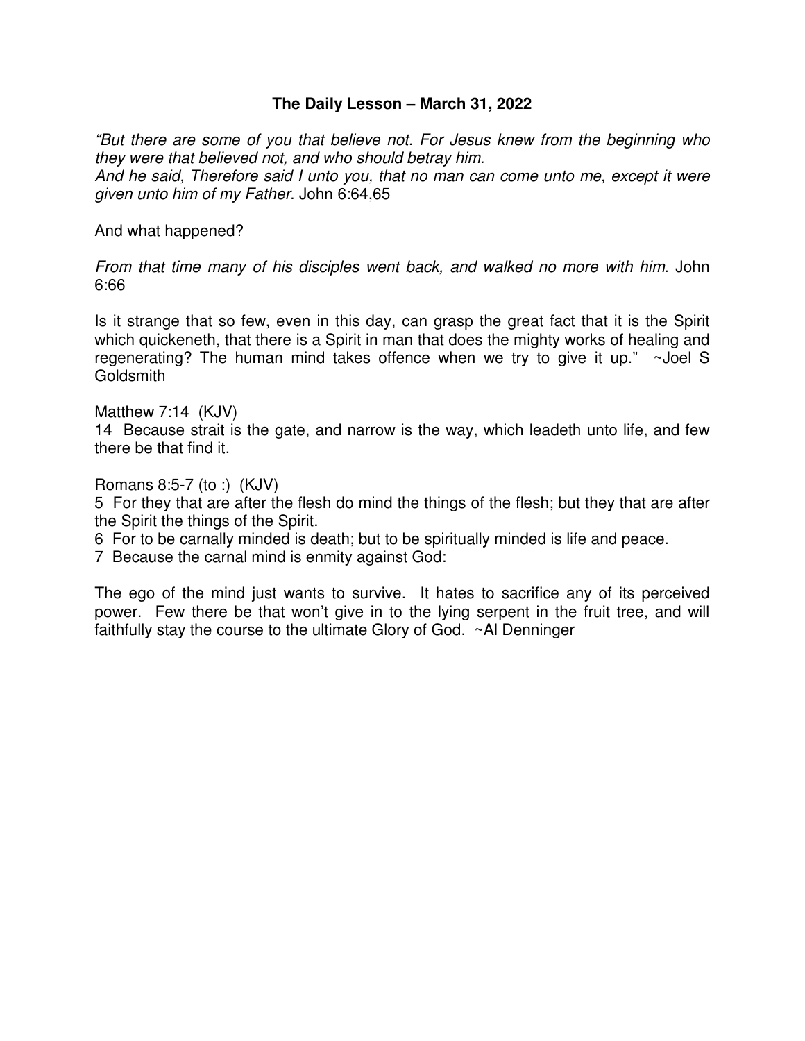**The Daily Lesson – March 31, 2022**

*"But there are some of you that believe not. For Jesus knew from the beginning who they were that believed not, and who should betray him.*
*And he said, Therefore said I unto you, that no man can come unto me, except it were given unto him of my Father*. John 6:64,65

And what happened?

*From that time many of his disciples went back, and walked no more with him*. John 6:66

Is it strange that so few, even in this day, can grasp the great fact that it is the Spirit which quickeneth, that there is a Spirit in man that does the mighty works of healing and regenerating? The human mind takes offence when we try to give it up."  ~Joel S Goldsmith

Matthew 7:14 (KJV)
14 Because strait is the gate, and narrow is the way, which leadeth unto life, and few there be that find it.

Romans 8:5-7 (to :) (KJV)
5 For they that are after the flesh do mind the things of the flesh; but they that are after the Spirit the things of the Spirit.
6 For to be carnally minded is death; but to be spiritually minded is life and peace.
7 Because the carnal mind is enmity against God:

The ego of the mind just wants to survive. It hates to sacrifice any of its perceived power. Few there be that won't give in to the lying serpent in the fruit tree, and will faithfully stay the course to the ultimate Glory of God. ~Al Denninger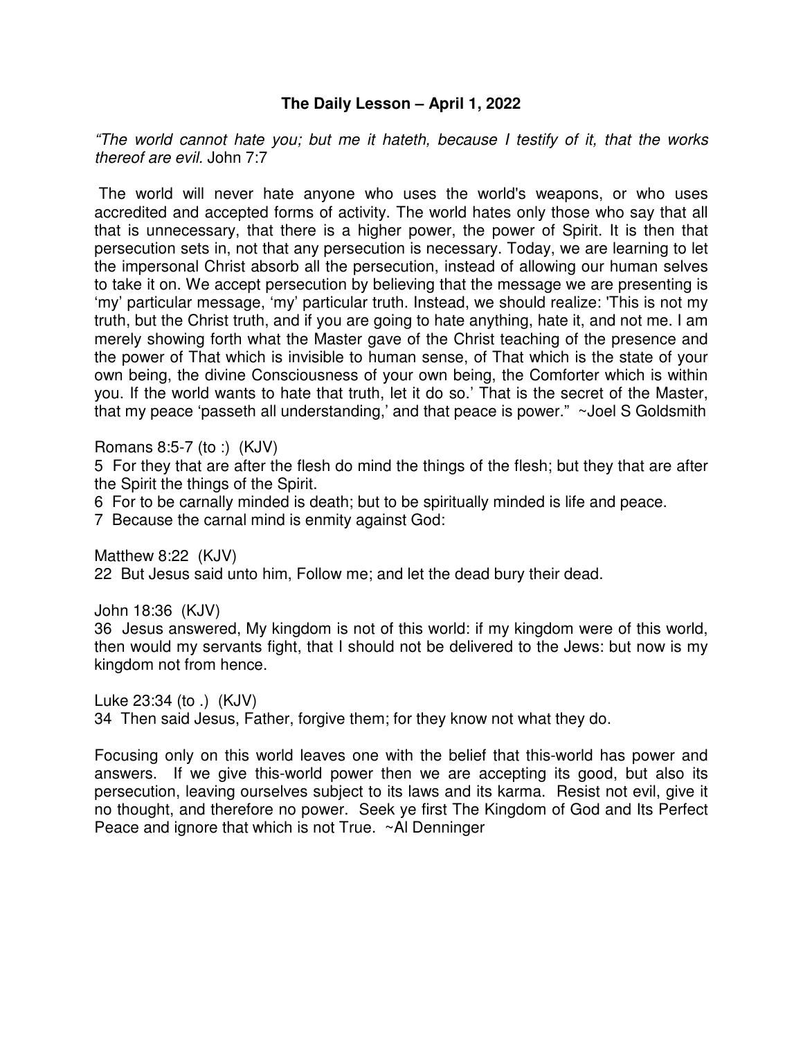**The Daily Lesson – April 1, 2022**

*"The world cannot hate you; but me it hateth, because I testify of it, that the works thereof are evil.* John 7:7

The world will never hate anyone who uses the world's weapons, or who uses accredited and accepted forms of activity. The world hates only those who say that all that is unnecessary, that there is a higher power, the power of Spirit. It is then that persecution sets in, not that any persecution is necessary. Today, we are learning to let the impersonal Christ absorb all the persecution, instead of allowing our human selves to take it on. We accept persecution by believing that the message we are presenting is 'my' particular message, 'my' particular truth. Instead, we should realize: 'This is not my truth, but the Christ truth, and if you are going to hate anything, hate it, and not me. I am merely showing forth what the Master gave of the Christ teaching of the presence and the power of That which is invisible to human sense, of That which is the state of your own being, the divine Consciousness of your own being, the Comforter which is within you. If the world wants to hate that truth, let it do so.' That is the secret of the Master, that my peace 'passeth all understanding,' and that peace is power." ~Joel S Goldsmith

Romans 8:5-7 (to :) (KJV)
5 For they that are after the flesh do mind the things of the flesh; but they that are after the Spirit the things of the Spirit.
6 For to be carnally minded is death; but to be spiritually minded is life and peace.
7 Because the carnal mind is enmity against God:

Matthew 8:22 (KJV)
22 But Jesus said unto him, Follow me; and let the dead bury their dead.

John 18:36 (KJV)
36 Jesus answered, My kingdom is not of this world: if my kingdom were of this world, then would my servants fight, that I should not be delivered to the Jews: but now is my kingdom not from hence.

Luke 23:34 (to .) (KJV)
34 Then said Jesus, Father, forgive them; for they know not what they do.

Focusing only on this world leaves one with the belief that this-world has power and answers. If we give this-world power then we are accepting its good, but also its persecution, leaving ourselves subject to its laws and its karma. Resist not evil, give it no thought, and therefore no power. Seek ye first The Kingdom of God and Its Perfect Peace and ignore that which is not True. ~Al Denninger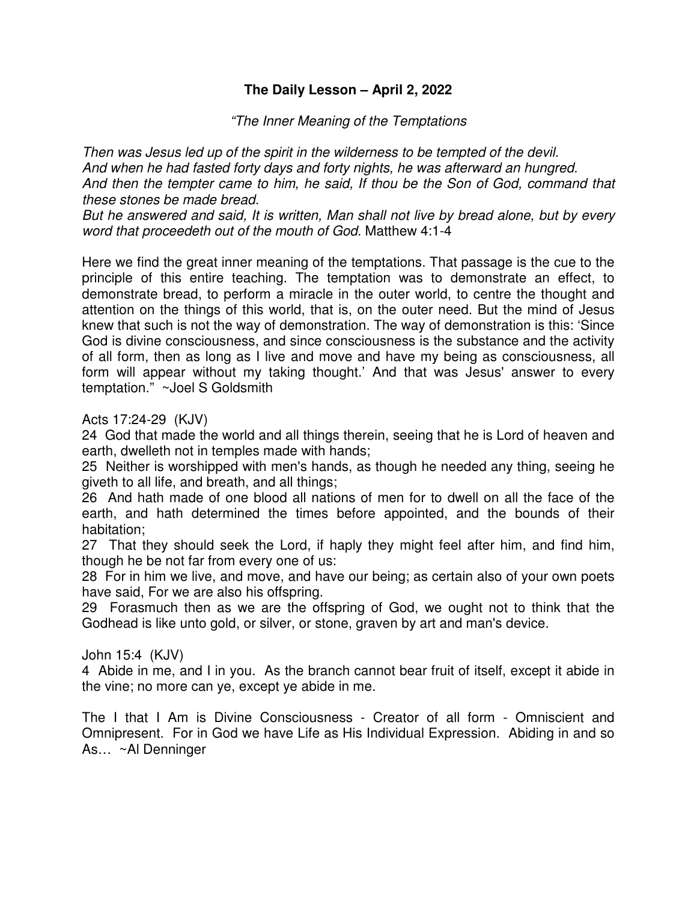**The Daily Lesson – April 2, 2022**

*"The Inner Meaning of the Temptations*

*Then was Jesus led up of the spirit in the wilderness to be tempted of the devil.*
*And when he had fasted forty days and forty nights, he was afterward an hungred.*
*And then the tempter came to him, he said, If thou be the Son of God, command that these stones be made bread.*
*But he answered and said, It is written, Man shall not live by bread alone, but by every word that proceedeth out of the mouth of God*. Matthew 4:1-4

Here we find the great inner meaning of the temptations. That passage is the cue to the principle of this entire teaching. The temptation was to demonstrate an effect, to demonstrate bread, to perform a miracle in the outer world, to centre the thought and attention on the things of this world, that is, on the outer need. But the mind of Jesus knew that such is not the way of demonstration. The way of demonstration is this: 'Since God is divine consciousness, and since consciousness is the substance and the activity of all form, then as long as I live and move and have my being as consciousness, all form will appear without my taking thought.' And that was Jesus' answer to every temptation." ~Joel S Goldsmith

Acts 17:24-29 (KJV)
24 God that made the world and all things therein, seeing that he is Lord of heaven and earth, dwelleth not in temples made with hands;
25 Neither is worshipped with men's hands, as though he needed any thing, seeing he giveth to all life, and breath, and all things;
26 And hath made of one blood all nations of men for to dwell on all the face of the earth, and hath determined the times before appointed, and the bounds of their habitation;
27 That they should seek the Lord, if haply they might feel after him, and find him, though he be not far from every one of us:
28 For in him we live, and move, and have our being; as certain also of your own poets have said, For we are also his offspring.
29 Forasmuch then as we are the offspring of God, we ought not to think that the Godhead is like unto gold, or silver, or stone, graven by art and man's device.

John 15:4 (KJV)
4 Abide in me, and I in you. As the branch cannot bear fruit of itself, except it abide in the vine; no more can ye, except ye abide in me.

The I that I Am is Divine Consciousness - Creator of all form - Omniscient and Omnipresent. For in God we have Life as His Individual Expression. Abiding in and so As… ~Al Denninger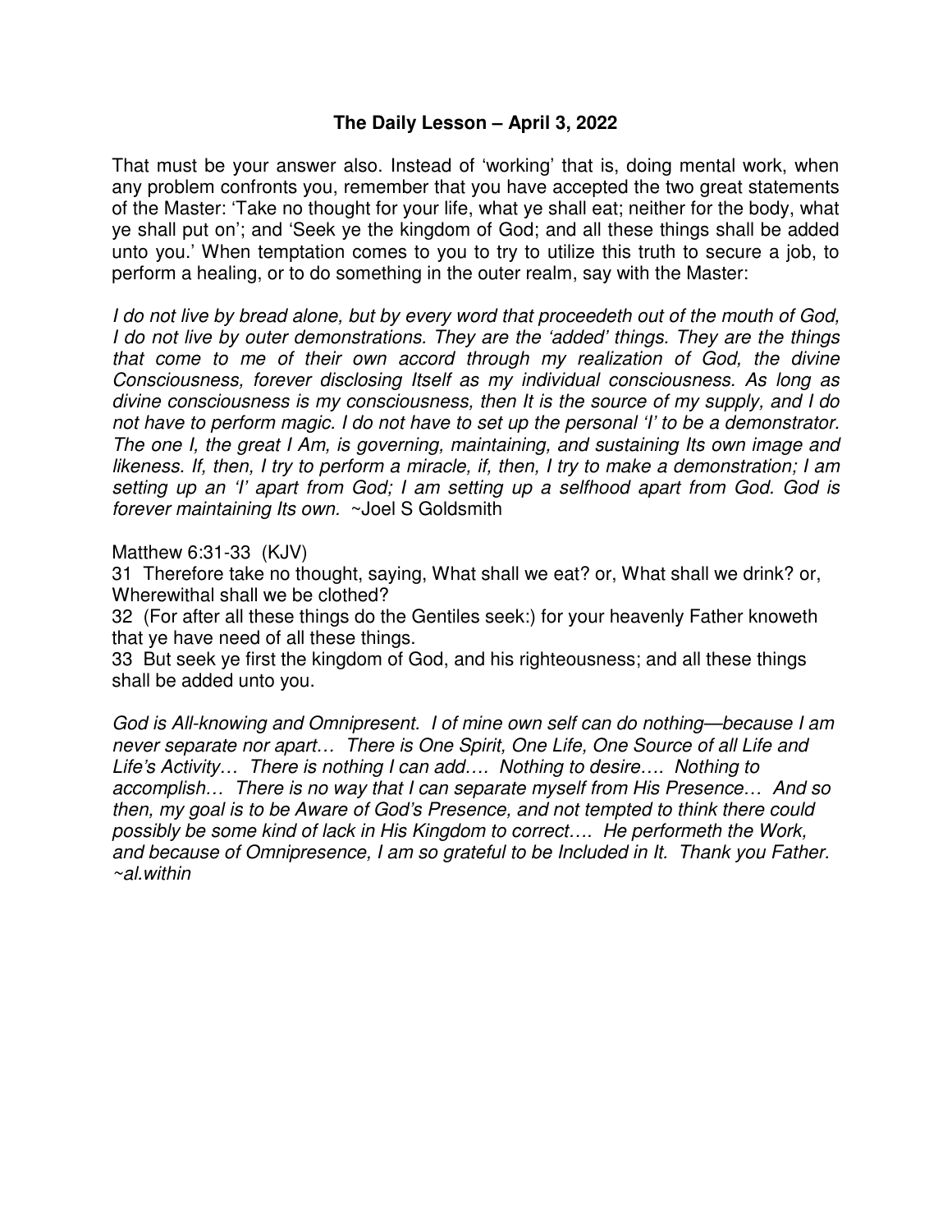### The Daily Lesson – April 3, 2022

That must be your answer also. Instead of 'working' that is, doing mental work, when any problem confronts you, remember that you have accepted the two great statements of the Master: 'Take no thought for your life, what ye shall eat; neither for the body, what ye shall put on'; and 'Seek ye the kingdom of God; and all these things shall be added unto you.' When temptation comes to you to try to utilize this truth to secure a job, to perform a healing, or to do something in the outer realm, say with the Master:

*I do not live by bread alone, but by every word that proceedeth out of the mouth of God, I do not live by outer demonstrations. They are the 'added' things. They are the things that come to me of their own accord through my realization of God, the divine Consciousness, forever disclosing Itself as my individual consciousness. As long as divine consciousness is my consciousness, then It is the source of my supply, and I do not have to perform magic. I do not have to set up the personal 'I' to be a demonstrator. The one I, the great I Am, is governing, maintaining, and sustaining Its own image and likeness. If, then, I try to perform a miracle, if, then, I try to make a demonstration; I am setting up an 'I' apart from God; I am setting up a selfhood apart from God. God is forever maintaining Its own.* ~Joel S Goldsmith

Matthew 6:31-33 (KJV)
31 Therefore take no thought, saying, What shall we eat? or, What shall we drink? or, Wherewithal shall we be clothed?
32 (For after all these things do the Gentiles seek:) for your heavenly Father knoweth that ye have need of all these things.
33 But seek ye first the kingdom of God, and his righteousness; and all these things shall be added unto you.

*God is All-knowing and Omnipresent. I of mine own self can do nothing—because I am never separate nor apart… There is One Spirit, One Life, One Source of all Life and Life's Activity… There is nothing I can add…. Nothing to desire…. Nothing to accomplish… There is no way that I can separate myself from His Presence… And so then, my goal is to be Aware of God's Presence, and not tempted to think there could possibly be some kind of lack in His Kingdom to correct…. He performeth the Work, and because of Omnipresence, I am so grateful to be Included in It. Thank you Father. ~al.within*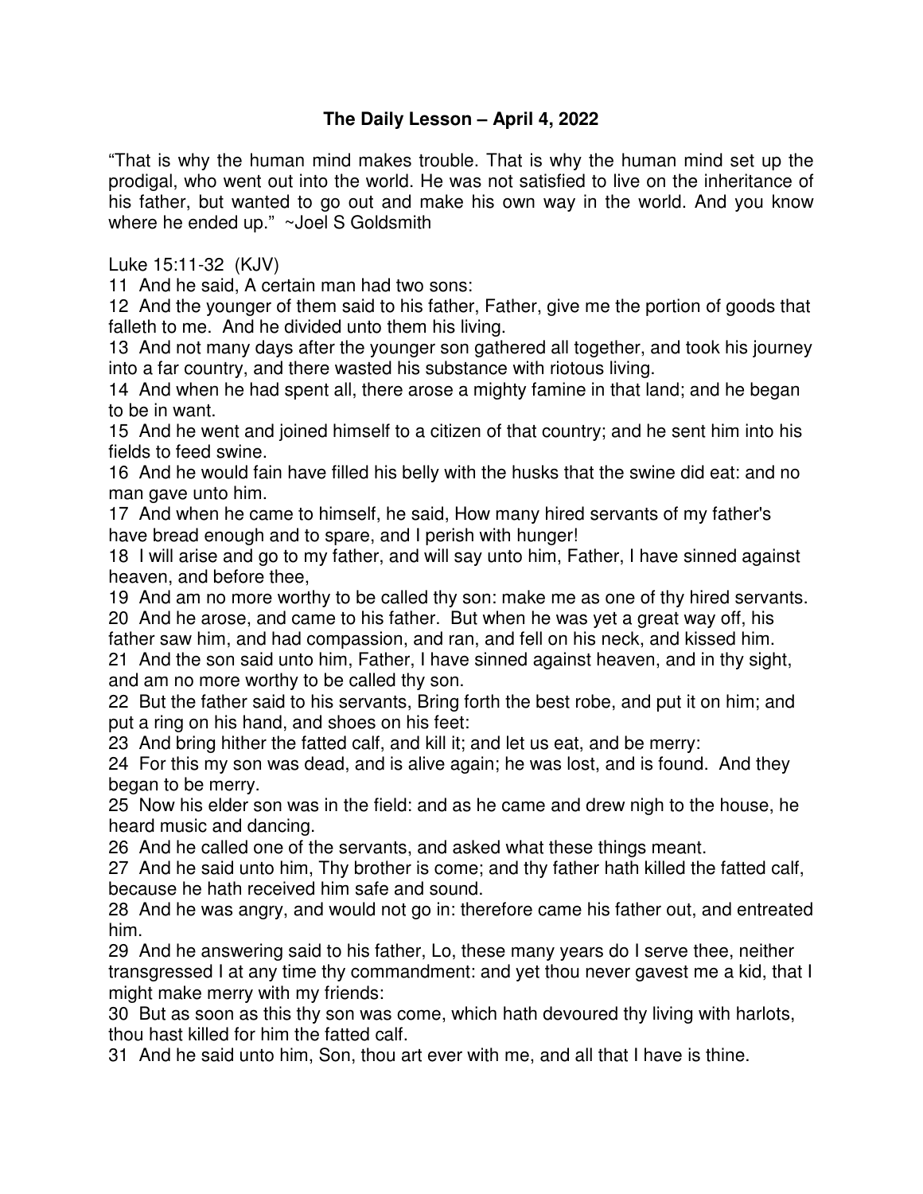# The Daily Lesson – April 4, 2022

"That is why the human mind makes trouble. That is why the human mind set up the prodigal, who went out into the world. He was not satisfied to live on the inheritance of his father, but wanted to go out and make his own way in the world. And you know where he ended up." ~Joel S Goldsmith

Luke 15:11-32 (KJV)

11 And he said, A certain man had two sons:

12 And the younger of them said to his father, Father, give me the portion of goods that falleth to me. And he divided unto them his living.

13 And not many days after the younger son gathered all together, and took his journey into a far country, and there wasted his substance with riotous living.

14 And when he had spent all, there arose a mighty famine in that land; and he began to be in want.

15 And he went and joined himself to a citizen of that country; and he sent him into his fields to feed swine.

16 And he would fain have filled his belly with the husks that the swine did eat: and no man gave unto him.

17 And when he came to himself, he said, How many hired servants of my father's have bread enough and to spare, and I perish with hunger!

18 I will arise and go to my father, and will say unto him, Father, I have sinned against heaven, and before thee,

19 And am no more worthy to be called thy son: make me as one of thy hired servants.

20 And he arose, and came to his father. But when he was yet a great way off, his father saw him, and had compassion, and ran, and fell on his neck, and kissed him.

21 And the son said unto him, Father, I have sinned against heaven, and in thy sight, and am no more worthy to be called thy son.

22 But the father said to his servants, Bring forth the best robe, and put it on him; and put a ring on his hand, and shoes on his feet:

23 And bring hither the fatted calf, and kill it; and let us eat, and be merry:

24 For this my son was dead, and is alive again; he was lost, and is found. And they began to be merry.

25 Now his elder son was in the field: and as he came and drew nigh to the house, he heard music and dancing.

26 And he called one of the servants, and asked what these things meant.

27 And he said unto him, Thy brother is come; and thy father hath killed the fatted calf, because he hath received him safe and sound.

28 And he was angry, and would not go in: therefore came his father out, and entreated him.

29 And he answering said to his father, Lo, these many years do I serve thee, neither transgressed I at any time thy commandment: and yet thou never gavest me a kid, that I might make merry with my friends:

30 But as soon as this thy son was come, which hath devoured thy living with harlots, thou hast killed for him the fatted calf.

31 And he said unto him, Son, thou art ever with me, and all that I have is thine.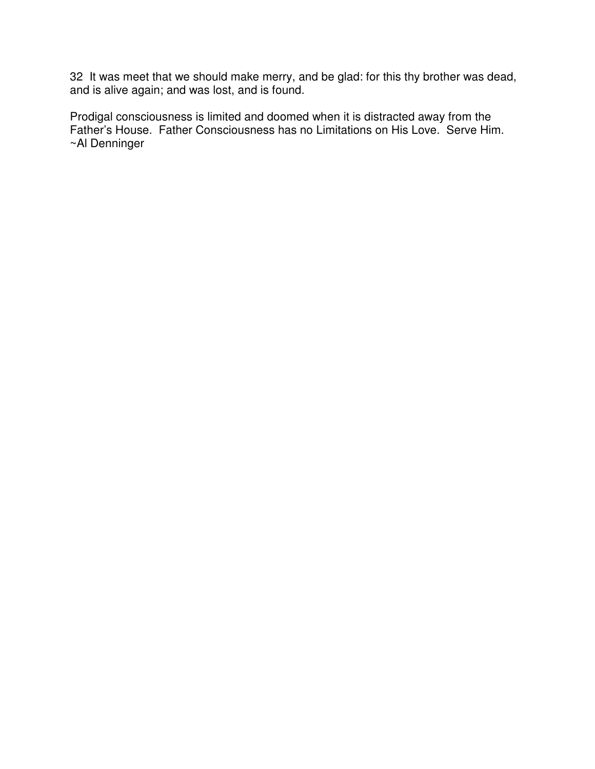32  It was meet that we should make merry, and be glad: for this thy brother was dead, and is alive again; and was lost, and is found.

Prodigal consciousness is limited and doomed when it is distracted away from the Father's House.  Father Consciousness has no Limitations on His Love.  Serve Him.  
~Al Denninger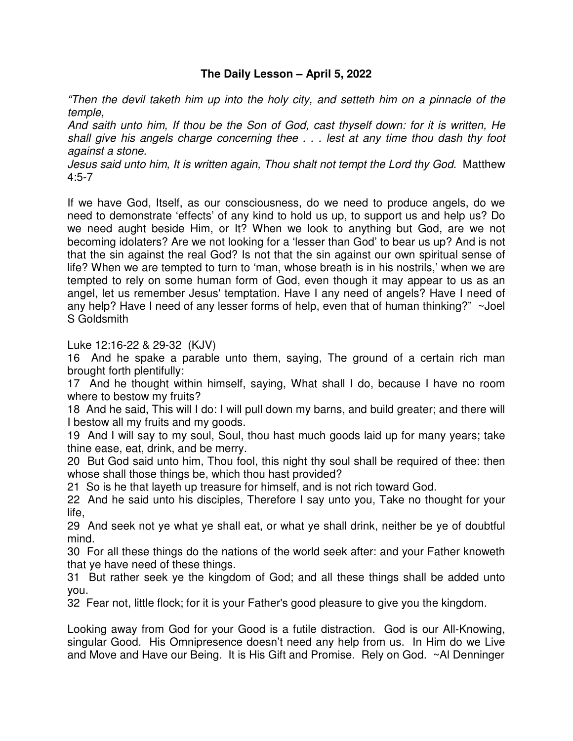## The Daily Lesson – April 5, 2022

*"Then the devil taketh him up into the holy city, and setteth him on a pinnacle of the temple,*
*And saith unto him, If thou be the Son of God, cast thyself down: for it is written, He shall give his angels charge concerning thee . . . lest at any time thou dash thy foot against a stone.*
*Jesus said unto him, It is written again, Thou shalt not tempt the Lord thy God.* Matthew 4:5-7

If we have God, Itself, as our consciousness, do we need to produce angels, do we need to demonstrate 'effects' of any kind to hold us up, to support us and help us? Do we need aught beside Him, or It? When we look to anything but God, are we not becoming idolaters? Are we not looking for a 'lesser than God' to bear us up? And is not that the sin against the real God? Is not that the sin against our own spiritual sense of life? When we are tempted to turn to 'man, whose breath is in his nostrils,' when we are tempted to rely on some human form of God, even though it may appear to us as an angel, let us remember Jesus' temptation. Have I any need of angels? Have I need of any help? Have I need of any lesser forms of help, even that of human thinking?" ~Joel S Goldsmith

Luke 12:16-22 & 29-32 (KJV)
16 And he spake a parable unto them, saying, The ground of a certain rich man brought forth plentifully:
17 And he thought within himself, saying, What shall I do, because I have no room where to bestow my fruits?
18 And he said, This will I do: I will pull down my barns, and build greater; and there will I bestow all my fruits and my goods.
19 And I will say to my soul, Soul, thou hast much goods laid up for many years; take thine ease, eat, drink, and be merry.
20 But God said unto him, Thou fool, this night thy soul shall be required of thee: then whose shall those things be, which thou hast provided?
21 So is he that layeth up treasure for himself, and is not rich toward God.
22 And he said unto his disciples, Therefore I say unto you, Take no thought for your life,
29 And seek not ye what ye shall eat, or what ye shall drink, neither be ye of doubtful mind.
30 For all these things do the nations of the world seek after: and your Father knoweth that ye have need of these things.
31 But rather seek ye the kingdom of God; and all these things shall be added unto you.
32 Fear not, little flock; for it is your Father's good pleasure to give you the kingdom.

Looking away from God for your Good is a futile distraction. God is our All-Knowing, singular Good. His Omnipresence doesn't need any help from us. In Him do we Live and Move and Have our Being. It is His Gift and Promise. Rely on God. ~Al Denninger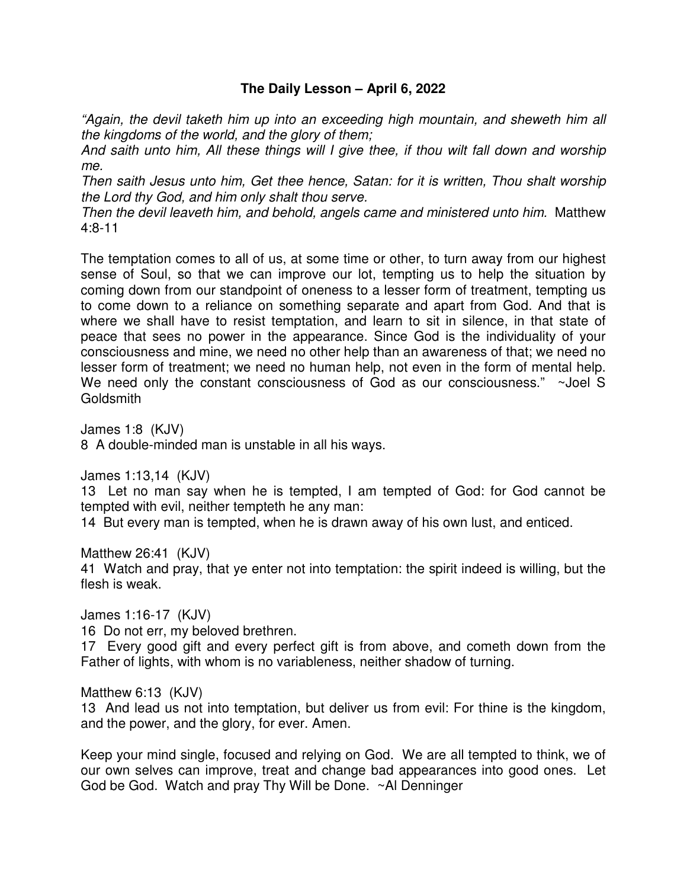# The Daily Lesson – April 6, 2022

*"Again, the devil taketh him up into an exceeding high mountain, and sheweth him all the kingdoms of the world, and the glory of them;*
*And saith unto him, All these things will I give thee, if thou wilt fall down and worship me.*
*Then saith Jesus unto him, Get thee hence, Satan: for it is written, Thou shalt worship the Lord thy God, and him only shalt thou serve.*
*Then the devil leaveth him, and behold, angels came and ministered unto him.* Matthew 4:8-11

The temptation comes to all of us, at some time or other, to turn away from our highest sense of Soul, so that we can improve our lot, tempting us to help the situation by coming down from our standpoint of oneness to a lesser form of treatment, tempting us to come down to a reliance on something separate and apart from God. And that is where we shall have to resist temptation, and learn to sit in silence, in that state of peace that sees no power in the appearance. Since God is the individuality of your consciousness and mine, we need no other help than an awareness of that; we need no lesser form of treatment; we need no human help, not even in the form of mental help. We need only the constant consciousness of God as our consciousness." ~Joel S Goldsmith

James 1:8 (KJV)
8 A double-minded man is unstable in all his ways.

James 1:13,14 (KJV)
13 Let no man say when he is tempted, I am tempted of God: for God cannot be tempted with evil, neither tempteth he any man:
14 But every man is tempted, when he is drawn away of his own lust, and enticed.

Matthew 26:41 (KJV)
41 Watch and pray, that ye enter not into temptation: the spirit indeed is willing, but the flesh is weak.

James 1:16-17 (KJV)
16 Do not err, my beloved brethren.
17 Every good gift and every perfect gift is from above, and cometh down from the Father of lights, with whom is no variableness, neither shadow of turning.

Matthew 6:13 (KJV)
13 And lead us not into temptation, but deliver us from evil: For thine is the kingdom, and the power, and the glory, for ever. Amen.

Keep your mind single, focused and relying on God. We are all tempted to think, we of our own selves can improve, treat and change bad appearances into good ones. Let God be God. Watch and pray Thy Will be Done. ~Al Denninger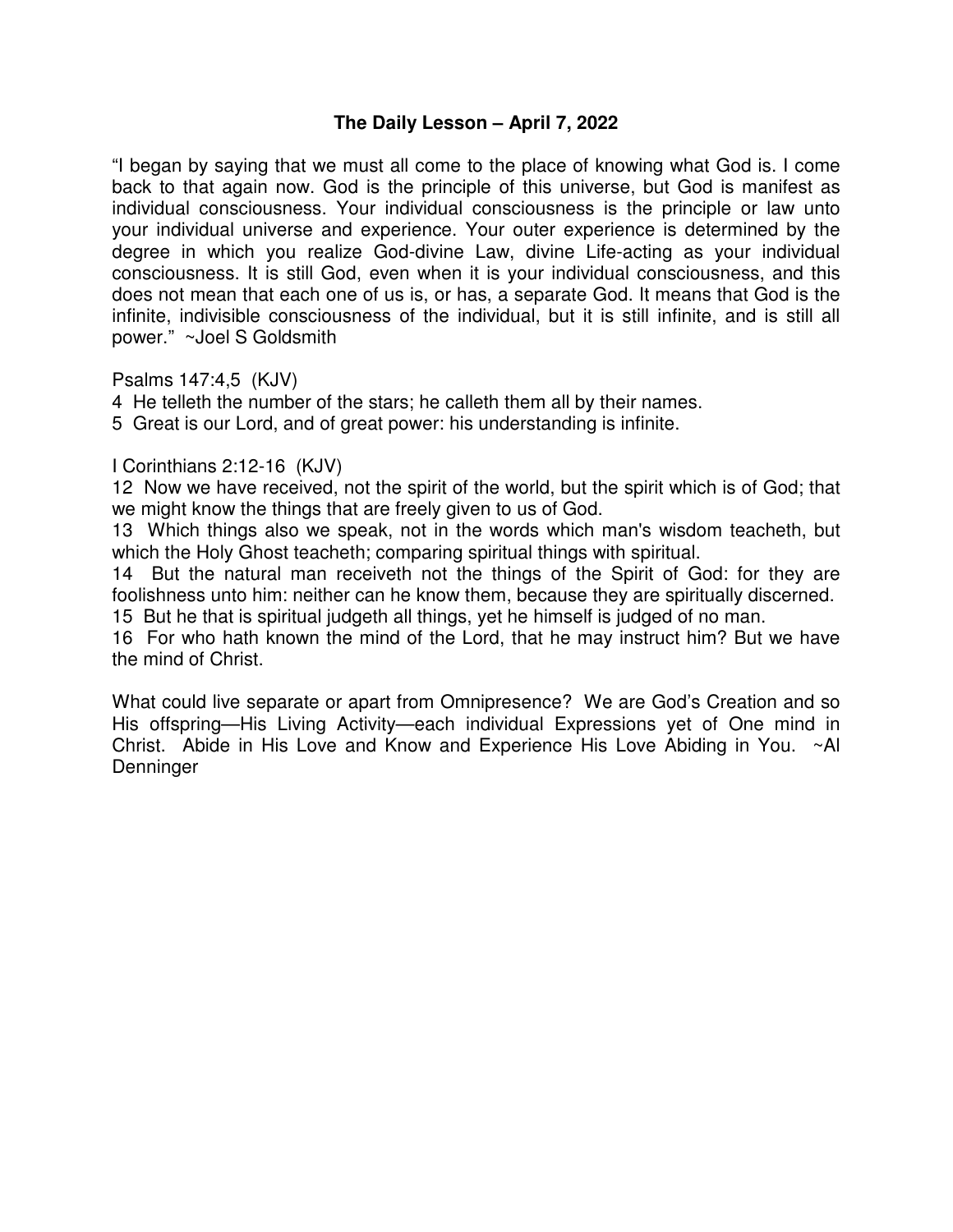# The Daily Lesson – April 7, 2022

"I began by saying that we must all come to the place of knowing what God is. I come back to that again now. God is the principle of this universe, but God is manifest as individual consciousness. Your individual consciousness is the principle or law unto your individual universe and experience. Your outer experience is determined by the degree in which you realize God-divine Law, divine Life-acting as your individual consciousness. It is still God, even when it is your individual consciousness, and this does not mean that each one of us is, or has, a separate God. It means that God is the infinite, indivisible consciousness of the individual, but it is still infinite, and is still all power." ~Joel S Goldsmith

Psalms 147:4,5 (KJV)
4 He telleth the number of the stars; he calleth them all by their names.
5 Great is our Lord, and of great power: his understanding is infinite.

I Corinthians 2:12-16 (KJV)
12 Now we have received, not the spirit of the world, but the spirit which is of God; that we might know the things that are freely given to us of God.
13 Which things also we speak, not in the words which man's wisdom teacheth, but which the Holy Ghost teacheth; comparing spiritual things with spiritual.
14 But the natural man receiveth not the things of the Spirit of God: for they are foolishness unto him: neither can he know them, because they are spiritually discerned.
15 But he that is spiritual judgeth all things, yet he himself is judged of no man.
16 For who hath known the mind of the Lord, that he may instruct him? But we have the mind of Christ.

What could live separate or apart from Omnipresence? We are God's Creation and so His offspring—His Living Activity—each individual Expressions yet of One mind in Christ. Abide in His Love and Know and Experience His Love Abiding in You. ~Al Denninger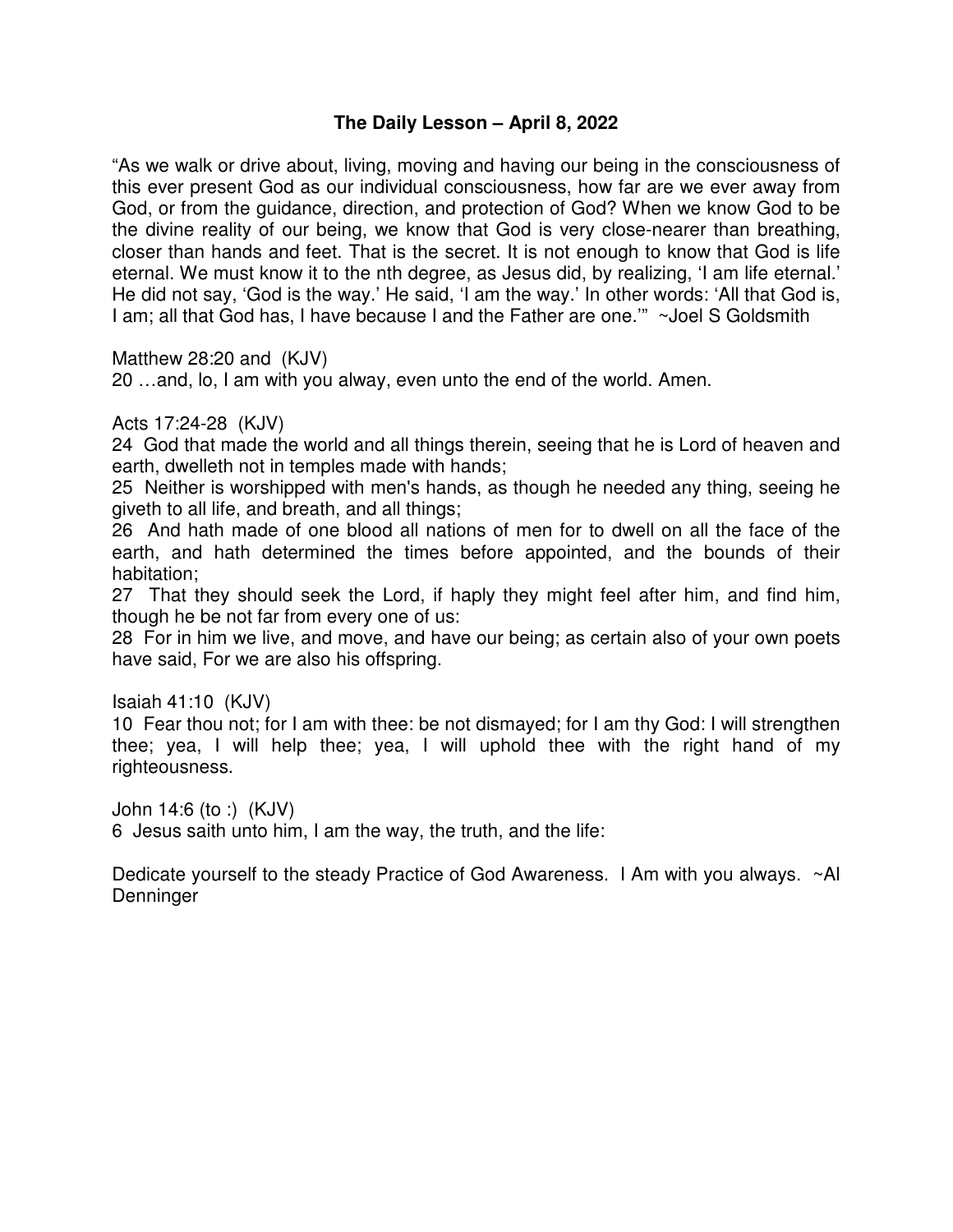**The Daily Lesson – April 8, 2022**

"As we walk or drive about, living, moving and having our being in the consciousness of this ever present God as our individual consciousness, how far are we ever away from God, or from the guidance, direction, and protection of God? When we know God to be the divine reality of our being, we know that God is very close-nearer than breathing, closer than hands and feet. That is the secret. It is not enough to know that God is life eternal. We must know it to the nth degree, as Jesus did, by realizing, 'I am life eternal.' He did not say, 'God is the way.' He said, 'I am the way.' In other words: 'All that God is, I am; all that God has, I have because I and the Father are one.'" ~Joel S Goldsmith

Matthew 28:20 and (KJV)
20 …and, lo, I am with you alway, even unto the end of the world. Amen.

Acts 17:24-28 (KJV)
24 God that made the world and all things therein, seeing that he is Lord of heaven and earth, dwelleth not in temples made with hands;
25 Neither is worshipped with men's hands, as though he needed any thing, seeing he giveth to all life, and breath, and all things;
26 And hath made of one blood all nations of men for to dwell on all the face of the earth, and hath determined the times before appointed, and the bounds of their habitation;
27 That they should seek the Lord, if haply they might feel after him, and find him, though he be not far from every one of us:
28 For in him we live, and move, and have our being; as certain also of your own poets have said, For we are also his offspring.

Isaiah 41:10 (KJV)
10 Fear thou not; for I am with thee: be not dismayed; for I am thy God: I will strengthen thee; yea, I will help thee; yea, I will uphold thee with the right hand of my righteousness.

John 14:6 (to :) (KJV)
6 Jesus saith unto him, I am the way, the truth, and the life:

Dedicate yourself to the steady Practice of God Awareness. I Am with you always. ~Al Denninger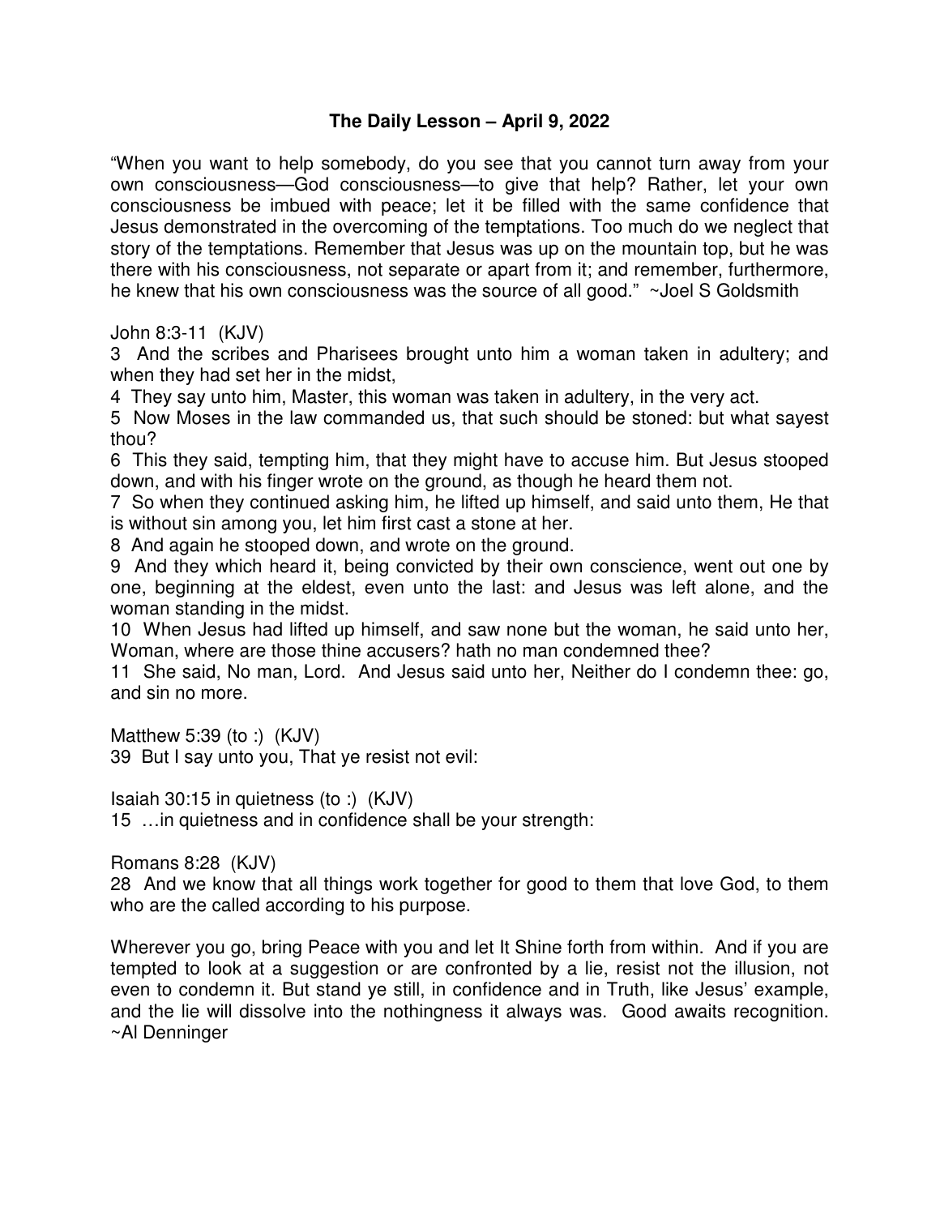**The Daily Lesson – April 9, 2022**

"When you want to help somebody, do you see that you cannot turn away from your own consciousness—God consciousness—to give that help? Rather, let your own consciousness be imbued with peace; let it be filled with the same confidence that Jesus demonstrated in the overcoming of the temptations. Too much do we neglect that story of the temptations. Remember that Jesus was up on the mountain top, but he was there with his consciousness, not separate or apart from it; and remember, furthermore, he knew that his own consciousness was the source of all good." ~Joel S Goldsmith

John 8:3-11 (KJV)
3 And the scribes and Pharisees brought unto him a woman taken in adultery; and when they had set her in the midst,
4 They say unto him, Master, this woman was taken in adultery, in the very act.
5 Now Moses in the law commanded us, that such should be stoned: but what sayest thou?
6 This they said, tempting him, that they might have to accuse him. But Jesus stooped down, and with his finger wrote on the ground, as though he heard them not.
7 So when they continued asking him, he lifted up himself, and said unto them, He that is without sin among you, let him first cast a stone at her.
8 And again he stooped down, and wrote on the ground.
9 And they which heard it, being convicted by their own conscience, went out one by one, beginning at the eldest, even unto the last: and Jesus was left alone, and the woman standing in the midst.
10 When Jesus had lifted up himself, and saw none but the woman, he said unto her, Woman, where are those thine accusers? hath no man condemned thee?
11 She said, No man, Lord. And Jesus said unto her, Neither do I condemn thee: go, and sin no more.

Matthew 5:39 (to :) (KJV)
39 But I say unto you, That ye resist not evil:

Isaiah 30:15 in quietness (to :) (KJV)
15 …in quietness and in confidence shall be your strength:

Romans 8:28 (KJV)
28 And we know that all things work together for good to them that love God, to them who are the called according to his purpose.

Wherever you go, bring Peace with you and let It Shine forth from within. And if you are tempted to look at a suggestion or are confronted by a lie, resist not the illusion, not even to condemn it. But stand ye still, in confidence and in Truth, like Jesus' example, and the lie will dissolve into the nothingness it always was. Good awaits recognition. ~Al Denninger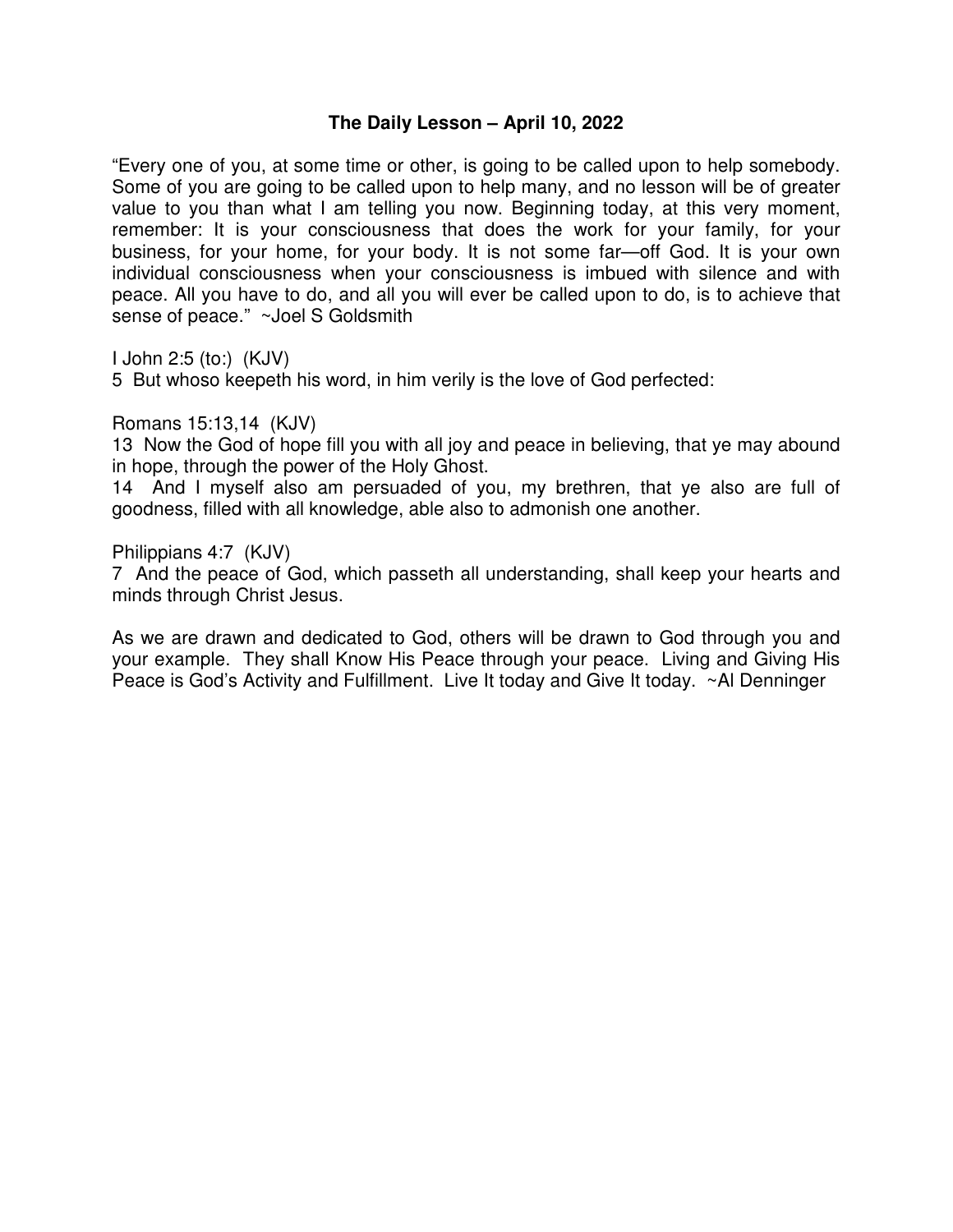# The Daily Lesson – April 10, 2022

"Every one of you, at some time or other, is going to be called upon to help somebody. Some of you are going to be called upon to help many, and no lesson will be of greater value to you than what I am telling you now. Beginning today, at this very moment, remember: It is your consciousness that does the work for your family, for your business, for your home, for your body. It is not some far—off God. It is your own individual consciousness when your consciousness is imbued with silence and with peace. All you have to do, and all you will ever be called upon to do, is to achieve that sense of peace." ~Joel S Goldsmith

I John 2:5 (to:) (KJV)
5 But whoso keepeth his word, in him verily is the love of God perfected:

Romans 15:13,14 (KJV)
13 Now the God of hope fill you with all joy and peace in believing, that ye may abound in hope, through the power of the Holy Ghost.
14 And I myself also am persuaded of you, my brethren, that ye also are full of goodness, filled with all knowledge, able also to admonish one another.

Philippians 4:7 (KJV)
7 And the peace of God, which passeth all understanding, shall keep your hearts and minds through Christ Jesus.

As we are drawn and dedicated to God, others will be drawn to God through you and your example. They shall Know His Peace through your peace. Living and Giving His Peace is God's Activity and Fulfillment. Live It today and Give It today. ~Al Denninger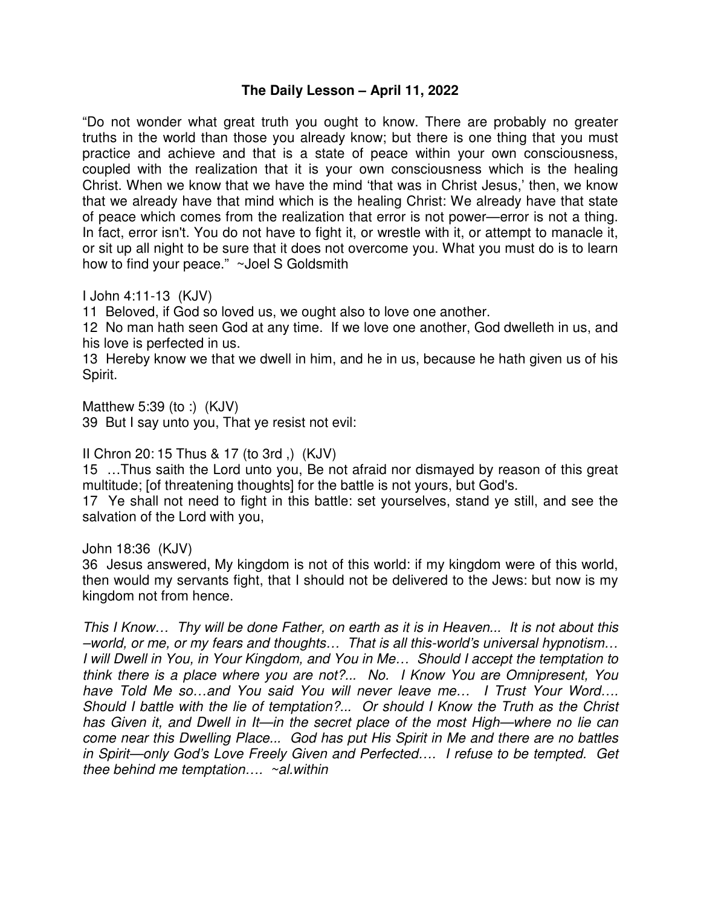# The Daily Lesson – April 11, 2022

"Do not wonder what great truth you ought to know. There are probably no greater truths in the world than those you already know; but there is one thing that you must practice and achieve and that is a state of peace within your own consciousness, coupled with the realization that it is your own consciousness which is the healing Christ. When we know that we have the mind 'that was in Christ Jesus,' then, we know that we already have that mind which is the healing Christ: We already have that state of peace which comes from the realization that error is not power—error is not a thing. In fact, error isn't. You do not have to fight it, or wrestle with it, or attempt to manacle it, or sit up all night to be sure that it does not overcome you. What you must do is to learn how to find your peace." ~Joel S Goldsmith

I John 4:11-13 (KJV)
11 Beloved, if God so loved us, we ought also to love one another.
12 No man hath seen God at any time. If we love one another, God dwelleth in us, and his love is perfected in us.
13 Hereby know we that we dwell in him, and he in us, because he hath given us of his Spirit.

Matthew 5:39 (to :) (KJV)
39 But I say unto you, That ye resist not evil:

II Chron 20: 15 Thus & 17 (to 3rd ,) (KJV)
15 …Thus saith the Lord unto you, Be not afraid nor dismayed by reason of this great multitude; [of threatening thoughts] for the battle is not yours, but God's.
17 Ye shall not need to fight in this battle: set yourselves, stand ye still, and see the salvation of the Lord with you,

John 18:36 (KJV)
36 Jesus answered, My kingdom is not of this world: if my kingdom were of this world, then would my servants fight, that I should not be delivered to the Jews: but now is my kingdom not from hence.

*This I Know… Thy will be done Father, on earth as it is in Heaven... It is not about this –world, or me, or my fears and thoughts… That is all this-world's universal hypnotism… I will Dwell in You, in Your Kingdom, and You in Me… Should I accept the temptation to think there is a place where you are not?... No. I Know You are Omnipresent, You have Told Me so…and You said You will never leave me… I Trust Your Word…. Should I battle with the lie of temptation?... Or should I Know the Truth as the Christ has Given it, and Dwell in It—in the secret place of the most High—where no lie can come near this Dwelling Place... God has put His Spirit in Me and there are no battles in Spirit—only God's Love Freely Given and Perfected…. I refuse to be tempted. Get thee behind me temptation…. ~al.within*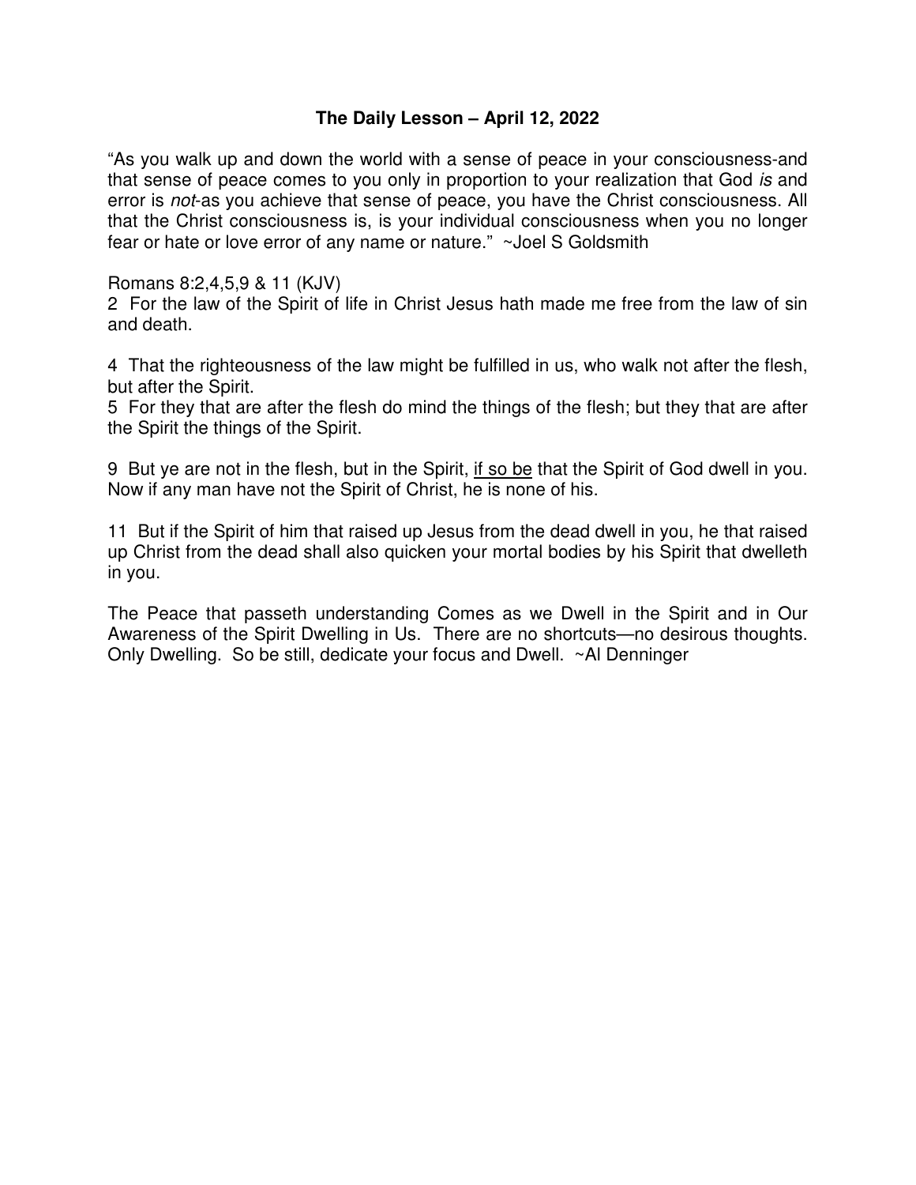**The Daily Lesson – April 12, 2022**

"As you walk up and down the world with a sense of peace in your consciousness-and that sense of peace comes to you only in proportion to your realization that God *is* and error is *not*-as you achieve that sense of peace, you have the Christ consciousness. All that the Christ consciousness is, is your individual consciousness when you no longer fear or hate or love error of any name or nature." ~Joel S Goldsmith

Romans 8:2,4,5,9 & 11 (KJV)
2 For the law of the Spirit of life in Christ Jesus hath made me free from the law of sin and death.

4 That the righteousness of the law might be fulfilled in us, who walk not after the flesh, but after the Spirit.
5 For they that are after the flesh do mind the things of the flesh; but they that are after the Spirit the things of the Spirit.

9 But ye are not in the flesh, but in the Spirit, <u>if so be</u> that the Spirit of God dwell in you. Now if any man have not the Spirit of Christ, he is none of his.

11 But if the Spirit of him that raised up Jesus from the dead dwell in you, he that raised up Christ from the dead shall also quicken your mortal bodies by his Spirit that dwelleth in you.

The Peace that passeth understanding Comes as we Dwell in the Spirit and in Our Awareness of the Spirit Dwelling in Us. There are no shortcuts—no desirous thoughts. Only Dwelling. So be still, dedicate your focus and Dwell. ~Al Denninger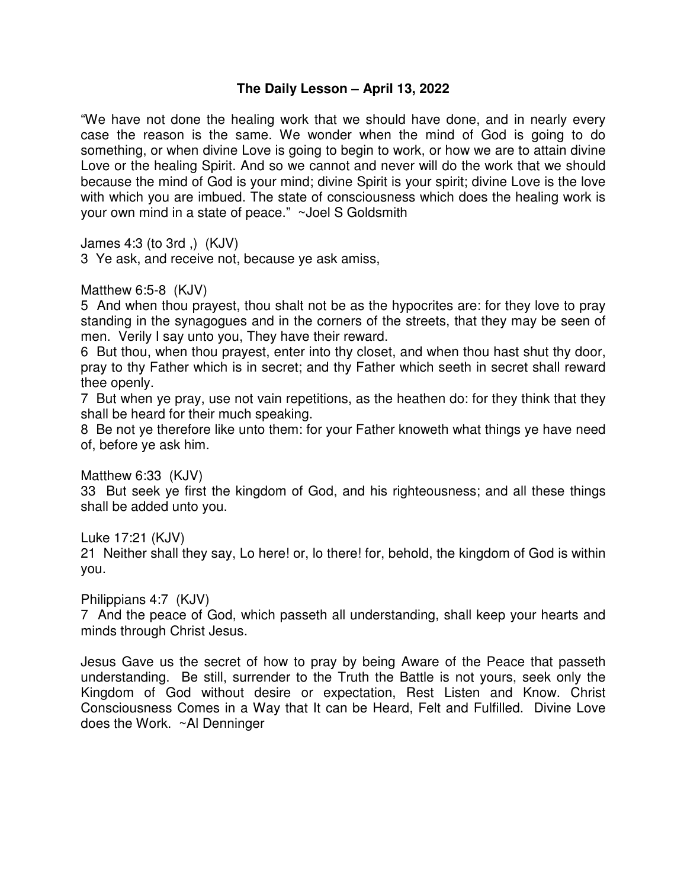# The Daily Lesson – April 13, 2022

"We have not done the healing work that we should have done, and in nearly every case the reason is the same. We wonder when the mind of God is going to do something, or when divine Love is going to begin to work, or how we are to attain divine Love or the healing Spirit. And so we cannot and never will do the work that we should because the mind of God is your mind; divine Spirit is your spirit; divine Love is the love with which you are imbued. The state of consciousness which does the healing work is your own mind in a state of peace." ~Joel S Goldsmith

James 4:3 (to 3rd ,) (KJV)
3 Ye ask, and receive not, because ye ask amiss,

Matthew 6:5-8 (KJV)
5 And when thou prayest, thou shalt not be as the hypocrites are: for they love to pray standing in the synagogues and in the corners of the streets, that they may be seen of men. Verily I say unto you, They have their reward.
6 But thou, when thou prayest, enter into thy closet, and when thou hast shut thy door, pray to thy Father which is in secret; and thy Father which seeth in secret shall reward thee openly.
7 But when ye pray, use not vain repetitions, as the heathen do: for they think that they shall be heard for their much speaking.
8 Be not ye therefore like unto them: for your Father knoweth what things ye have need of, before ye ask him.

Matthew 6:33 (KJV)
33 But seek ye first the kingdom of God, and his righteousness; and all these things shall be added unto you.

Luke 17:21 (KJV)
21 Neither shall they say, Lo here! or, lo there! for, behold, the kingdom of God is within you.

Philippians 4:7 (KJV)
7 And the peace of God, which passeth all understanding, shall keep your hearts and minds through Christ Jesus.

Jesus Gave us the secret of how to pray by being Aware of the Peace that passeth understanding. Be still, surrender to the Truth the Battle is not yours, seek only the Kingdom of God without desire or expectation, Rest Listen and Know. Christ Consciousness Comes in a Way that It can be Heard, Felt and Fulfilled. Divine Love does the Work. ~Al Denninger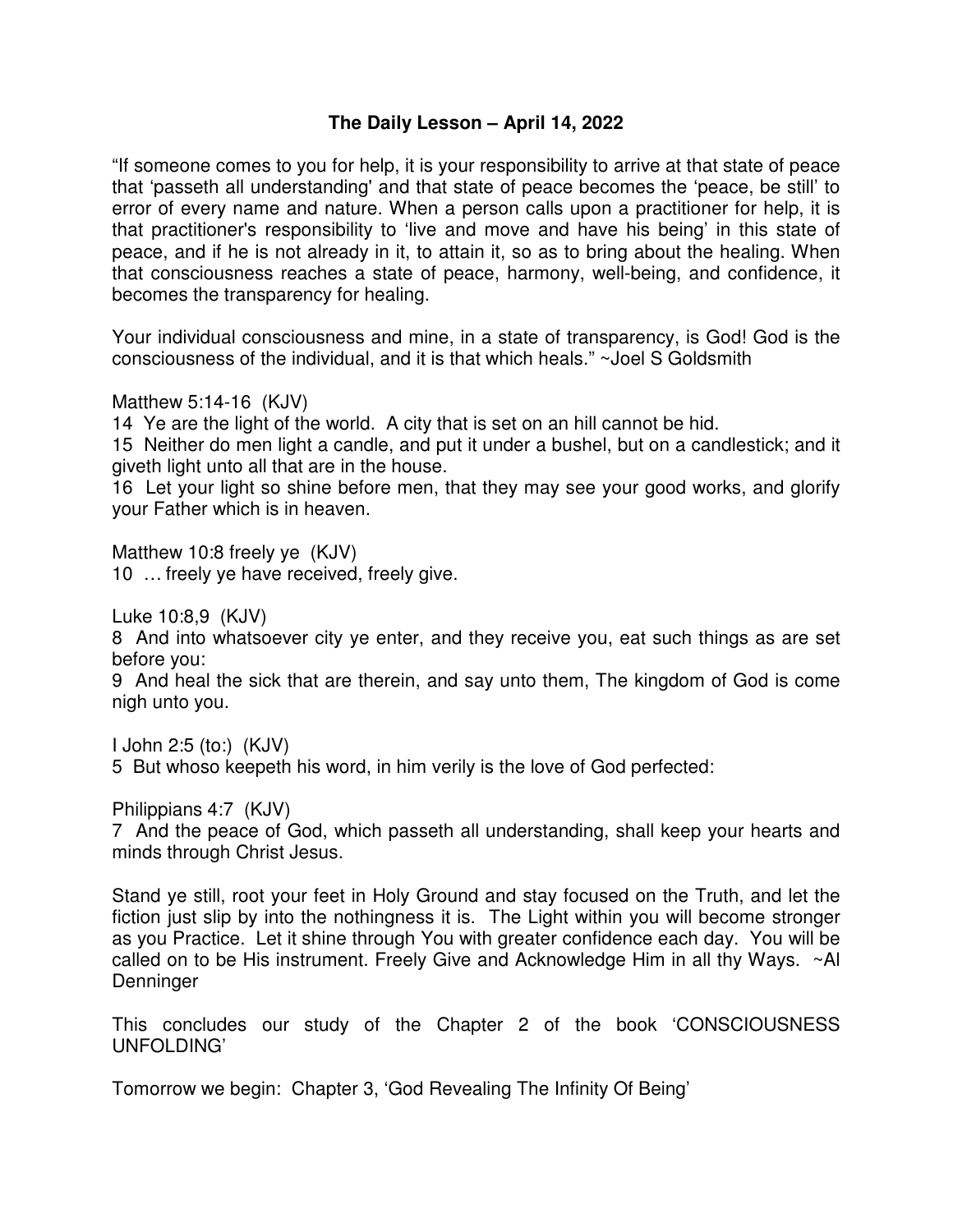# The Daily Lesson – April 14, 2022

"If someone comes to you for help, it is your responsibility to arrive at that state of peace that 'passeth all understanding' and that state of peace becomes the 'peace, be still' to error of every name and nature. When a person calls upon a practitioner for help, it is that practitioner's responsibility to 'live and move and have his being' in this state of peace, and if he is not already in it, to attain it, so as to bring about the healing. When that consciousness reaches a state of peace, harmony, well-being, and confidence, it becomes the transparency for healing.

Your individual consciousness and mine, in a state of transparency, is God! God is the consciousness of the individual, and it is that which heals." ~Joel S Goldsmith

Matthew 5:14-16 (KJV)
14 Ye are the light of the world. A city that is set on an hill cannot be hid.
15 Neither do men light a candle, and put it under a bushel, but on a candlestick; and it giveth light unto all that are in the house.
16 Let your light so shine before men, that they may see your good works, and glorify your Father which is in heaven.

Matthew 10:8 freely ye (KJV)
10 … freely ye have received, freely give.

Luke 10:8,9 (KJV)
8 And into whatsoever city ye enter, and they receive you, eat such things as are set before you:
9 And heal the sick that are therein, and say unto them, The kingdom of God is come nigh unto you.

I John 2:5 (to:) (KJV)
5 But whoso keepeth his word, in him verily is the love of God perfected:

Philippians 4:7 (KJV)
7 And the peace of God, which passeth all understanding, shall keep your hearts and minds through Christ Jesus.

Stand ye still, root your feet in Holy Ground and stay focused on the Truth, and let the fiction just slip by into the nothingness it is. The Light within you will become stronger as you Practice. Let it shine through You with greater confidence each day. You will be called on to be His instrument. Freely Give and Acknowledge Him in all thy Ways. ~Al Denninger

This concludes our study of the Chapter 2 of the book 'CONSCIOUSNESS UNFOLDING'

Tomorrow we begin: Chapter 3, 'God Revealing The Infinity Of Being'